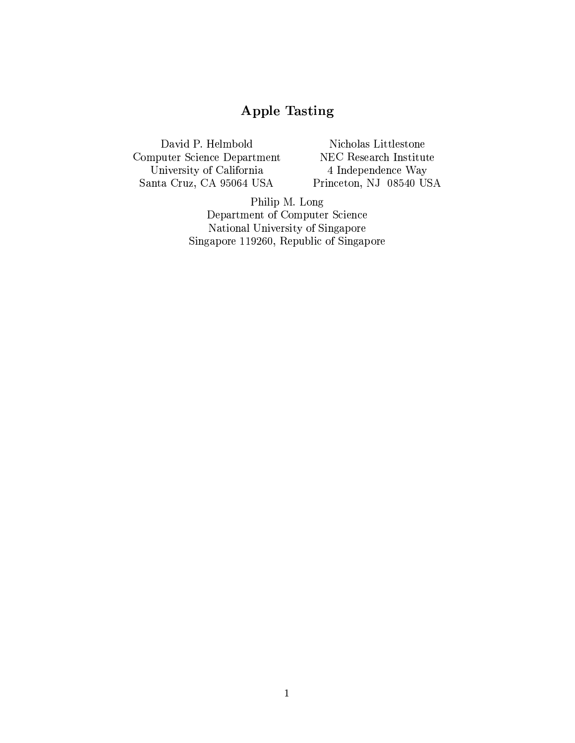# Apple Tasting

David P. Helmbold
Computer Science Department
University of California
Santa Cruz, CA 95064 USA

Nicholas Littlestone
NEC Research Institute
4 Independence Way
Princeton, NJ 08540 USA

Philip M. Long
Department of Computer Science
National University of Singapore
Singapore 119260, Republic of Singapore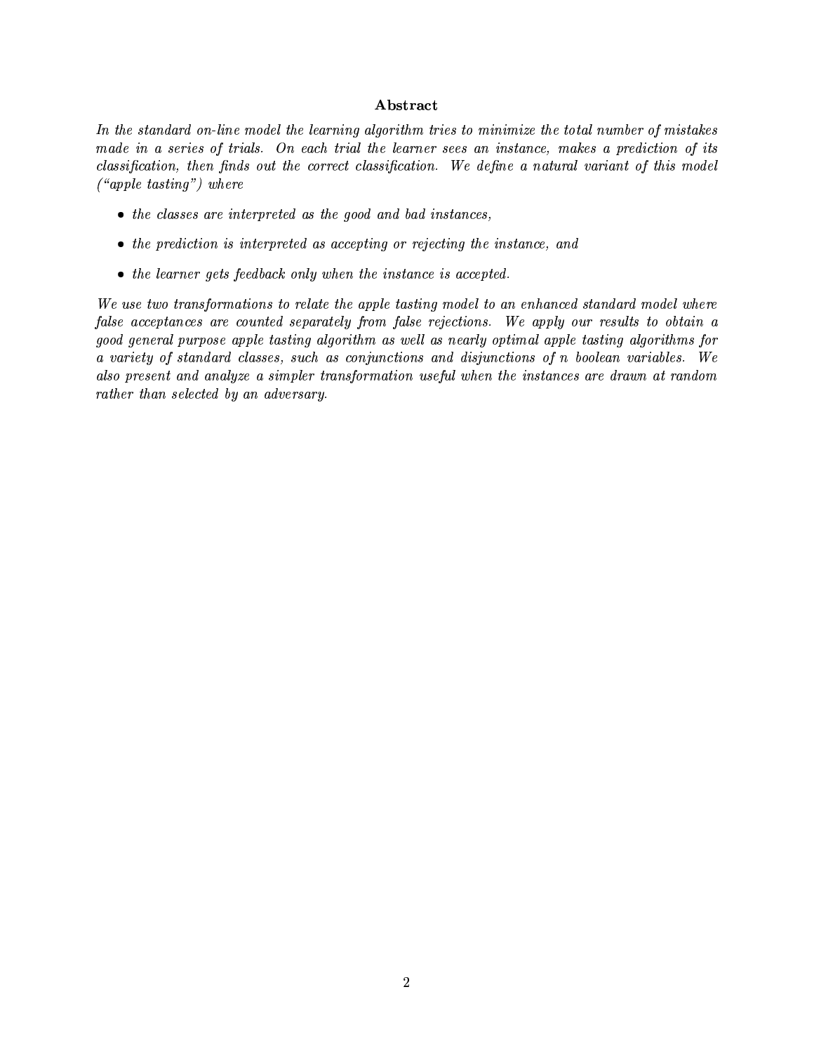## Abstract

*In the standard on-line model the learning algorithm tries to minimize the total number of mistakes made in a series of trials. On each trial the learner sees an instance, makes a prediction of its classification, then finds out the correct classification. We define a natural variant of this model ("apple tasting") where*

- *the classes are interpreted as the good and bad instances,*
- *the prediction is interpreted as accepting or rejecting the instance, and*
- *the learner gets feedback only when the instance is accepted.*

*We use two transformations to relate the apple tasting model to an enhanced standard model where false acceptances are counted separately from false rejections. We apply our results to obtain a good general purpose apple tasting algorithm as well as nearly optimal apple tasting algorithms for a variety of standard classes, such as conjunctions and disjunctions of n boolean variables. We also present and analyze a simpler transformation useful when the instances are drawn at random rather than selected by an adversary.*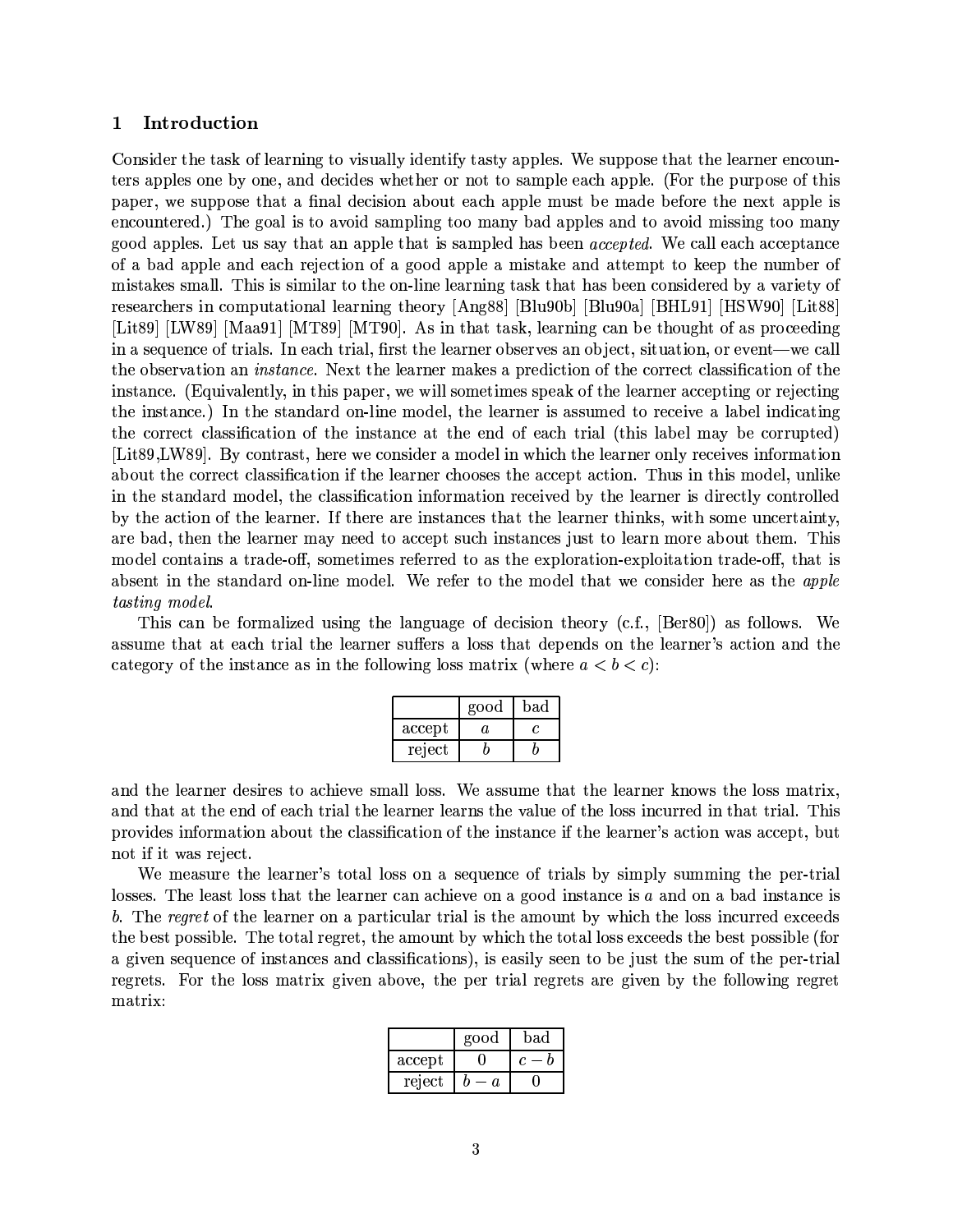# 1 Introduction

Consider the task of learning to visually identify tasty apples. We suppose that the learner encounters apples one by one, and decides whether or not to sample each apple. (For the purpose of this paper, we suppose that a final decision about each apple must be made before the next apple is encountered.) The goal is to avoid sampling too many bad apples and to avoid missing too many good apples. Let us say that an apple that is sampled has been *accepted*. We call each acceptance of a bad apple and each rejection of a good apple a mistake and attempt to keep the number of mistakes small. This is similar to the on-line learning task that has been considered by a variety of researchers in computational learning theory [Ang88] [Blu90b] [Blu90a] [BHL91] [HSW90] [Lit88] [Lit89] [LW89] [Maa91] [MT89] [MT90]. As in that task, learning can be thought of as proceeding in a sequence of trials. In each trial, first the learner observes an object, situation, or event—we call the observation an *instance*. Next the learner makes a prediction of the correct classification of the instance. (Equivalently, in this paper, we will sometimes speak of the learner accepting or rejecting the instance.) In the standard on-line model, the learner is assumed to receive a label indicating the correct classification of the instance at the end of each trial (this label may be corrupted) [Lit89,LW89]. By contrast, here we consider a model in which the learner only receives information about the correct classification if the learner chooses the accept action. Thus in this model, unlike in the standard model, the classification information received by the learner is directly controlled by the action of the learner. If there are instances that the learner thinks, with some uncertainty, are bad, then the learner may need to accept such instances just to learn more about them. This model contains a trade-off, sometimes referred to as the exploration-exploitation trade-off, that is absent in the standard on-line model. We refer to the model that we consider here as the *apple tasting model*.

This can be formalized using the language of decision theory (c.f., [Ber80]) as follows. We assume that at each trial the learner suffers a loss that depends on the learner's action and the category of the instance as in the following loss matrix (where $a < b < c$):

| | good | bad |
|---|---|---|
| accept | $a$ | $c$ |
| reject | $b$ | $b$ |

and the learner desires to achieve small loss. We assume that the learner knows the loss matrix, and that at the end of each trial the learner learns the value of the loss incurred in that trial. This provides information about the classification of the instance if the learner's action was accept, but not if it was reject.

We measure the learner's total loss on a sequence of trials by simply summing the per-trial losses. The least loss that the learner can achieve on a good instance is $a$ and on a bad instance is $b$. The *regret* of the learner on a particular trial is the amount by which the loss incurred exceeds the best possible. The total regret, the amount by which the total loss exceeds the best possible (for a given sequence of instances and classifications), is easily seen to be just the sum of the per-trial regrets. For the loss matrix given above, the per trial regrets are given by the following regret matrix:

| | good | bad |
|---|---|---|
| accept | $0$ | $c - b$ |
| reject | $b - a$ | $0$ |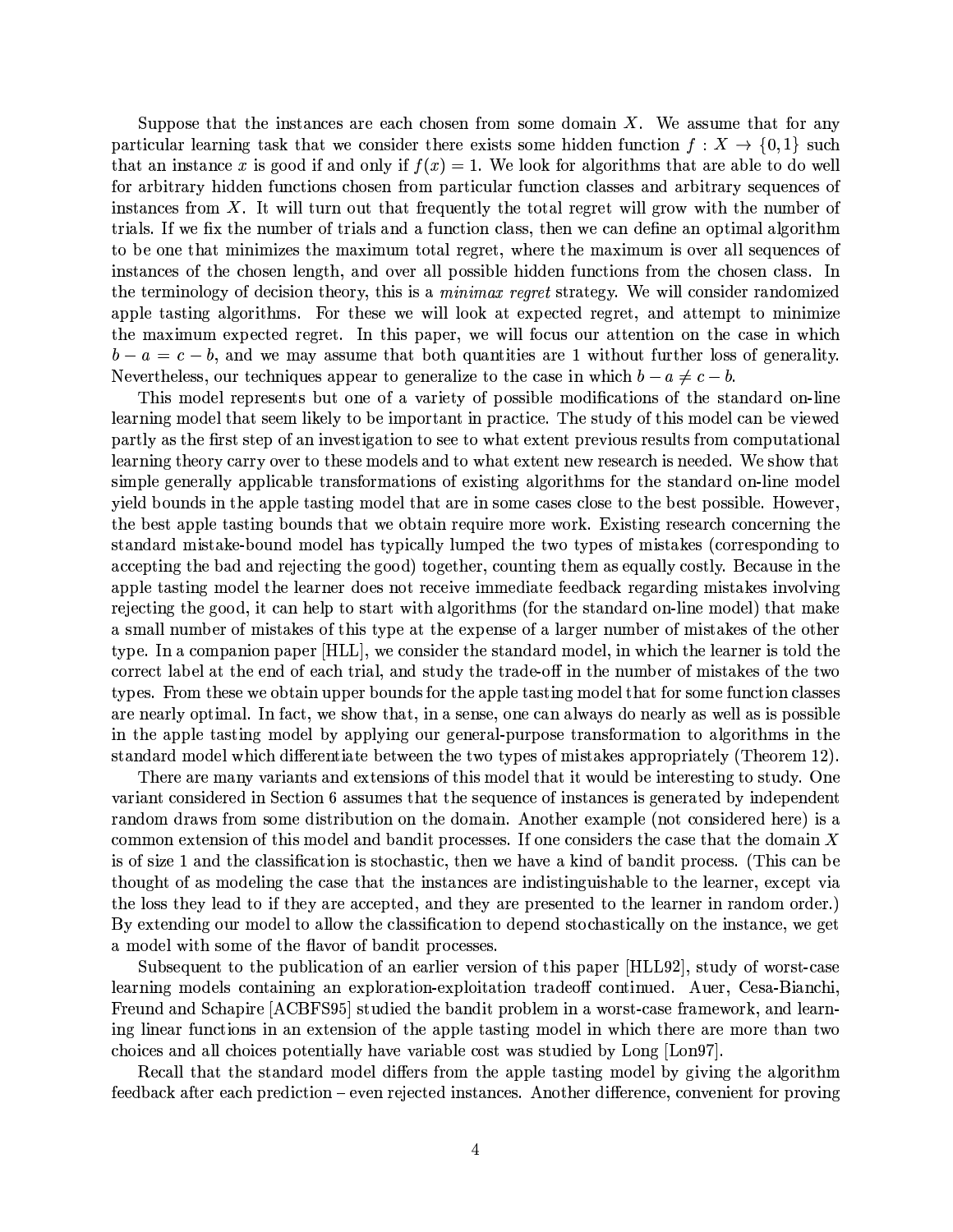Suppose that the instances are each chosen from some domain $X$. We assume that for any particular learning task that we consider there exists some hidden function $f : X \to \{0, 1\}$ such that an instance $x$ is good if and only if $f(x) = 1$. We look for algorithms that are able to do well for arbitrary hidden functions chosen from particular function classes and arbitrary sequences of instances from $X$. It will turn out that frequently the total regret will grow with the number of trials. If we fix the number of trials and a function class, then we can define an optimal algorithm to be one that minimizes the maximum total regret, where the maximum is over all sequences of instances of the chosen length, and over all possible hidden functions from the chosen class. In the terminology of decision theory, this is a *minimax regret* strategy. We will consider randomized apple tasting algorithms. For these we will look at expected regret, and attempt to minimize the maximum expected regret. In this paper, we will focus our attention on the case in which $b - a = c - b$, and we may assume that both quantities are 1 without further loss of generality. Nevertheless, our techniques appear to generalize to the case in which $b - a \neq c - b$.

This model represents but one of a variety of possible modifications of the standard on-line learning model that seem likely to be important in practice. The study of this model can be viewed partly as the first step of an investigation to see to what extent previous results from computational learning theory carry over to these models and to what extent new research is needed. We show that simple generally applicable transformations of existing algorithms for the standard on-line model yield bounds in the apple tasting model that are in some cases close to the best possible. However, the best apple tasting bounds that we obtain require more work. Existing research concerning the standard mistake-bound model has typically lumped the two types of mistakes (corresponding to accepting the bad and rejecting the good) together, counting them as equally costly. Because in the apple tasting model the learner does not receive immediate feedback regarding mistakes involving rejecting the good, it can help to start with algorithms (for the standard on-line model) that make a small number of mistakes of this type at the expense of a larger number of mistakes of the other type. In a companion paper [HLL], we consider the standard model, in which the learner is told the correct label at the end of each trial, and study the trade-off in the number of mistakes of the two types. From these we obtain upper bounds for the apple tasting model that for some function classes are nearly optimal. In fact, we show that, in a sense, one can always do nearly as well as is possible in the apple tasting model by applying our general-purpose transformation to algorithms in the standard model which differentiate between the two types of mistakes appropriately (Theorem 12).

There are many variants and extensions of this model that it would be interesting to study. One variant considered in Section 6 assumes that the sequence of instances is generated by independent random draws from some distribution on the domain. Another example (not considered here) is a common extension of this model and bandit processes. If one considers the case that the domain $X$ is of size 1 and the classification is stochastic, then we have a kind of bandit process. (This can be thought of as modeling the case that the instances are indistinguishable to the learner, except via the loss they lead to if they are accepted, and they are presented to the learner in random order.) By extending our model to allow the classification to depend stochastically on the instance, we get a model with some of the flavor of bandit processes.

Subsequent to the publication of an earlier version of this paper [HLL92], study of worst-case learning models containing an exploration-exploitation tradeoff continued. Auer, Cesa-Bianchi, Freund and Schapire [ACBFS95] studied the bandit problem in a worst-case framework, and learning linear functions in an extension of the apple tasting model in which there are more than two choices and all choices potentially have variable cost was studied by Long [Lon97].

Recall that the standard model differs from the apple tasting model by giving the algorithm feedback after each prediction – even rejected instances. Another difference, convenient for proving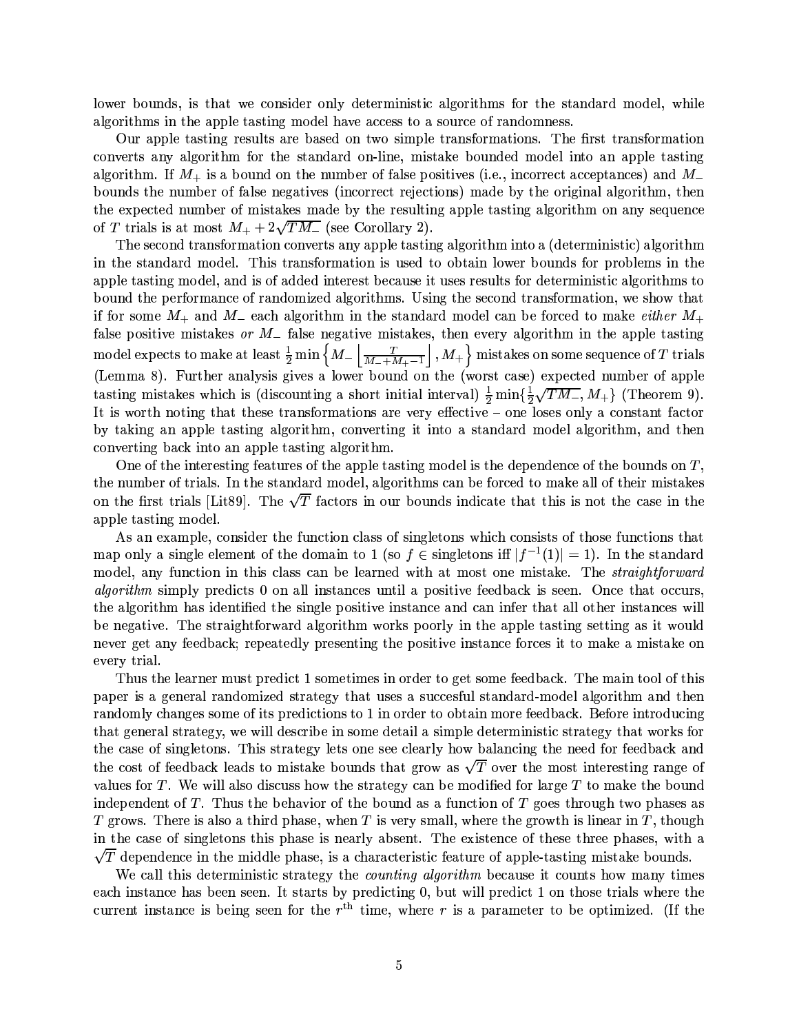lower bounds, is that we consider only deterministic algorithms for the standard model, while algorithms in the apple tasting model have access to a source of randomness.

Our apple tasting results are based on two simple transformations. The first transformation converts any algorithm for the standard on-line, mistake bounded model into an apple tasting algorithm. If $M_+$ is a bound on the number of false positives (i.e., incorrect acceptances) and $M_-$ bounds the number of false negatives (incorrect rejections) made by the original algorithm, then the expected number of mistakes made by the resulting apple tasting algorithm on any sequence of $T$ trials is at most $M_+ + 2\sqrt{TM_-}$ (see Corollary 2).

The second transformation converts any apple tasting algorithm into a (deterministic) algorithm in the standard model. This transformation is used to obtain lower bounds for problems in the apple tasting model, and is of added interest because it uses results for deterministic algorithms to bound the performance of randomized algorithms. Using the second transformation, we show that if for some $M_+$ and $M_-$ each algorithm in the standard model can be forced to make *either* $M_+$ false positive mistakes *or* $M_-$ false negative mistakes, then every algorithm in the apple tasting model expects to make at least $\frac{1}{2}\min\left\{M_-\left\lfloor\frac{T}{M_-+M_+-1}\right\rfloor, M_+\right\}$ mistakes on some sequence of $T$ trials (Lemma 8). Further analysis gives a lower bound on the (worst case) expected number of apple tasting mistakes which is (discounting a short initial interval) $\frac{1}{2}\min\{\frac{1}{2}\sqrt{TM_-}, M_+\}$ (Theorem 9). It is worth noting that these transformations are very effective – one loses only a constant factor by taking an apple tasting algorithm, converting it into a standard model algorithm, and then converting back into an apple tasting algorithm.

One of the interesting features of the apple tasting model is the dependence of the bounds on $T$, the number of trials. In the standard model, algorithms can be forced to make all of their mistakes on the first trials [Lit89]. The $\sqrt{T}$ factors in our bounds indicate that this is not the case in the apple tasting model.

As an example, consider the function class of singletons which consists of those functions that map only a single element of the domain to 1 (so $f \in$ singletons iff $|f^{-1}(1)| = 1$). In the standard model, any function in this class can be learned with at most one mistake. The *straightforward algorithm* simply predicts 0 on all instances until a positive feedback is seen. Once that occurs, the algorithm has identified the single positive instance and can infer that all other instances will be negative. The straightforward algorithm works poorly in the apple tasting setting as it would never get any feedback; repeatedly presenting the positive instance forces it to make a mistake on every trial.

Thus the learner must predict 1 sometimes in order to get some feedback. The main tool of this paper is a general randomized strategy that uses a succesful standard-model algorithm and then randomly changes some of its predictions to 1 in order to obtain more feedback. Before introducing that general strategy, we will describe in some detail a simple deterministic strategy that works for the case of singletons. This strategy lets one see clearly how balancing the need for feedback and the cost of feedback leads to mistake bounds that grow as $\sqrt{T}$ over the most interesting range of values for $T$. We will also discuss how the strategy can be modified for large $T$ to make the bound independent of $T$. Thus the behavior of the bound as a function of $T$ goes through two phases as $T$ grows. There is also a third phase, when $T$ is very small, where the growth is linear in $T$, though in the case of singletons this phase is nearly absent. The existence of these three phases, with a $\sqrt{T}$ dependence in the middle phase, is a characteristic feature of apple-tasting mistake bounds.

We call this deterministic strategy the *counting algorithm* because it counts how many times each instance has been seen. It starts by predicting 0, but will predict 1 on those trials where the current instance is being seen for the $r^{\text{th}}$ time, where $r$ is a parameter to be optimized. (If the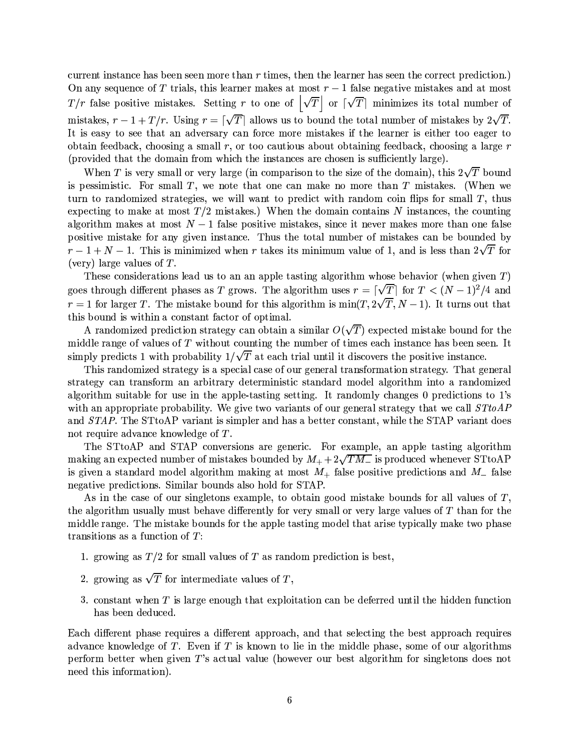current instance has been seen more than $r$ times, then the learner has seen the correct prediction.) On any sequence of $T$ trials, this learner makes at most $r-1$ false negative mistakes and at most $T/r$ false positive mistakes. Setting $r$ to one of $\lfloor \sqrt{T} \rfloor$ or $\lceil \sqrt{T} \rceil$ minimizes its total number of mistakes, $r - 1 + T/r$. Using $r = \lceil \sqrt{T} \rceil$ allows us to bound the total number of mistakes by $2\sqrt{T}$. It is easy to see that an adversary can force more mistakes if the learner is either too eager to obtain feedback, choosing a small $r$, or too cautious about obtaining feedback, choosing a large $r$ (provided that the domain from which the instances are chosen is sufficiently large).

When $T$ is very small or very large (in comparison to the size of the domain), this $2\sqrt{T}$ bound is pessimistic. For small $T$, we note that one can make no more than $T$ mistakes. (When we turn to randomized strategies, we will want to predict with random coin flips for small $T$, thus expecting to make at most $T/2$ mistakes.) When the domain contains $N$ instances, the counting algorithm makes at most $N-1$ false positive mistakes, since it never makes more than one false positive mistake for any given instance. Thus the total number of mistakes can be bounded by $r - 1 + N - 1$. This is minimized when $r$ takes its minimum value of 1, and is less than $2\sqrt{T}$ for (very) large values of $T$.

These considerations lead us to an an apple tasting algorithm whose behavior (when given $T$) goes through different phases as $T$ grows. The algorithm uses $r = \lceil \sqrt{T} \rceil$ for $T < (N-1)^2/4$ and $r = 1$ for larger $T$. The mistake bound for this algorithm is $\min(T, 2\sqrt{T}, N-1)$. It turns out that this bound is within a constant factor of optimal.

A randomized prediction strategy can obtain a similar $O(\sqrt{T})$ expected mistake bound for the middle range of values of $T$ without counting the number of times each instance has been seen. It simply predicts 1 with probability $1/\sqrt{T}$ at each trial until it discovers the positive instance.

This randomized strategy is a special case of our general transformation strategy. That general strategy can transform an arbitrary deterministic standard model algorithm into a randomized algorithm suitable for use in the apple-tasting setting. It randomly changes 0 predictions to 1's with an appropriate probability. We give two variants of our general strategy that we call *STtoAP* and *STAP*. The STtoAP variant is simpler and has a better constant, while the STAP variant does not require advance knowledge of $T$.

The STtoAP and STAP conversions are generic. For example, an apple tasting algorithm making an expected number of mistakes bounded by $M_+ + 2\sqrt{TM_-}$ is produced whenever STtoAP is given a standard model algorithm making at most $M_+$ false positive predictions and $M_-$ false negative predictions. Similar bounds also hold for STAP.

As in the case of our singletons example, to obtain good mistake bounds for all values of $T$, the algorithm usually must behave differently for very small or very large values of $T$ than for the middle range. The mistake bounds for the apple tasting model that arise typically make two phase transitions as a function of $T$:

1. growing as $T/2$ for small values of $T$ as random prediction is best,
2. growing as $\sqrt{T}$ for intermediate values of $T$,
3. constant when $T$ is large enough that exploitation can be deferred until the hidden function has been deduced.

Each different phase requires a different approach, and that selecting the best approach requires advance knowledge of $T$. Even if $T$ is known to lie in the middle phase, some of our algorithms perform better when given $T$'s actual value (however our best algorithm for singletons does not need this information).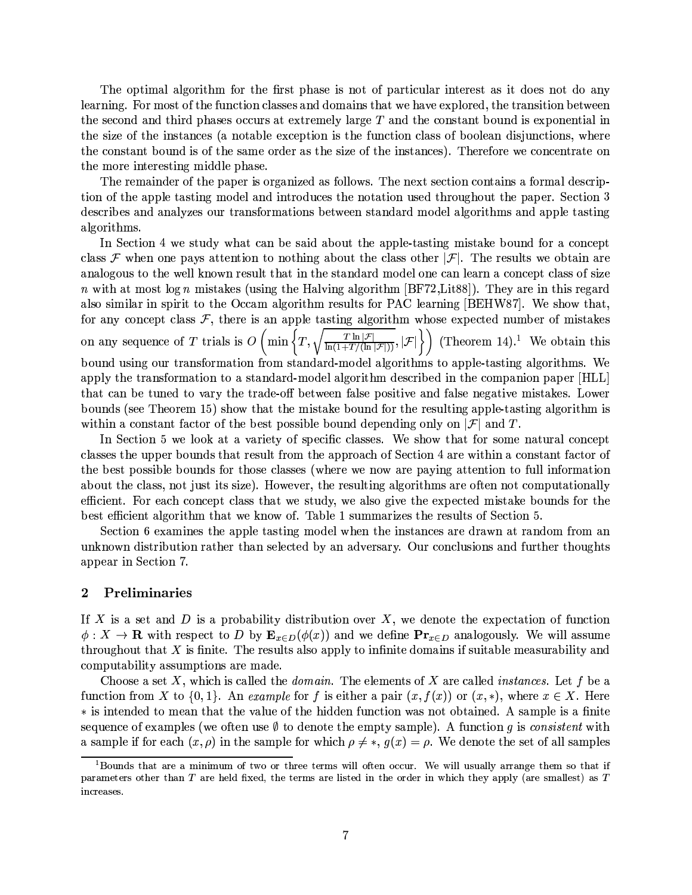The optimal algorithm for the first phase is not of particular interest as it does not do any learning. For most of the function classes and domains that we have explored, the transition between the second and third phases occurs at extremely large $T$ and the constant bound is exponential in the size of the instances (a notable exception is the function class of boolean disjunctions, where the constant bound is of the same order as the size of the instances). Therefore we concentrate on the more interesting middle phase.

The remainder of the paper is organized as follows. The next section contains a formal description of the apple tasting model and introduces the notation used throughout the paper. Section 3 describes and analyzes our transformations between standard model algorithms and apple tasting algorithms.

In Section 4 we study what can be said about the apple-tasting mistake bound for a concept class $\mathcal{F}$ when one pays attention to nothing about the class other $|\mathcal{F}|$. The results we obtain are analogous to the well known result that in the standard model one can learn a concept class of size $n$ with at most $\log n$ mistakes (using the Halving algorithm [BF72,Lit88]). They are in this regard also similar in spirit to the Occam algorithm results for PAC learning [BEHW87]. We show that, for any concept class $\mathcal{F}$, there is an apple tasting algorithm whose expected number of mistakes on any sequence of $T$ trials is $O\left(\min\left\{T, \sqrt{\frac{T \ln |\mathcal{F}|}{\ln(1+T/(\ln|\mathcal{F}|))}}, |\mathcal{F}|\right\}\right)$ (Theorem 14).[1] We obtain this bound using our transformation from standard-model algorithms to apple-tasting algorithms. We apply the transformation to a standard-model algorithm described in the companion paper [HLL] that can be tuned to vary the trade-off between false positive and false negative mistakes. Lower bounds (see Theorem 15) show that the mistake bound for the resulting apple-tasting algorithm is within a constant factor of the best possible bound depending only on $|\mathcal{F}|$ and $T$.

In Section 5 we look at a variety of specific classes. We show that for some natural concept classes the upper bounds that result from the approach of Section 4 are within a constant factor of the best possible bounds for those classes (where we now are paying attention to full information about the class, not just its size). However, the resulting algorithms are often not computationally efficient. For each concept class that we study, we also give the expected mistake bounds for the best efficient algorithm that we know of. Table 1 summarizes the results of Section 5.

Section 6 examines the apple tasting model when the instances are drawn at random from an unknown distribution rather than selected by an adversary. Our conclusions and further thoughts appear in Section 7.

## 2 Preliminaries

If $X$ is a set and $D$ is a probability distribution over $X$, we denote the expectation of function $\phi : X \to \mathbf{R}$ with respect to $D$ by $\mathbf{E}_{x \in D}(\phi(x))$ and we define $\mathbf{Pr}_{x \in D}$ analogously. We will assume throughout that $X$ is finite. The results also apply to infinite domains if suitable measurability and computability assumptions are made.

Choose a set $X$, which is called the *domain*. The elements of $X$ are called *instances*. Let $f$ be a function from $X$ to $\{0,1\}$. An *example* for $f$ is either a pair $(x, f(x))$ or $(x, *)$, where $x \in X$. Here $*$ is intended to mean that the value of the hidden function was not obtained. A sample is a finite sequence of examples (we often use $\emptyset$ to denote the empty sample). A function $g$ is *consistent* with a sample if for each $(x, \rho)$ in the sample for which $\rho \neq *$, $g(x) = \rho$. We denote the set of all samples

[1] Bounds that are a minimum of two or three terms will often occur. We will usually arrange them so that if parameters other than $T$ are held fixed, the terms are listed in the order in which they apply (are smallest) as $T$ increases.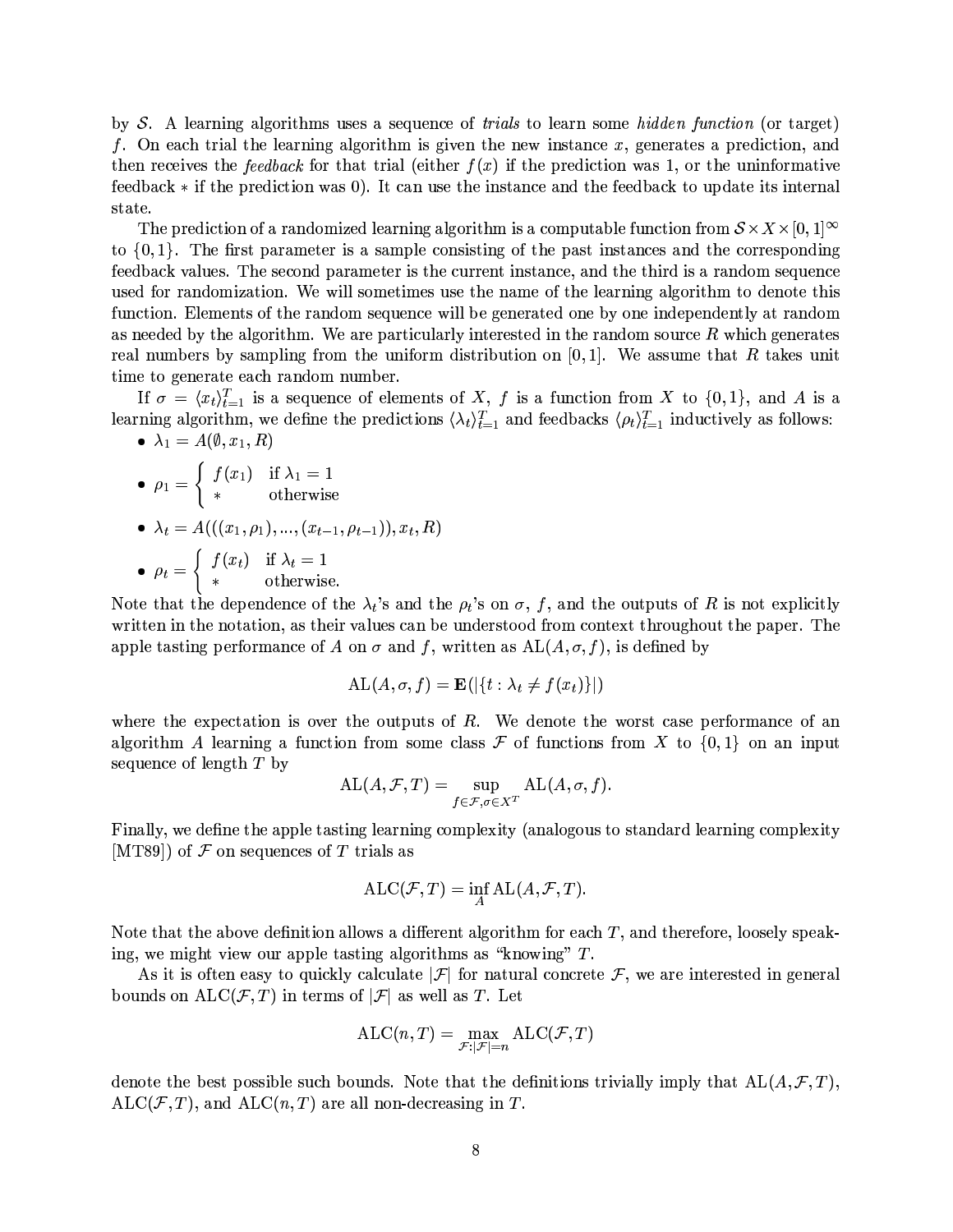by $\mathcal{S}$. A learning algorithms uses a sequence of *trials* to learn some *hidden function* (or target) $f$. On each trial the learning algorithm is given the new instance $x$, generates a prediction, and then receives the *feedback* for that trial (either $f(x)$ if the prediction was 1, or the uninformative feedback $*$ if the prediction was 0). It can use the instance and the feedback to update its internal state.

The prediction of a randomized learning algorithm is a computable function from $\mathcal{S} \times X \times [0,1]^\infty$ to $\{0,1\}$. The first parameter is a sample consisting of the past instances and the corresponding feedback values. The second parameter is the current instance, and the third is a random sequence used for randomization. We will sometimes use the name of the learning algorithm to denote this function. Elements of the random sequence will be generated one by one independently at random as needed by the algorithm. We are particularly interested in the random source $R$ which generates real numbers by sampling from the uniform distribution on $[0,1]$. We assume that $R$ takes unit time to generate each random number.

If $\sigma = \langle x_t \rangle_{t=1}^T$ is a sequence of elements of $X$, $f$ is a function from $X$ to $\{0,1\}$, and $A$ is a learning algorithm, we define the predictions $\langle \lambda_t \rangle_{t=1}^T$ and feedbacks $\langle \rho_t \rangle_{t=1}^T$ inductively as follows:

- $\lambda_1 = A(\emptyset, x_1, R)$
- $\rho_1 = \begin{cases} f(x_1) & \text{if } \lambda_1 = 1 \\ * & \text{otherwise} \end{cases}$
- $\lambda_t = A(((x_1, \rho_1), ..., (x_{t-1}, \rho_{t-1})), x_t, R)$
- $\rho_t = \begin{cases} f(x_t) & \text{if } \lambda_t = 1 \\ * & \text{otherwise.} \end{cases}$

Note that the dependence of the $\lambda_t$'s and the $\rho_t$'s on $\sigma$, $f$, and the outputs of $R$ is not explicitly written in the notation, as their values can be understood from context throughout the paper. The apple tasting performance of $A$ on $\sigma$ and $f$, written as $\mathrm{AL}(A, \sigma, f)$, is defined by

$$\mathrm{AL}(A, \sigma, f) = \mathbf{E}(|\{t : \lambda_t \neq f(x_t)\}|)$$

where the expectation is over the outputs of $R$. We denote the worst case performance of an algorithm $A$ learning a function from some class $\mathcal{F}$ of functions from $X$ to $\{0,1\}$ on an input sequence of length $T$ by

$$\mathrm{AL}(A, \mathcal{F}, T) = \sup_{f \in \mathcal{F}, \sigma \in X^T} \mathrm{AL}(A, \sigma, f).$$

Finally, we define the apple tasting learning complexity (analogous to standard learning complexity [MT89]) of $\mathcal{F}$ on sequences of $T$ trials as

$$\mathrm{ALC}(\mathcal{F}, T) = \inf_A \mathrm{AL}(A, \mathcal{F}, T).$$

Note that the above definition allows a different algorithm for each $T$, and therefore, loosely speaking, we might view our apple tasting algorithms as "knowing" $T$.

As it is often easy to quickly calculate $|\mathcal{F}|$ for natural concrete $\mathcal{F}$, we are interested in general bounds on $\mathrm{ALC}(\mathcal{F}, T)$ in terms of $|\mathcal{F}|$ as well as $T$. Let

$$\mathrm{ALC}(n, T) = \max_{\mathcal{F} : |\mathcal{F}| = n} \mathrm{ALC}(\mathcal{F}, T)$$

denote the best possible such bounds. Note that the definitions trivially imply that $\mathrm{AL}(A, \mathcal{F}, T)$, $\mathrm{ALC}(\mathcal{F}, T)$, and $\mathrm{ALC}(n, T)$ are all non-decreasing in $T$.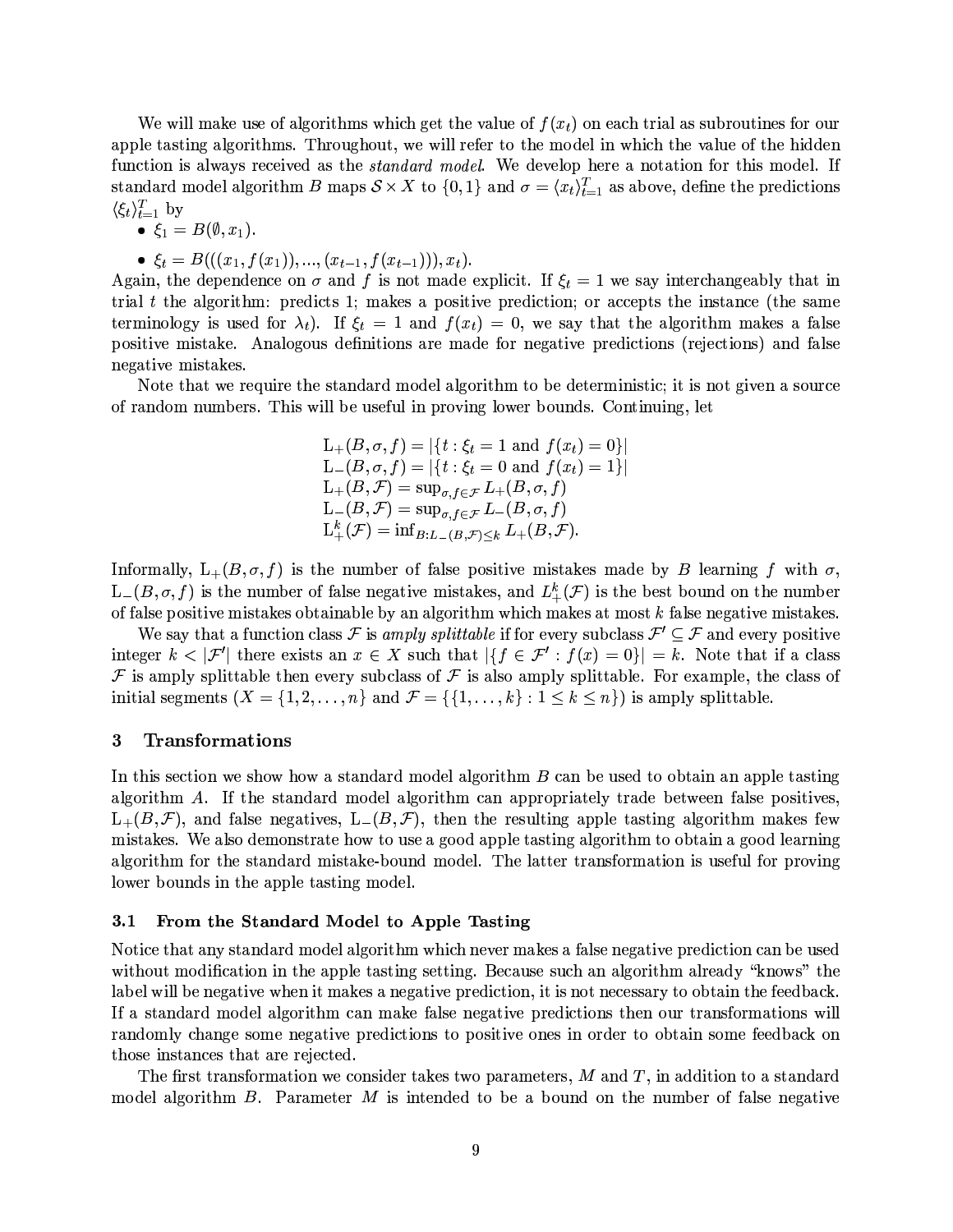We will make use of algorithms which get the value of $f(x_t)$ on each trial as subroutines for our apple tasting algorithms. Throughout, we will refer to the model in which the value of the hidden function is always received as the *standard model*. We develop here a notation for this model. If standard model algorithm $B$ maps $\mathcal{S} \times X$ to $\{0,1\}$ and $\sigma = \langle x_t \rangle_{t=1}^{T}$ as above, define the predictions $\langle \xi_t \rangle_{t=1}^{T}$ by

- $\xi_1 = B(\emptyset, x_1)$.
- $\xi_t = B(((x_1, f(x_1)), ..., (x_{t-1}, f(x_{t-1}))), x_t)$.

Again, the dependence on $\sigma$ and $f$ is not made explicit. If $\xi_t = 1$ we say interchangeably that in trial $t$ the algorithm: predicts 1; makes a positive prediction; or accepts the instance (the same terminology is used for $\lambda_t$). If $\xi_t = 1$ and $f(x_t) = 0$, we say that the algorithm makes a false positive mistake. Analogous definitions are made for negative predictions (rejections) and false negative mistakes.

Note that we require the standard model algorithm to be deterministic; it is not given a source of random numbers. This will be useful in proving lower bounds. Continuing, let

$$
\begin{aligned}
&\mathrm{L}_+(B, \sigma, f) = |\{t : \xi_t = 1 \text{ and } f(x_t) = 0\}| \\
&\mathrm{L}_-(B, \sigma, f) = |\{t : \xi_t = 0 \text{ and } f(x_t) = 1\}| \\
&\mathrm{L}_+(B, \mathcal{F}) = \sup_{\sigma, f \in \mathcal{F}} L_+(B, \sigma, f) \\
&\mathrm{L}_-(B, \mathcal{F}) = \sup_{\sigma, f \in \mathcal{F}} L_-(B, \sigma, f) \\
&\mathrm{L}_+^k(\mathcal{F}) = \inf_{B : L_-(B, \mathcal{F}) \le k} L_+(B, \mathcal{F}).
\end{aligned}
$$

Informally, $\mathrm{L}_+(B, \sigma, f)$ is the number of false positive mistakes made by $B$ learning $f$ with $\sigma$, $\mathrm{L}_-(B, \sigma, f)$ is the number of false negative mistakes, and $L_+^k(\mathcal{F})$ is the best bound on the number of false positive mistakes obtainable by an algorithm which makes at most $k$ false negative mistakes.

We say that a function class $\mathcal{F}$ is *amply splittable* if for every subclass $\mathcal{F}' \subseteq \mathcal{F}$ and every positive integer $k < |\mathcal{F}'|$ there exists an $x \in X$ such that $|\{f \in \mathcal{F}' : f(x) = 0\}| = k$. Note that if a class $\mathcal{F}$ is amply splittable then every subclass of $\mathcal{F}$ is also amply splittable. For example, the class of initial segments ($X = \{1, 2, \ldots, n\}$ and $\mathcal{F} = \{\{1, \ldots, k\} : 1 \le k \le n\}$) is amply splittable.

## 3 Transformations

In this section we show how a standard model algorithm $B$ can be used to obtain an apple tasting algorithm $A$. If the standard model algorithm can appropriately trade between false positives, $\mathrm{L}_+(B, \mathcal{F})$, and false negatives, $\mathrm{L}_-(B, \mathcal{F})$, then the resulting apple tasting algorithm makes few mistakes. We also demonstrate how to use a good apple tasting algorithm to obtain a good learning algorithm for the standard mistake-bound model. The latter transformation is useful for proving lower bounds in the apple tasting model.

### 3.1 From the Standard Model to Apple Tasting

Notice that any standard model algorithm which never makes a false negative prediction can be used without modification in the apple tasting setting. Because such an algorithm already "knows" the label will be negative when it makes a negative prediction, it is not necessary to obtain the feedback. If a standard model algorithm can make false negative predictions then our transformations will randomly change some negative predictions to positive ones in order to obtain some feedback on those instances that are rejected.

The first transformation we consider takes two parameters, $M$ and $T$, in addition to a standard model algorithm $B$. Parameter $M$ is intended to be a bound on the number of false negative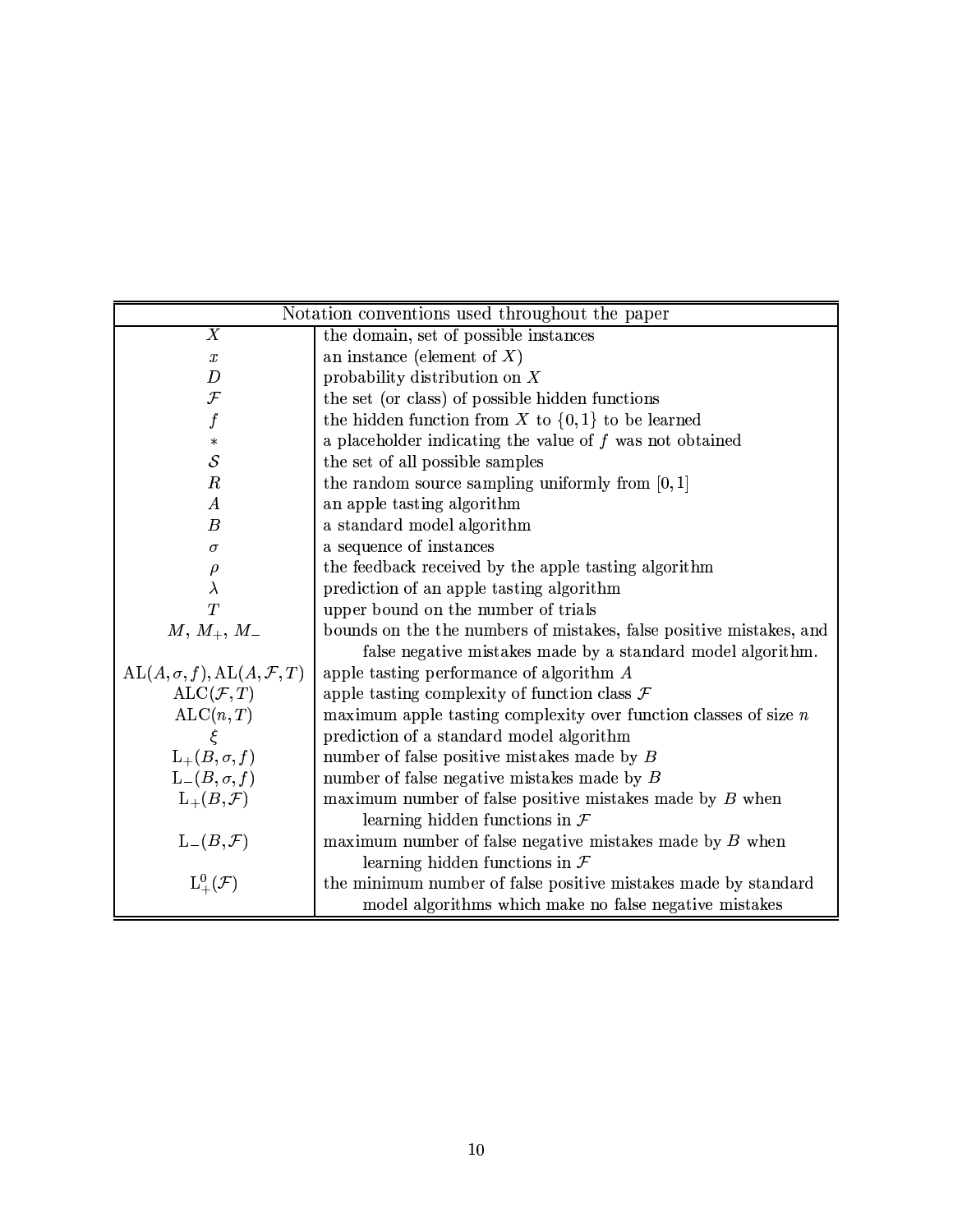| Notation conventions used throughout the paper | |
|---|---|
| $X$ | the domain, set of possible instances |
| $x$ | an instance (element of $X$) |
| $D$ | probability distribution on $X$ |
| $\mathcal{F}$ | the set (or class) of possible hidden functions |
| $f$ | the hidden function from $X$ to $\{0,1\}$ to be learned |
| $*$ | a placeholder indicating the value of $f$ was not obtained |
| $\mathcal{S}$ | the set of all possible samples |
| $R$ | the random source sampling uniformly from $[0,1]$ |
| $A$ | an apple tasting algorithm |
| $B$ | a standard model algorithm |
| $\sigma$ | a sequence of instances |
| $\rho$ | the feedback received by the apple tasting algorithm |
| $\lambda$ | prediction of an apple tasting algorithm |
| $T$ | upper bound on the number of trials |
| $M$, $M_+$, $M_-$ | bounds on the the numbers of mistakes, false positive mistakes, and false negative mistakes made by a standard model algorithm. |
| $\mathrm{AL}(A,\sigma,f), \mathrm{AL}(A,\mathcal{F},T)$ | apple tasting performance of algorithm $A$ |
| $\mathrm{ALC}(\mathcal{F},T)$ | apple tasting complexity of function class $\mathcal{F}$ |
| $\mathrm{ALC}(n,T)$ | maximum apple tasting complexity over function classes of size $n$ |
| $\xi$ | prediction of a standard model algorithm |
| $\mathrm{L}_+(B,\sigma,f)$ | number of false positive mistakes made by $B$ |
| $\mathrm{L}_-(B,\sigma,f)$ | number of false negative mistakes made by $B$ |
| $\mathrm{L}_+(B,\mathcal{F})$ | maximum number of false positive mistakes made by $B$ when learning hidden functions in $\mathcal{F}$ |
| $\mathrm{L}_-(B,\mathcal{F})$ | maximum number of false negative mistakes made by $B$ when learning hidden functions in $\mathcal{F}$ |
| $\mathrm{L}^0_+(\mathcal{F})$ | the minimum number of false positive mistakes made by standard model algorithms which make no false negative mistakes |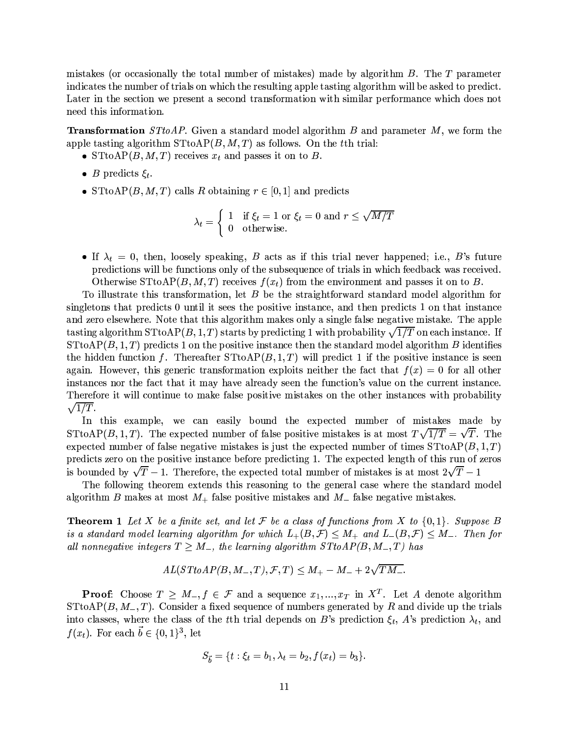mistakes (or occasionally the total number of mistakes) made by algorithm $B$. The $T$ parameter indicates the number of trials on which the resulting apple tasting algorithm will be asked to predict. Later in the section we present a second transformation with similar performance which does not need this information.

**Transformation** *STtoAP*. Given a standard model algorithm $B$ and parameter $M$, we form the apple tasting algorithm STtoAP$(B, M, T)$ as follows. On the $t$th trial:

- STtoAP$(B, M, T)$ receives $x_t$ and passes it on to $B$.
- $B$ predicts $\xi_t$.
- STtoAP$(B, M, T)$ calls $R$ obtaining $r \in [0, 1]$ and predicts

$$\lambda_t = \begin{cases} 1 & \text{if } \xi_t = 1 \text{ or } \xi_t = 0 \text{ and } r \leq \sqrt{M/T} \\ 0 & \text{otherwise.} \end{cases}$$

- If $\lambda_t = 0$, then, loosely speaking, $B$ acts as if this trial never happened; i.e., $B$'s future predictions will be functions only of the subsequence of trials in which feedback was received. Otherwise STtoAP$(B, M, T)$ receives $f(x_t)$ from the environment and passes it on to $B$.

To illustrate this transformation, let $B$ be the straightforward standard model algorithm for singletons that predicts 0 until it sees the positive instance, and then predicts 1 on that instance and zero elsewhere. Note that this algorithm makes only a single false negative mistake. The apple tasting algorithm STtoAP$(B, 1, T)$ starts by predicting 1 with probability $\sqrt{1/T}$ on each instance. If STtoAP$(B, 1, T)$ predicts 1 on the positive instance then the standard model algorithm $B$ identifies the hidden function $f$. Thereafter STtoAP$(B, 1, T)$ will predict 1 if the positive instance is seen again. However, this generic transformation exploits neither the fact that $f(x) = 0$ for all other instances nor the fact that it may have already seen the function's value on the current instance. Therefore it will continue to make false positive mistakes on the other instances with probability $\sqrt{1/T}$.

In this example, we can easily bound the expected number of mistakes made by STtoAP$(B, 1, T)$. The expected number of false positive mistakes is at most $T\sqrt{1/T} = \sqrt{T}$. The expected number of false negative mistakes is just the expected number of times STtoAP$(B, 1, T)$ predicts zero on the positive instance before predicting 1. The expected length of this run of zeros is bounded by $\sqrt{T} - 1$. Therefore, the expected total number of mistakes is at most $2\sqrt{T} - 1$

The following theorem extends this reasoning to the general case where the standard model algorithm $B$ makes at most $M_+$ false positive mistakes and $M_-$ false negative mistakes.

**Theorem 1** *Let $X$ be a finite set, and let $\mathcal{F}$ be a class of functions from $X$ to $\{0, 1\}$. Suppose $B$ is a standard model learning algorithm for which $L_+(B, \mathcal{F}) \leq M_+$ and $L_-(B, \mathcal{F}) \leq M_-$. Then for all nonnegative integers $T \geq M_-$, the learning algorithm STtoAP$(B, M_-, T)$ has*

$$AL(STtoAP(B, M_-, T), \mathcal{F}, T) \leq M_+ - M_- + 2\sqrt{TM_-}.$$

**Proof**: Choose $T \geq M_-$, $f \in \mathcal{F}$ and a sequence $x_1, ..., x_T$ in $X^T$. Let $A$ denote algorithm STtoAP$(B, M_-, T)$. Consider a fixed sequence of numbers generated by $R$ and divide up the trials into classes, where the class of the $t$th trial depends on $B$'s prediction $\xi_t$, $A$'s prediction $\lambda_t$, and $f(x_t)$. For each $\vec{b} \in \{0, 1\}^3$, let

$$S_{\vec{b}} = \{t : \xi_t = b_1, \lambda_t = b_2, f(x_t) = b_3\}.$$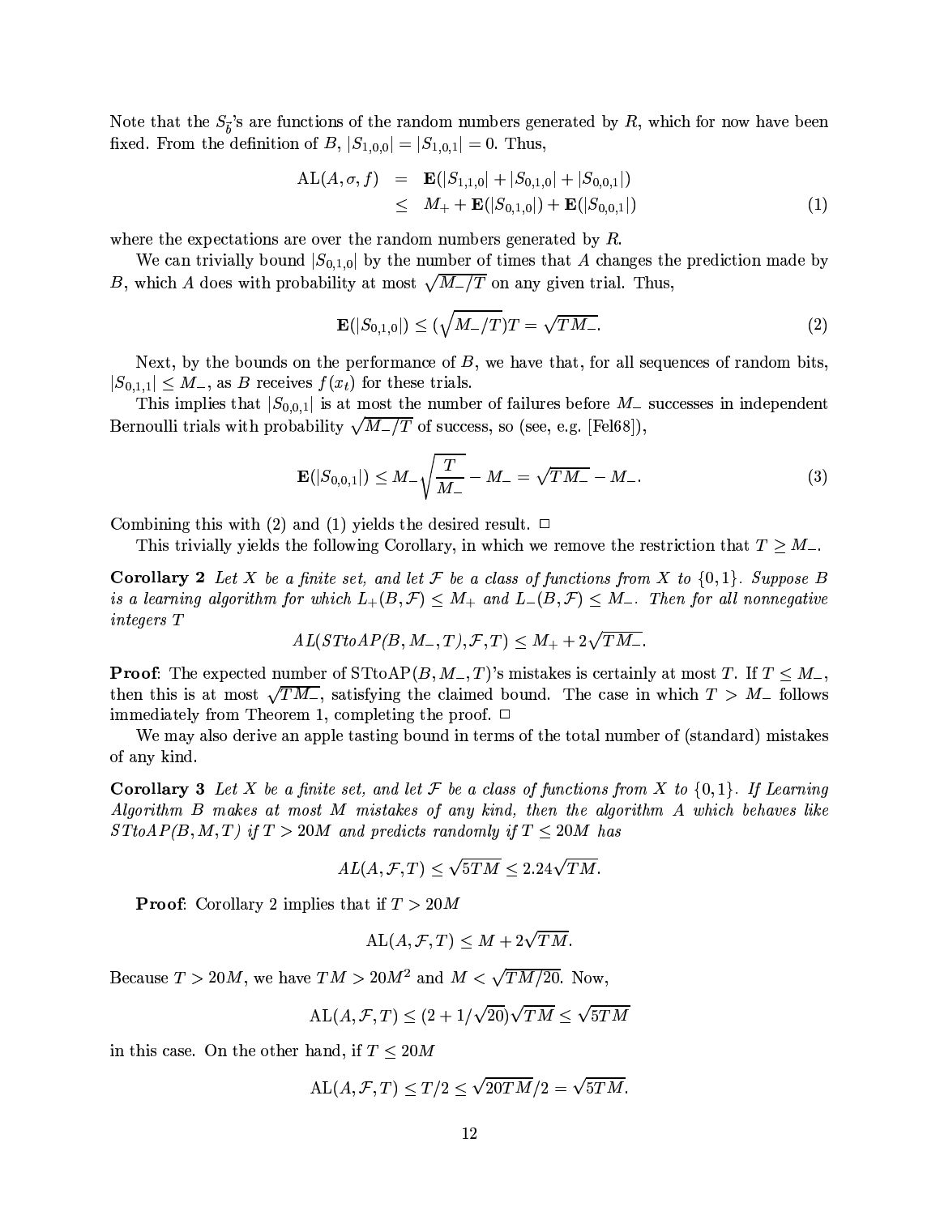Note that the $S_{\vec{b}}$'s are functions of the random numbers generated by $R$, which for now have been fixed. From the definition of $B$, $|S_{1,0,0}| = |S_{1,0,1}| = 0$. Thus,

$$
\begin{aligned}
\mathrm{AL}(A, \sigma, f) &= \mathbf{E}(|S_{1,1,0}| + |S_{0,1,0}| + |S_{0,0,1}|) \\
&\leq M_+ + \mathbf{E}(|S_{0,1,0}|) + \mathbf{E}(|S_{0,0,1}|)
\end{aligned} \tag{1}
$$

where the expectations are over the random numbers generated by $R$.

We can trivially bound $|S_{0,1,0}|$ by the number of times that $A$ changes the prediction made by $B$, which $A$ does with probability at most $\sqrt{M_-/T}$ on any given trial. Thus,

$$
\mathbf{E}(|S_{0,1,0}|) \leq (\sqrt{M_-/T})T = \sqrt{TM_-}. \tag{2}
$$

Next, by the bounds on the performance of $B$, we have that, for all sequences of random bits, $|S_{0,1,1}| \leq M_-$, as $B$ receives $f(x_t)$ for these trials.

This implies that $|S_{0,0,1}|$ is at most the number of failures before $M_-$ successes in independent Bernoulli trials with probability $\sqrt{M_-/T}$ of success, so (see, e.g. [Fel68]),

$$
\mathbf{E}(|S_{0,0,1}|) \leq M_- \sqrt{\frac{T}{M_-}} - M_- = \sqrt{TM_-} - M_-. \tag{3}
$$

Combining this with (2) and (1) yields the desired result. □

This trivially yields the following Corollary, in which we remove the restriction that $T \geq M_-$.

**Corollary 2** *Let $X$ be a finite set, and let $\mathcal{F}$ be a class of functions from $X$ to $\{0,1\}$. Suppose $B$ is a learning algorithm for which $L_+(B, \mathcal{F}) \leq M_+$ and $L_-(B, \mathcal{F}) \leq M_-$. Then for all nonnegative integers $T$*

$$
AL(STtoAP(B, M_-, T), \mathcal{F}, T) \leq M_+ + 2\sqrt{TM_-}.
$$

**Proof**: The expected number of $\mathrm{STtoAP}(B, M_-, T)$'s mistakes is certainly at most $T$. If $T \leq M_-$, then this is at most $\sqrt{TM_-}$, satisfying the claimed bound. The case in which $T > M_-$ follows immediately from Theorem 1, completing the proof. □

We may also derive an apple tasting bound in terms of the total number of (standard) mistakes of any kind.

**Corollary 3** *Let $X$ be a finite set, and let $\mathcal{F}$ be a class of functions from $X$ to $\{0,1\}$. If Learning Algorithm $B$ makes at most $M$ mistakes of any kind, then the algorithm $A$ which behaves like $STtoAP(B, M, T)$ if $T > 20M$ and predicts randomly if $T \leq 20M$ has*

$$
AL(A, \mathcal{F}, T) \leq \sqrt{5TM} \leq 2.24\sqrt{TM}.
$$

**Proof**: Corollary 2 implies that if $T > 20M$

$$
\mathrm{AL}(A, \mathcal{F}, T) \leq M + 2\sqrt{TM}.
$$

Because $T > 20M$, we have $TM > 20M^2$ and $M < \sqrt{TM/20}$. Now,

$$
\mathrm{AL}(A, \mathcal{F}, T) \leq (2 + 1/\sqrt{20})\sqrt{TM} \leq \sqrt{5TM}
$$

in this case. On the other hand, if $T \leq 20M$

$$
\mathrm{AL}(A, \mathcal{F}, T) \leq T/2 \leq \sqrt{20TM}/2 = \sqrt{5TM}.
$$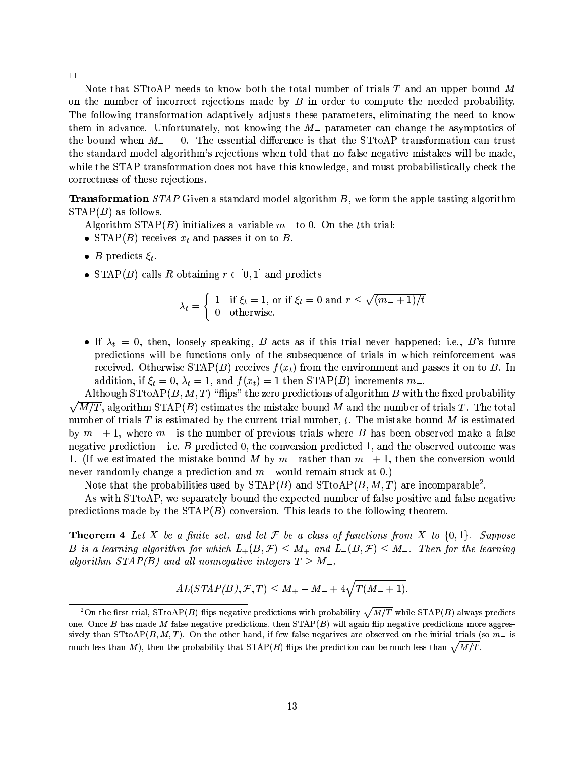□

Note that STtoAP needs to know both the total number of trials $T$ and an upper bound $M$ on the number of incorrect rejections made by $B$ in order to compute the needed probability. The following transformation adaptively adjusts these parameters, eliminating the need to know them in advance. Unfortunately, not knowing the $M_-$ parameter can change the asymptotics of the bound when $M_- = 0$. The essential difference is that the STtoAP transformation can trust the standard model algorithm's rejections when told that no false negative mistakes will be made, while the STAP transformation does not have this knowledge, and must probabilistically check the correctness of these rejections.

**Transformation** *STAP* Given a standard model algorithm $B$, we form the apple tasting algorithm STAP($B$) as follows.

Algorithm STAP($B$) initializes a variable $m_-$ to 0. On the $t$th trial:

- STAP($B$) receives $x_t$ and passes it on to $B$.
- $B$ predicts $\xi_t$.
- STAP($B$) calls $R$ obtaining $r \in [0,1]$ and predicts

$$\lambda_t = \begin{cases} 1 & \text{if } \xi_t = 1\text{, or if } \xi_t = 0 \text{ and } r \leq \sqrt{(m_- + 1)/t} \\ 0 & \text{otherwise.} \end{cases}$$

- If $\lambda_t = 0$, then, loosely speaking, $B$ acts as if this trial never happened; i.e., $B$'s future predictions will be functions only of the subsequence of trials in which reinforcement was received. Otherwise STAP($B$) receives $f(x_t)$ from the environment and passes it on to $B$. In addition, if $\xi_t = 0$, $\lambda_t = 1$, and $f(x_t) = 1$ then STAP($B$) increments $m_-$.

Although STtoAP($B, M, T$) "flips" the zero predictions of algorithm $B$ with the fixed probability $\sqrt{M/T}$, algorithm STAP($B$) estimates the mistake bound $M$ and the number of trials $T$. The total number of trials $T$ is estimated by the current trial number, $t$. The mistake bound $M$ is estimated by $m_- + 1$, where $m_-$ is the number of previous trials where $B$ has been observed make a false negative prediction – i.e. $B$ predicted 0, the conversion predicted 1, and the observed outcome was 1. (If we estimated the mistake bound $M$ by $m_-$ rather than $m_- + 1$, then the conversion would never randomly change a prediction and $m_-$ would remain stuck at 0.)

Note that the probabilities used by STAP($B$) and STtoAP($B, M, T$) are incomparable[2].

As with STtoAP, we separately bound the expected number of false positive and false negative predictions made by the STAP($B$) conversion. This leads to the following theorem.

**Theorem 4** *Let $X$ be a finite set, and let $\mathcal{F}$ be a class of functions from $X$ to $\{0,1\}$. Suppose $B$ is a learning algorithm for which $L_+(B, \mathcal{F}) \leq M_+$ and $L_-(B, \mathcal{F}) \leq M_-$. Then for the learning algorithm STAP($B$) and all nonnegative integers $T \geq M_-$,*

$$AL(STAP(B), \mathcal{F}, T) \leq M_+ - M_- + 4\sqrt{T(M_- + 1)}.$$

[2] On the first trial, STtoAP($B$) flips negative predictions with probability $\sqrt{M/T}$ while STAP($B$) always predicts one. Once $B$ has made $M$ false negative predictions, then STAP($B$) will again flip negative predictions more aggressively than STtoAP($B, M, T$). On the other hand, if few false negatives are observed on the initial trials (so $m_-$ is much less than $M$), then the probability that STAP($B$) flips the prediction can be much less than $\sqrt{M/T}$.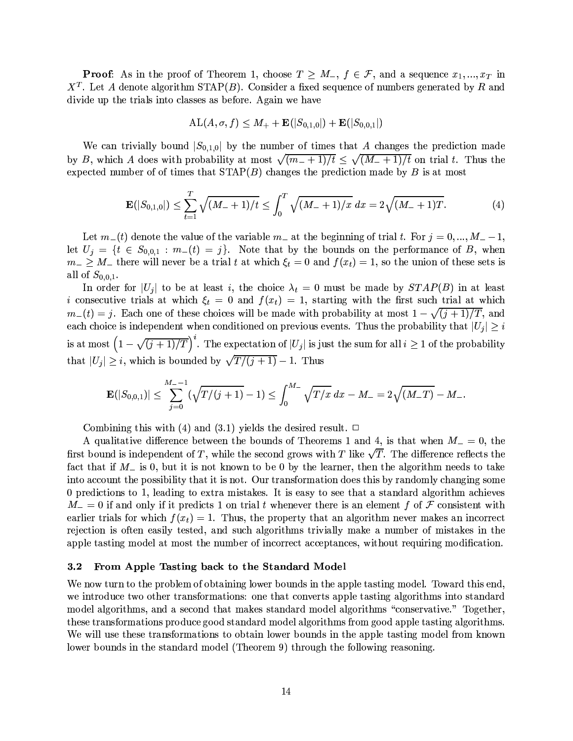**Proof**: As in the proof of Theorem 1, choose $T \geq M_-$, $f \in \mathcal{F}$, and a sequence $x_1, ..., x_T$ in $X^T$. Let $A$ denote algorithm STAP($B$). Consider a fixed sequence of numbers generated by $R$ and divide up the trials into classes as before. Again we have

$$\mathrm{AL}(A, \sigma, f) \leq M_+ + \mathbf{E}(|S_{0,1,0}|) + \mathbf{E}(|S_{0,0,1}|)$$

We can trivially bound $|S_{0,1,0}|$ by the number of times that $A$ changes the prediction made by $B$, which $A$ does with probability at most $\sqrt{(m_- + 1)/t} \leq \sqrt{(M_- + 1)/t}$ on trial $t$. Thus the expected number of of times that STAP($B$) changes the prediction made by $B$ is at most

$$\mathbf{E}(|S_{0,1,0}|) \leq \sum_{t=1}^{T} \sqrt{(M_- + 1)/t} \leq \int_0^T \sqrt{(M_- + 1)/x}\, dx = 2\sqrt{(M_- + 1)T}. \tag{4}$$

Let $m_-(t)$ denote the value of the variable $m_-$ at the beginning of trial $t$. For $j = 0, ..., M_- - 1$, let $U_j = \{t \in S_{0,0,1} : m_-(t) = j\}$. Note that by the bounds on the performance of $B$, when $m_- \geq M_-$ there will never be a trial $t$ at which $\xi_t = 0$ and $f(x_t) = 1$, so the union of these sets is all of $S_{0,0,1}$.

In order for $|U_j|$ to be at least $i$, the choice $\lambda_t = 0$ must be made by $STAP(B)$ in at least $i$ consecutive trials at which $\xi_t = 0$ and $f(x_t) = 1$, starting with the first such trial at which $m_-(t) = j$. Each one of these choices will be made with probability at most $1 - \sqrt{(j+1)/T}$, and each choice is independent when conditioned on previous events. Thus the probability that $|U_j| \geq i$ is at most $\left(1 - \sqrt{(j+1)/T}\right)^i$. The expectation of $|U_j|$ is just the sum for all $i \geq 1$ of the probability that $|U_j| \geq i$, which is bounded by $\sqrt{T/(j+1)} - 1$. Thus

$$\mathbf{E}(|S_{0,0,1})| \leq \sum_{j=0}^{M_- - 1} (\sqrt{T/(j+1)} - 1) \leq \int_0^{M_-} \sqrt{T/x}\, dx - M_- = 2\sqrt{(M_- T)} - M_-.$$

Combining this with (4) and (3.1) yields the desired result. □

A qualitative difference between the bounds of Theorems 1 and 4, is that when $M_- = 0$, the first bound is independent of $T$, while the second grows with $T$ like $\sqrt{T}$. The difference reflects the fact that if $M_-$ is 0, but it is not known to be 0 by the learner, then the algorithm needs to take into account the possibility that it is not. Our transformation does this by randomly changing some 0 predictions to 1, leading to extra mistakes. It is easy to see that a standard algorithm achieves $M_- = 0$ if and only if it predicts 1 on trial $t$ whenever there is an element $f$ of $\mathcal{F}$ consistent with earlier trials for which $f(x_t) = 1$. Thus, the property that an algorithm never makes an incorrect rejection is often easily tested, and such algorithms trivially make a number of mistakes in the apple tasting model at most the number of incorrect acceptances, without requiring modification.

### 3.2 From Apple Tasting back to the Standard Model

We now turn to the problem of obtaining lower bounds in the apple tasting model. Toward this end, we introduce two other transformations: one that converts apple tasting algorithms into standard model algorithms, and a second that makes standard model algorithms "conservative." Together, these transformations produce good standard model algorithms from good apple tasting algorithms. We will use these transformations to obtain lower bounds in the apple tasting model from known lower bounds in the standard model (Theorem 9) through the following reasoning.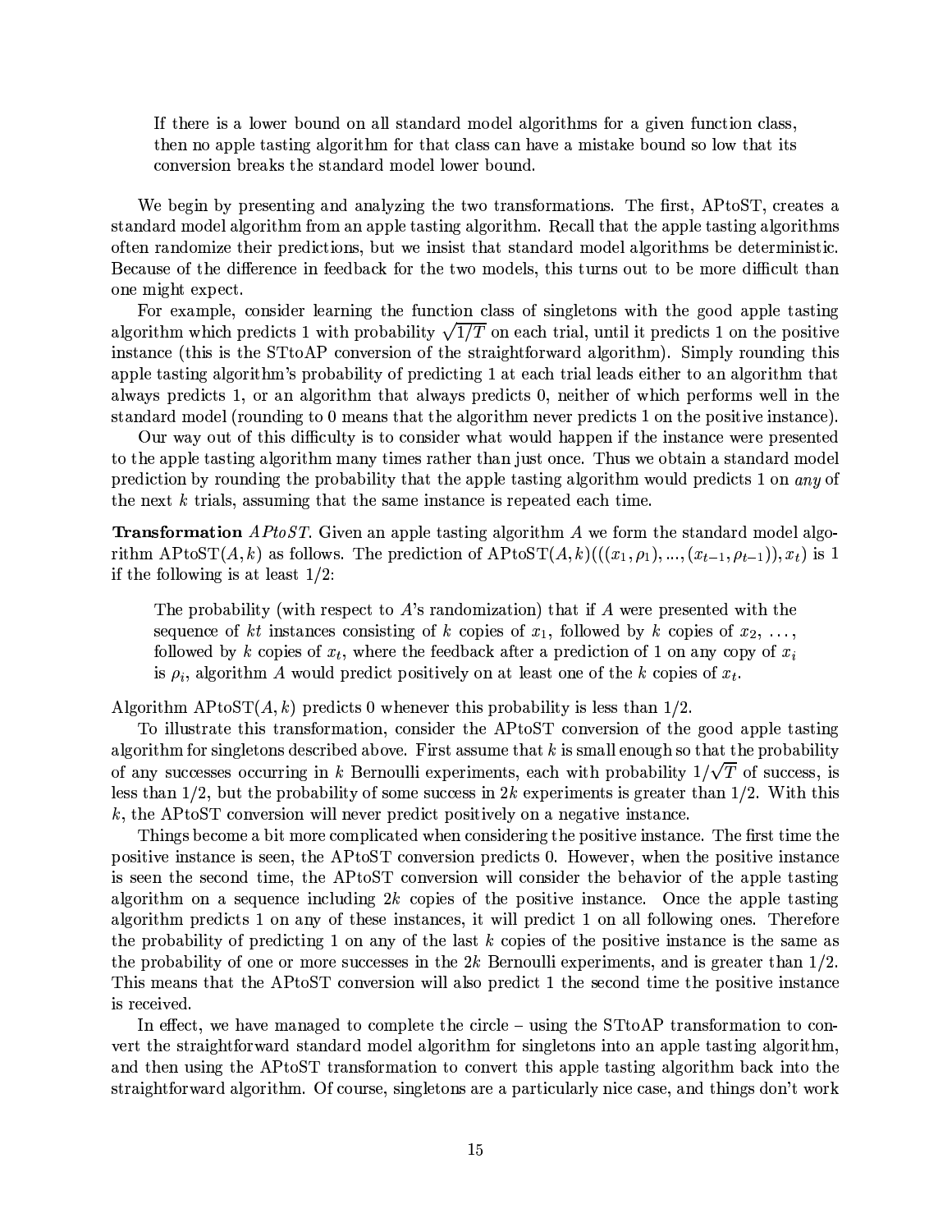> If there is a lower bound on all standard model algorithms for a given function class, then no apple tasting algorithm for that class can have a mistake bound so low that its conversion breaks the standard model lower bound.

We begin by presenting and analyzing the two transformations. The first, APtoST, creates a standard model algorithm from an apple tasting algorithm. Recall that the apple tasting algorithms often randomize their predictions, but we insist that standard model algorithms be deterministic. Because of the difference in feedback for the two models, this turns out to be more difficult than one might expect.

For example, consider learning the function class of singletons with the good apple tasting algorithm which predicts 1 with probability $\sqrt{1/T}$ on each trial, until it predicts 1 on the positive instance (this is the STtoAP conversion of the straightforward algorithm). Simply rounding this apple tasting algorithm's probability of predicting 1 at each trial leads either to an algorithm that always predicts 1, or an algorithm that always predicts 0, neither of which performs well in the standard model (rounding to 0 means that the algorithm never predicts 1 on the positive instance).

Our way out of this difficulty is to consider what would happen if the instance were presented to the apple tasting algorithm many times rather than just once. Thus we obtain a standard model prediction by rounding the probability that the apple tasting algorithm would predicts 1 on *any* of the next $k$ trials, assuming that the same instance is repeated each time.

**Transformation** *APtoST.* Given an apple tasting algorithm $A$ we form the standard model algorithm APtoST$(A,k)$ as follows. The prediction of APtoST$(A,k)(((x_1,\rho_1),...,(x_{t-1},\rho_{t-1})),x_t)$ is 1 if the following is at least 1/2:

> The probability (with respect to $A$'s randomization) that if $A$ were presented with the sequence of $kt$ instances consisting of $k$ copies of $x_1$, followed by $k$ copies of $x_2$, ..., followed by $k$ copies of $x_t$, where the feedback after a prediction of 1 on any copy of $x_i$ is $\rho_i$, algorithm $A$ would predict positively on at least one of the $k$ copies of $x_t$.

Algorithm APtoST$(A,k)$ predicts 0 whenever this probability is less than 1/2.

To illustrate this transformation, consider the APtoST conversion of the good apple tasting algorithm for singletons described above. First assume that $k$ is small enough so that the probability of any successes occurring in $k$ Bernoulli experiments, each with probability $1/\sqrt{T}$ of success, is less than 1/2, but the probability of some success in $2k$ experiments is greater than 1/2. With this $k$, the APtoST conversion will never predict positively on a negative instance.

Things become a bit more complicated when considering the positive instance. The first time the positive instance is seen, the APtoST conversion predicts 0. However, when the positive instance is seen the second time, the APtoST conversion will consider the behavior of the apple tasting algorithm on a sequence including $2k$ copies of the positive instance. Once the apple tasting algorithm predicts 1 on any of these instances, it will predict 1 on all following ones. Therefore the probability of predicting 1 on any of the last $k$ copies of the positive instance is the same as the probability of one or more successes in the $2k$ Bernoulli experiments, and is greater than 1/2. This means that the APtoST conversion will also predict 1 the second time the positive instance is received.

In effect, we have managed to complete the circle – using the STtoAP transformation to convert the straightforward standard model algorithm for singletons into an apple tasting algorithm, and then using the APtoST transformation to convert this apple tasting algorithm back into the straightforward algorithm. Of course, singletons are a particularly nice case, and things don't work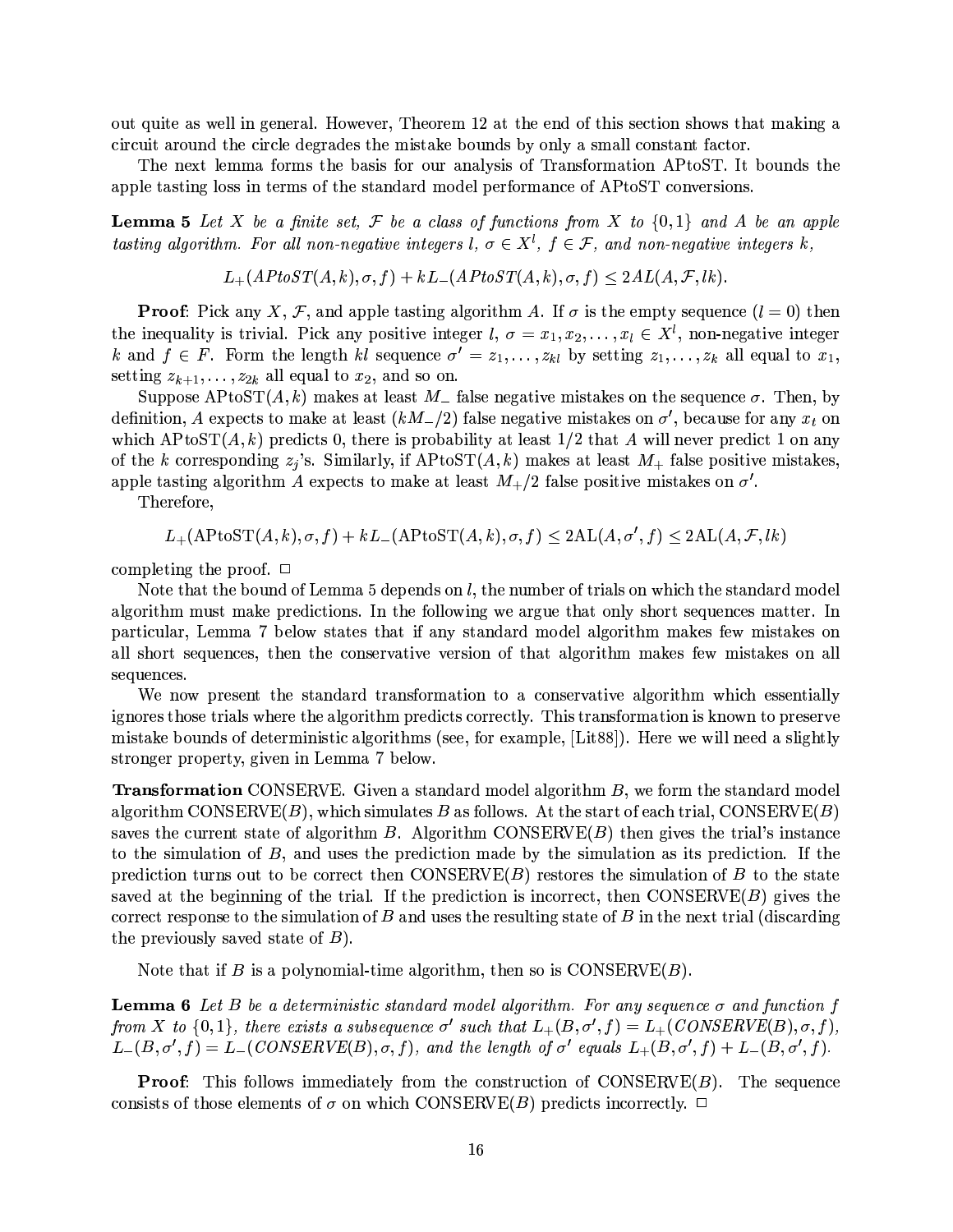out quite as well in general. However, Theorem 12 at the end of this section shows that making a circuit around the circle degrades the mistake bounds by only a small constant factor.

The next lemma forms the basis for our analysis of Transformation APtoST. It bounds the apple tasting loss in terms of the standard model performance of APtoST conversions.

**Lemma 5** *Let $X$ be a finite set, $\mathcal{F}$ be a class of functions from $X$ to $\{0,1\}$ and $A$ be an apple tasting algorithm. For all non-negative integers $l$, $\sigma \in X^l$, $f \in \mathcal{F}$, and non-negative integers $k$,*

$$L_+(APtoST(A,k),\sigma,f) + kL_-(APtoST(A,k),\sigma,f) \leq 2AL(A,\mathcal{F},lk).$$

**Proof**: Pick any $X$, $\mathcal{F}$, and apple tasting algorithm $A$. If $\sigma$ is the empty sequence ($l = 0$) then the inequality is trivial. Pick any positive integer $l$, $\sigma = x_1, x_2, \ldots, x_l \in X^l$, non-negative integer $k$ and $f \in F$. Form the length $kl$ sequence $\sigma' = z_1, \ldots, z_{kl}$ by setting $z_1, \ldots, z_k$ all equal to $x_1$, setting $z_{k+1}, \ldots, z_{2k}$ all equal to $x_2$, and so on.

Suppose $\mathrm{APtoST}(A,k)$ makes at least $M_-$ false negative mistakes on the sequence $\sigma$. Then, by definition, $A$ expects to make at least $(kM_-/2)$ false negative mistakes on $\sigma'$, because for any $x_t$ on which $\mathrm{APtoST}(A,k)$ predicts 0, there is probability at least $1/2$ that $A$ will never predict 1 on any of the $k$ corresponding $z_j$'s. Similarly, if $\mathrm{APtoST}(A,k)$ makes at least $M_+$ false positive mistakes, apple tasting algorithm $A$ expects to make at least $M_+/2$ false positive mistakes on $\sigma'$.

Therefore,

$$L_+(\mathrm{APtoST}(A,k),\sigma,f) + kL_-(\mathrm{APtoST}(A,k),\sigma,f) \leq 2\mathrm{AL}(A,\sigma',f) \leq 2\mathrm{AL}(A,\mathcal{F},lk)$$

completing the proof. □

Note that the bound of Lemma 5 depends on $l$, the number of trials on which the standard model algorithm must make predictions. In the following we argue that only short sequences matter. In particular, Lemma 7 below states that if any standard model algorithm makes few mistakes on all short sequences, then the conservative version of that algorithm makes few mistakes on all sequences.

We now present the standard transformation to a conservative algorithm which essentially ignores those trials where the algorithm predicts correctly. This transformation is known to preserve mistake bounds of deterministic algorithms (see, for example, [Lit88]). Here we will need a slightly stronger property, given in Lemma 7 below.

**Transformation** CONSERVE. Given a standard model algorithm $B$, we form the standard model algorithm CONSERVE($B$), which simulates $B$ as follows. At the start of each trial, CONSERVE($B$) saves the current state of algorithm $B$. Algorithm CONSERVE($B$) then gives the trial's instance to the simulation of $B$, and uses the prediction made by the simulation as its prediction. If the prediction turns out to be correct then CONSERVE($B$) restores the simulation of $B$ to the state saved at the beginning of the trial. If the prediction is incorrect, then CONSERVE($B$) gives the correct response to the simulation of $B$ and uses the resulting state of $B$ in the next trial (discarding the previously saved state of $B$).

Note that if $B$ is a polynomial-time algorithm, then so is CONSERVE($B$).

**Lemma 6** *Let $B$ be a deterministic standard model algorithm. For any sequence $\sigma$ and function $f$ from $X$ to $\{0,1\}$, there exists a subsequence $\sigma'$ such that $L_+(B,\sigma',f) = L_+(CONSERVE(B),\sigma,f)$, $L_-(B,\sigma',f) = L_-(CONSERVE(B),\sigma,f)$, and the length of $\sigma'$ equals $L_+(B,\sigma',f) + L_-(B,\sigma',f)$.*

**Proof**: This follows immediately from the construction of CONSERVE($B$). The sequence consists of those elements of $\sigma$ on which CONSERVE($B$) predicts incorrectly. □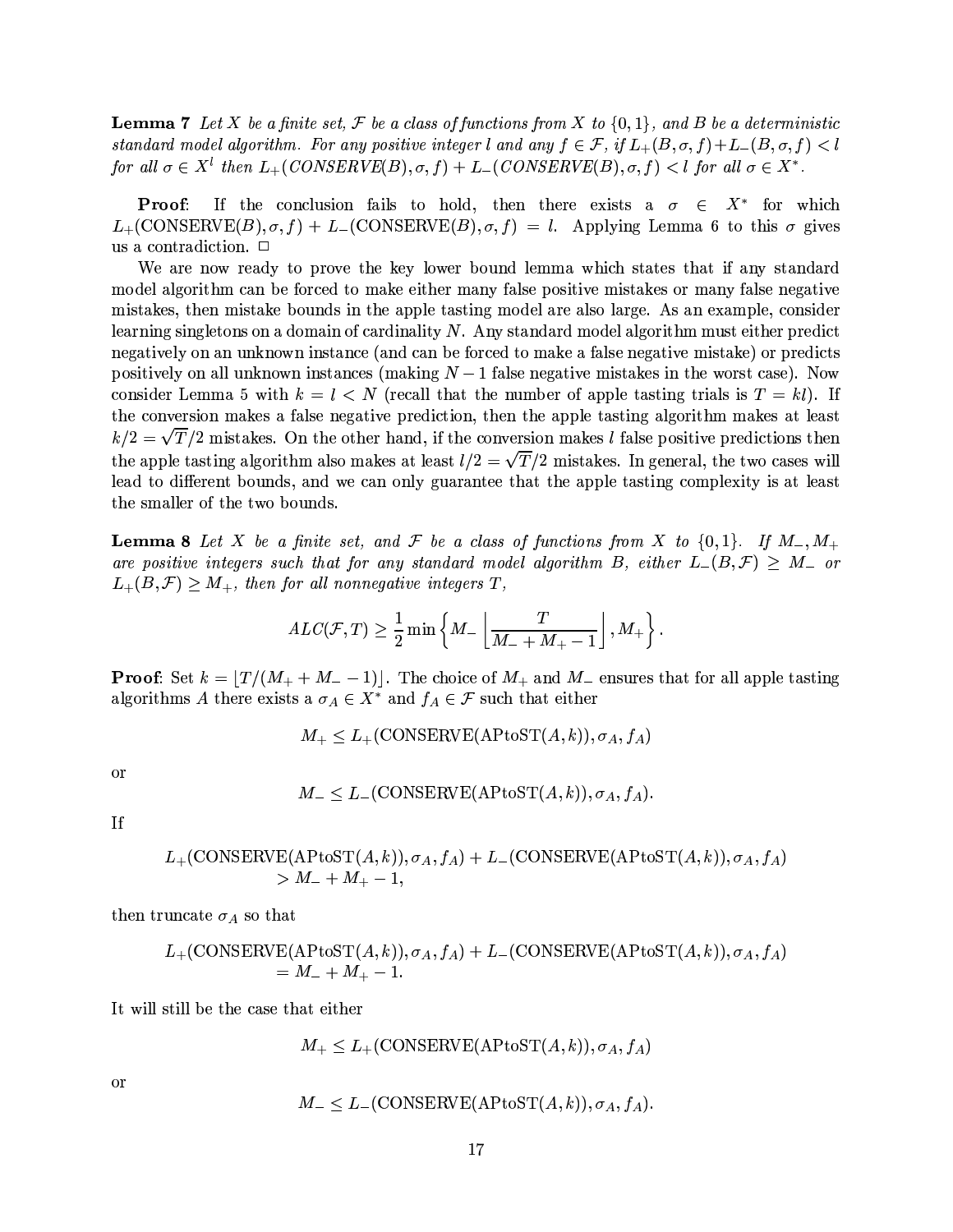**Lemma 7** *Let $X$ be a finite set, $\mathcal{F}$ be a class of functions from $X$ to $\{0,1\}$, and $B$ be a deterministic standard model algorithm. For any positive integer $l$ and any $f \in \mathcal{F}$, if $L_+(B,\sigma,f)+L_-(B,\sigma,f) < l$ for all $\sigma \in X^l$ then $L_+(CONSERVE(B),\sigma,f) + L_-(CONSERVE(B),\sigma,f) < l$ for all $\sigma \in X^*$.*

**Proof**: If the conclusion fails to hold, then there exists a $\sigma \in X^*$ for which $L_+(\text{CONSERVE}(B),\sigma,f) + L_-(\text{CONSERVE}(B),\sigma,f) = l$. Applying Lemma 6 to this $\sigma$ gives us a contradiction. □

We are now ready to prove the key lower bound lemma which states that if any standard model algorithm can be forced to make either many false positive mistakes or many false negative mistakes, then mistake bounds in the apple tasting model are also large. As an example, consider learning singletons on a domain of cardinality $N$. Any standard model algorithm must either predict negatively on an unknown instance (and can be forced to make a false negative mistake) or predicts positively on all unknown instances (making $N-1$ false negative mistakes in the worst case). Now consider Lemma 5 with $k = l < N$ (recall that the number of apple tasting trials is $T = kl$). If the conversion makes a false negative prediction, then the apple tasting algorithm makes at least $k/2 = \sqrt{T}/2$ mistakes. On the other hand, if the conversion makes $l$ false positive predictions then the apple tasting algorithm also makes at least $l/2 = \sqrt{T}/2$ mistakes. In general, the two cases will lead to different bounds, and we can only guarantee that the apple tasting complexity is at least the smaller of the two bounds.

**Lemma 8** *Let $X$ be a finite set, and $\mathcal{F}$ be a class of functions from $X$ to $\{0,1\}$. If $M_-, M_+$ are positive integers such that for any standard model algorithm $B$, either $L_-(B,\mathcal{F}) \geq M_-$ or $L_+(B,\mathcal{F}) \geq M_+$, then for all nonnegative integers $T$,*

$$ALC(\mathcal{F},T) \geq \frac{1}{2}\min\left\{M_-\left\lfloor \frac{T}{M_- + M_+ - 1}\right\rfloor, M_+\right\}.$$

**Proof**: Set $k = \lfloor T/(M_+ + M_- - 1)\rfloor$. The choice of $M_+$ and $M_-$ ensures that for all apple tasting algorithms $A$ there exists a $\sigma_A \in X^*$ and $f_A \in \mathcal{F}$ such that either

$$M_+ \leq L_+(\text{CONSERVE}(\text{APtoST}(A,k)),\sigma_A,f_A)$$

or

$$M_- \leq L_-(\text{CONSERVE}(\text{APtoST}(A,k)),\sigma_A,f_A).$$

If

$$L_+(\text{CONSERVE}(\text{APtoST}(A,k)),\sigma_A,f_A) + L_-(\text{CONSERVE}(\text{APtoST}(A,k)),\sigma_A,f_A) > M_- + M_+ - 1,$$

then truncate $\sigma_A$ so that

$$L_+(\text{CONSERVE}(\text{APtoST}(A,k)),\sigma_A,f_A) + L_-(\text{CONSERVE}(\text{APtoST}(A,k)),\sigma_A,f_A) = M_- + M_+ - 1.$$

It will still be the case that either

$$M_+ \leq L_+(\text{CONSERVE}(\text{APtoST}(A,k)),\sigma_A,f_A)$$

or

$$M_- \leq L_-(\text{CONSERVE}(\text{APtoST}(A,k)),\sigma_A,f_A).$$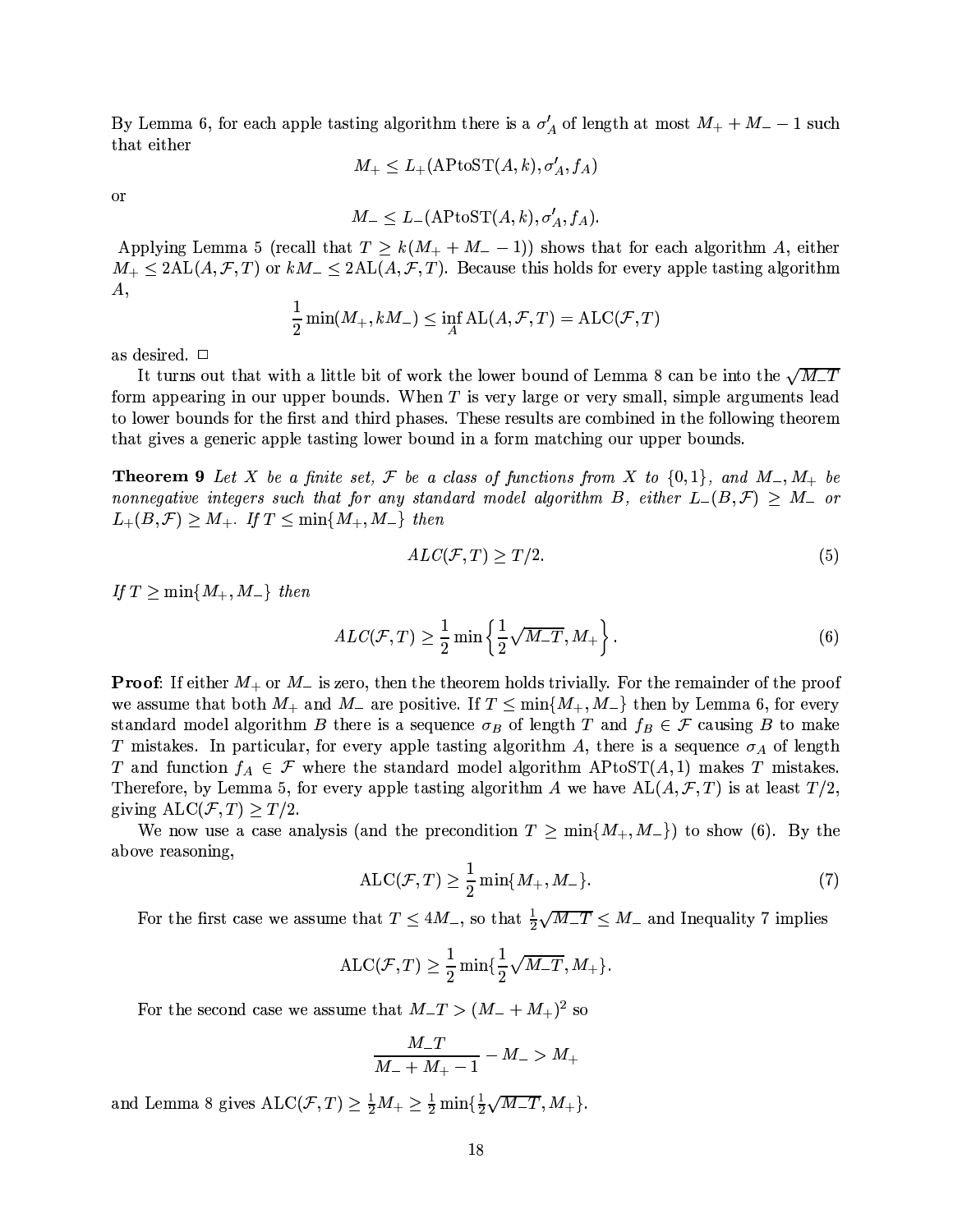By Lemma 6, for each apple tasting algorithm there is a $\sigma'_A$ of length at most $M_+ + M_- - 1$ such that either

$$M_+ \leq L_+(\text{APtoST}(A,k), \sigma'_A, f_A)$$

or

$$M_- \leq L_-(\text{APtoST}(A,k), \sigma'_A, f_A).$$

Applying Lemma 5 (recall that $T \geq k(M_+ + M_- - 1)$) shows that for each algorithm $A$, either $M_+ \leq 2\text{AL}(A, \mathcal{F}, T)$ or $kM_- \leq 2\text{AL}(A, \mathcal{F}, T)$. Because this holds for every apple tasting algorithm $A$,

$$\frac{1}{2}\min(M_+, kM_-) \leq \inf_A \text{AL}(A, \mathcal{F}, T) = \text{ALC}(\mathcal{F}, T)$$

as desired. □

It turns out that with a little bit of work the lower bound of Lemma 8 can be into the $\sqrt{M_- T}$ form appearing in our upper bounds. When $T$ is very large or very small, simple arguments lead to lower bounds for the first and third phases. These results are combined in the following theorem that gives a generic apple tasting lower bound in a form matching our upper bounds.

**Theorem 9** *Let $X$ be a finite set, $\mathcal{F}$ be a class of functions from $X$ to $\{0,1\}$, and $M_-, M_+$ be nonnegative integers such that for any standard model algorithm $B$, either $L_-(B, \mathcal{F}) \geq M_-$ or $L_+(B, \mathcal{F}) \geq M_+$. If $T \leq \min\{M_+, M_-\}$ then*

$$ALC(\mathcal{F}, T) \geq T/2. \tag{5}$$

*If $T \geq \min\{M_+, M_-\}$ then*

$$ALC(\mathcal{F}, T) \geq \frac{1}{2}\min\left\{\frac{1}{2}\sqrt{M_- T}, M_+\right\}. \tag{6}$$

**Proof**: If either $M_+$ or $M_-$ is zero, then the theorem holds trivially. For the remainder of the proof we assume that both $M_+$ and $M_-$ are positive. If $T \leq \min\{M_+, M_-\}$ then by Lemma 6, for every standard model algorithm $B$ there is a sequence $\sigma_B$ of length $T$ and $f_B \in \mathcal{F}$ causing $B$ to make $T$ mistakes. In particular, for every apple tasting algorithm $A$, there is a sequence $\sigma_A$ of length $T$ and function $f_A \in \mathcal{F}$ where the standard model algorithm APtoST$(A, 1)$ makes $T$ mistakes. Therefore, by Lemma 5, for every apple tasting algorithm $A$ we have $\text{AL}(A, \mathcal{F}, T)$ is at least $T/2$, giving $\text{ALC}(\mathcal{F}, T) \geq T/2$.

We now use a case analysis (and the precondition $T \geq \min\{M_+, M_-\}$) to show (6). By the above reasoning,

$$\text{ALC}(\mathcal{F}, T) \geq \frac{1}{2}\min\{M_+, M_-\}. \tag{7}$$

For the first case we assume that $T \leq 4M_-$, so that $\frac{1}{2}\sqrt{M_- T} \leq M_-$ and Inequality 7 implies

$$\text{ALC}(\mathcal{F}, T) \geq \frac{1}{2}\min\{\frac{1}{2}\sqrt{M_- T}, M_+\}.$$

For the second case we assume that $M_- T > (M_- + M_+)^2$ so

$$\frac{M_- T}{M_- + M_+ - 1} - M_- > M_+$$

and Lemma 8 gives $\text{ALC}(\mathcal{F}, T) \geq \frac{1}{2}M_+ \geq \frac{1}{2}\min\{\frac{1}{2}\sqrt{M_- T}, M_+\}$.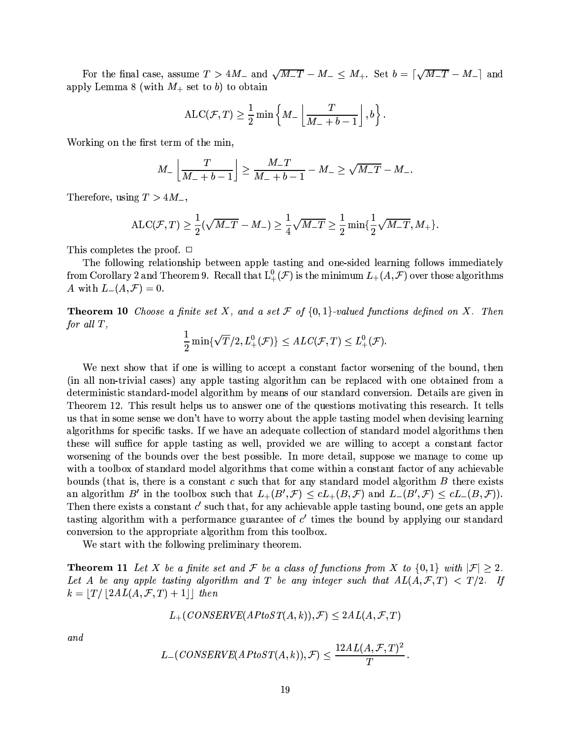For the final case, assume $T > 4M_-$ and $\sqrt{M_- T} - M_- \le M_+$. Set $b = \lceil \sqrt{M_- T} - M_- \rceil$ and apply Lemma 8 (with $M_+$ set to $b$) to obtain

$$\mathrm{ALC}(\mathcal{F}, T) \ge \frac{1}{2} \min \left\{ M_- \left\lfloor \frac{T}{M_- + b - 1} \right\rfloor, b \right\}.$$

Working on the first term of the min,

$$M_- \left\lfloor \frac{T}{M_- + b - 1} \right\rfloor \ge \frac{M_- T}{M_- + b - 1} - M_- \ge \sqrt{M_- T} - M_-.$$

Therefore, using $T > 4M_-$,

$$\mathrm{ALC}(\mathcal{F}, T) \ge \frac{1}{2}(\sqrt{M_- T} - M_-) \ge \frac{1}{4}\sqrt{M_- T} \ge \frac{1}{2}\min\{\frac{1}{2}\sqrt{M_- T}, M_+\}.$$

This completes the proof. □

The following relationship between apple tasting and one-sided learning follows immediately from Corollary 2 and Theorem 9. Recall that $\mathrm{L}_+^0(\mathcal{F})$ is the minimum $L_+(A, \mathcal{F})$ over those algorithms $A$ with $L_-(A, \mathcal{F}) = 0$.

**Theorem 10** *Choose a finite set $X$, and a set $\mathcal{F}$ of $\{0,1\}$-valued functions defined on $X$. Then for all $T$,*

$$\frac{1}{2}\min\{\sqrt{T}/2, L_+^0(\mathcal{F})\} \le ALC(\mathcal{F}, T) \le L_+^0(\mathcal{F}).$$

We next show that if one is willing to accept a constant factor worsening of the bound, then (in all non-trivial cases) any apple tasting algorithm can be replaced with one obtained from a deterministic standard-model algorithm by means of our standard conversion. Details are given in Theorem 12. This result helps us to answer one of the questions motivating this research. It tells us that in some sense we don't have to worry about the apple tasting model when devising learning algorithms for specific tasks. If we have an adequate collection of standard model algorithms then these will suffice for apple tasting as well, provided we are willing to accept a constant factor worsening of the bounds over the best possible. In more detail, suppose we manage to come up with a toolbox of standard model algorithms that come within a constant factor of any achievable bounds (that is, there is a constant $c$ such that for any standard model algorithm $B$ there exists an algorithm $B'$ in the toolbox such that $L_+(B', \mathcal{F}) \le cL_+(B, \mathcal{F})$ and $L_-(B', \mathcal{F}) \le cL_-(B, \mathcal{F})$). Then there exists a constant $c'$ such that, for any achievable apple tasting bound, one gets an apple tasting algorithm with a performance guarantee of $c'$ times the bound by applying our standard conversion to the appropriate algorithm from this toolbox.

We start with the following preliminary theorem.

**Theorem 11** *Let $X$ be a finite set and $\mathcal{F}$ be a class of functions from $X$ to $\{0,1\}$ with $|\mathcal{F}| \ge 2$. Let $A$ be any apple tasting algorithm and $T$ be any integer such that $AL(A, \mathcal{F}, T) < T/2$. If $k = \lfloor T / \lfloor 2AL(A, \mathcal{F}, T) + 1 \rfloor \rfloor$ then*

$$L_+(\mathit{CONSERVE}(\mathit{APtoST}(A, k)), \mathcal{F}) \le 2AL(A, \mathcal{F}, T)$$

*and*

$$L_-(\mathit{CONSERVE}(\mathit{APtoST}(A, k)), \mathcal{F}) \le \frac{12AL(A, \mathcal{F}, T)^2}{T}.$$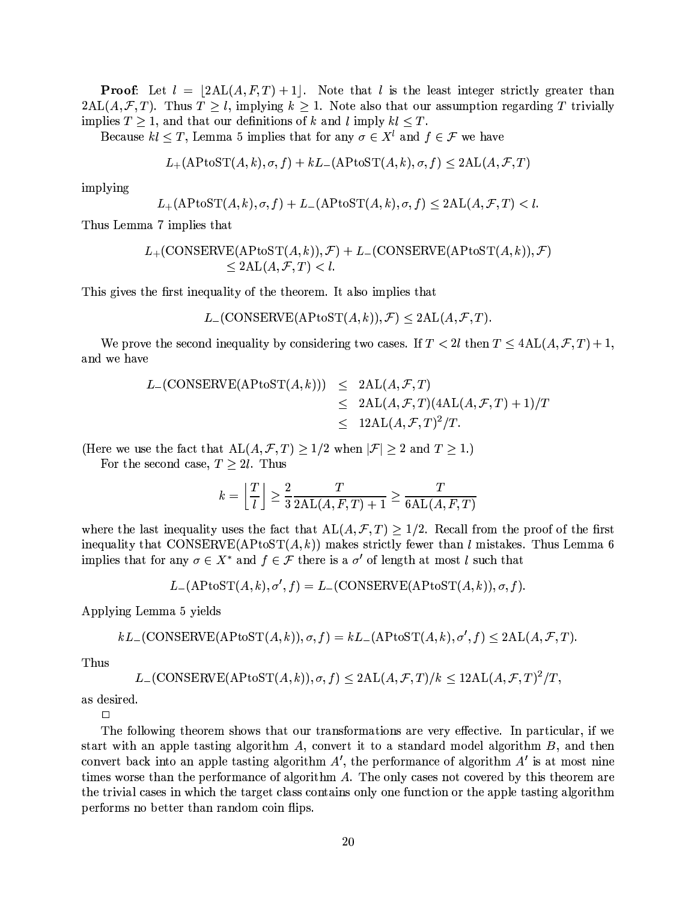**Proof**: Let $l = \lfloor 2\mathrm{AL}(A, F, T) + 1 \rfloor$. Note that $l$ is the least integer strictly greater than $2\mathrm{AL}(A, \mathcal{F}, T)$. Thus $T \geq l$, implying $k \geq 1$. Note also that our assumption regarding $T$ trivially implies $T \geq 1$, and that our definitions of $k$ and $l$ imply $kl \leq T$.

Because $kl \leq T$, Lemma 5 implies that for any $\sigma \in X^l$ and $f \in \mathcal{F}$ we have

$$L_+(\mathrm{APtoST}(A, k), \sigma, f) + kL_-(\mathrm{APtoST}(A, k), \sigma, f) \leq 2\mathrm{AL}(A, \mathcal{F}, T)$$

implying

$$L_+(\mathrm{APtoST}(A, k), \sigma, f) + L_-(\mathrm{APtoST}(A, k), \sigma, f) \leq 2\mathrm{AL}(A, \mathcal{F}, T) < l.$$

Thus Lemma 7 implies that

$$\begin{aligned} &L_+(\mathrm{CONSERVE}(\mathrm{APtoST}(A, k)), \mathcal{F}) + L_-(\mathrm{CONSERVE}(\mathrm{APtoST}(A, k)), \mathcal{F}) \\ &\quad \leq 2\mathrm{AL}(A, \mathcal{F}, T) < l. \end{aligned}$$

This gives the first inequality of the theorem. It also implies that

$$L_-(\mathrm{CONSERVE}(\mathrm{APtoST}(A, k)), \mathcal{F}) \leq 2\mathrm{AL}(A, \mathcal{F}, T).$$

We prove the second inequality by considering two cases. If $T < 2l$ then $T \leq 4\mathrm{AL}(A, \mathcal{F}, T) + 1$, and we have

$$\begin{aligned} L_-(\mathrm{CONSERVE}(\mathrm{APtoST}(A, k))) &\leq 2\mathrm{AL}(A, \mathcal{F}, T) \\ &\leq 2\mathrm{AL}(A, \mathcal{F}, T)(4\mathrm{AL}(A, \mathcal{F}, T) + 1)/T \\ &\leq 12\mathrm{AL}(A, \mathcal{F}, T)^2/T. \end{aligned}$$

(Here we use the fact that $\mathrm{AL}(A, \mathcal{F}, T) \geq 1/2$ when $|\mathcal{F}| \geq 2$ and $T \geq 1$.)

For the second case, $T \geq 2l$. Thus

$$k = \left\lfloor \frac{T}{l} \right\rfloor \geq \frac{2}{3} \frac{T}{2\mathrm{AL}(A, F, T) + 1} \geq \frac{T}{6\mathrm{AL}(A, F, T)}$$

where the last inequality uses the fact that $\mathrm{AL}(A, \mathcal{F}, T) \geq 1/2$. Recall from the proof of the first inequality that $\mathrm{CONSERVE}(\mathrm{APtoST}(A, k))$ makes strictly fewer than $l$ mistakes. Thus Lemma 6 implies that for any $\sigma \in X^*$ and $f \in \mathcal{F}$ there is a $\sigma'$ of length at most $l$ such that

$$L_-(\mathrm{APtoST}(A, k), \sigma', f) = L_-(\mathrm{CONSERVE}(\mathrm{APtoST}(A, k)), \sigma, f).$$

Applying Lemma 5 yields

$$kL_-(\mathrm{CONSERVE}(\mathrm{APtoST}(A, k)), \sigma, f) = kL_-(\mathrm{APtoST}(A, k), \sigma', f) \leq 2\mathrm{AL}(A, \mathcal{F}, T).$$

Thus

$$L_-(\mathrm{CONSERVE}(\mathrm{APtoST}(A, k)), \sigma, f) \leq 2\mathrm{AL}(A, \mathcal{F}, T)/k \leq 12\mathrm{AL}(A, \mathcal{F}, T)^2/T,$$

as desired.

□

The following theorem shows that our transformations are very effective. In particular, if we start with an apple tasting algorithm $A$, convert it to a standard model algorithm $B$, and then convert back into an apple tasting algorithm $A'$, the performance of algorithm $A'$ is at most nine times worse than the performance of algorithm $A$. The only cases not covered by this theorem are the trivial cases in which the target class contains only one function or the apple tasting algorithm performs no better than random coin flips.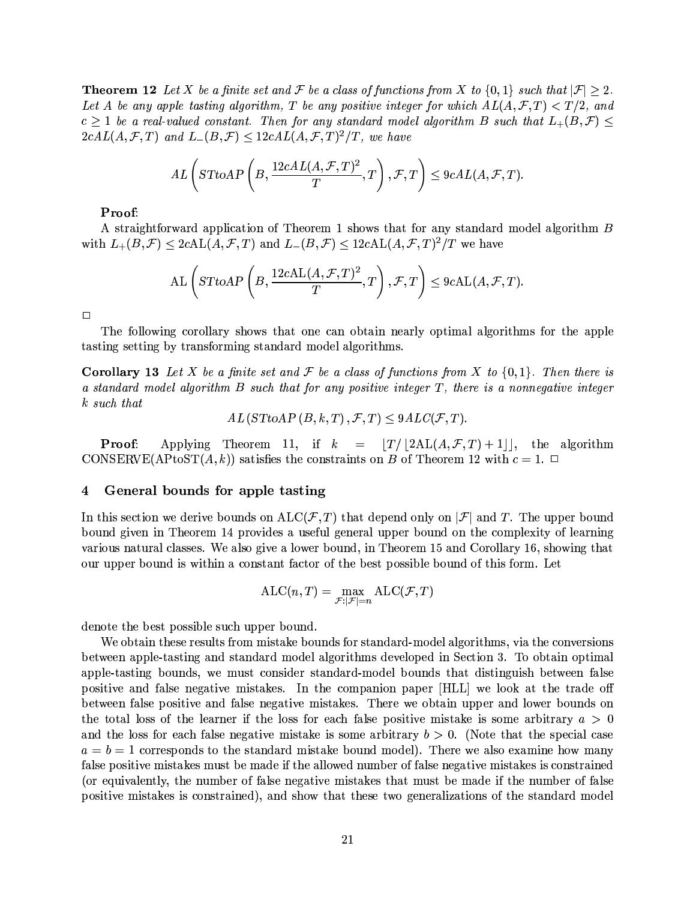**Theorem 12** *Let $X$ be a finite set and $\mathcal{F}$ be a class of functions from $X$ to $\{0,1\}$ such that $|\mathcal{F}| \geq 2$. Let $A$ be any apple tasting algorithm, $T$ be any positive integer for which $AL(A, \mathcal{F}, T) < T/2$, and $c \geq 1$ be a real-valued constant. Then for any standard model algorithm $B$ such that $L_+(B, \mathcal{F}) \leq 2cAL(A, \mathcal{F}, T)$ and $L_-(B, \mathcal{F}) \leq 12cAL(A, \mathcal{F}, T)^2/T$, we have*

$$AL\left(STtoAP\left(B, \frac{12cAL(A, \mathcal{F}, T)^2}{T}, T\right), \mathcal{F}, T\right) \leq 9cAL(A, \mathcal{F}, T).$$

**Proof**:

A straightforward application of Theorem 1 shows that for any standard model algorithm $B$ with $L_+(B, \mathcal{F}) \leq 2c\text{AL}(A, \mathcal{F}, T)$ and $L_-(B, \mathcal{F}) \leq 12c\text{AL}(A, \mathcal{F}, T)^2/T$ we have

$$\text{AL}\left(STtoAP\left(B, \frac{12c\text{AL}(A, \mathcal{F}, T)^2}{T}, T\right), \mathcal{F}, T\right) \leq 9c\text{AL}(A, \mathcal{F}, T).$$

□

The following corollary shows that one can obtain nearly optimal algorithms for the apple tasting setting by transforming standard model algorithms.

**Corollary 13** *Let $X$ be a finite set and $\mathcal{F}$ be a class of functions from $X$ to $\{0,1\}$. Then there is a standard model algorithm $B$ such that for any positive integer $T$, there is a nonnegative integer $k$ such that*

$$AL\left(STtoAP\left(B, k, T\right), \mathcal{F}, T\right) \leq 9ALC(\mathcal{F}, T).$$

**Proof**: Applying Theorem 11, if $k = \lfloor T / \lfloor 2\text{AL}(A, \mathcal{F}, T) + 1 \rfloor \rfloor$, the algorithm CONSERVE(APtoST($A, k$)) satisfies the constraints on $B$ of Theorem 12 with $c = 1$. □

## 4 General bounds for apple tasting

In this section we derive bounds on $\text{ALC}(\mathcal{F}, T)$ that depend only on $|\mathcal{F}|$ and $T$. The upper bound bound given in Theorem 14 provides a useful general upper bound on the complexity of learning various natural classes. We also give a lower bound, in Theorem 15 and Corollary 16, showing that our upper bound is within a constant factor of the best possible bound of this form. Let

$$\text{ALC}(n, T) = \max_{\mathcal{F}: |\mathcal{F}| = n} \text{ALC}(\mathcal{F}, T)$$

denote the best possible such upper bound.

We obtain these results from mistake bounds for standard-model algorithms, via the conversions between apple-tasting and standard model algorithms developed in Section 3. To obtain optimal apple-tasting bounds, we must consider standard-model bounds that distinguish between false positive and false negative mistakes. In the companion paper [HLL] we look at the trade off between false positive and false negative mistakes. There we obtain upper and lower bounds on the total loss of the learner if the loss for each false positive mistake is some arbitrary $a > 0$ and the loss for each false negative mistake is some arbitrary $b > 0$. (Note that the special case $a = b = 1$ corresponds to the standard mistake bound model). There we also examine how many false positive mistakes must be made if the allowed number of false negative mistakes is constrained (or equivalently, the number of false negative mistakes that must be made if the number of false positive mistakes is constrained), and show that these two generalizations of the standard model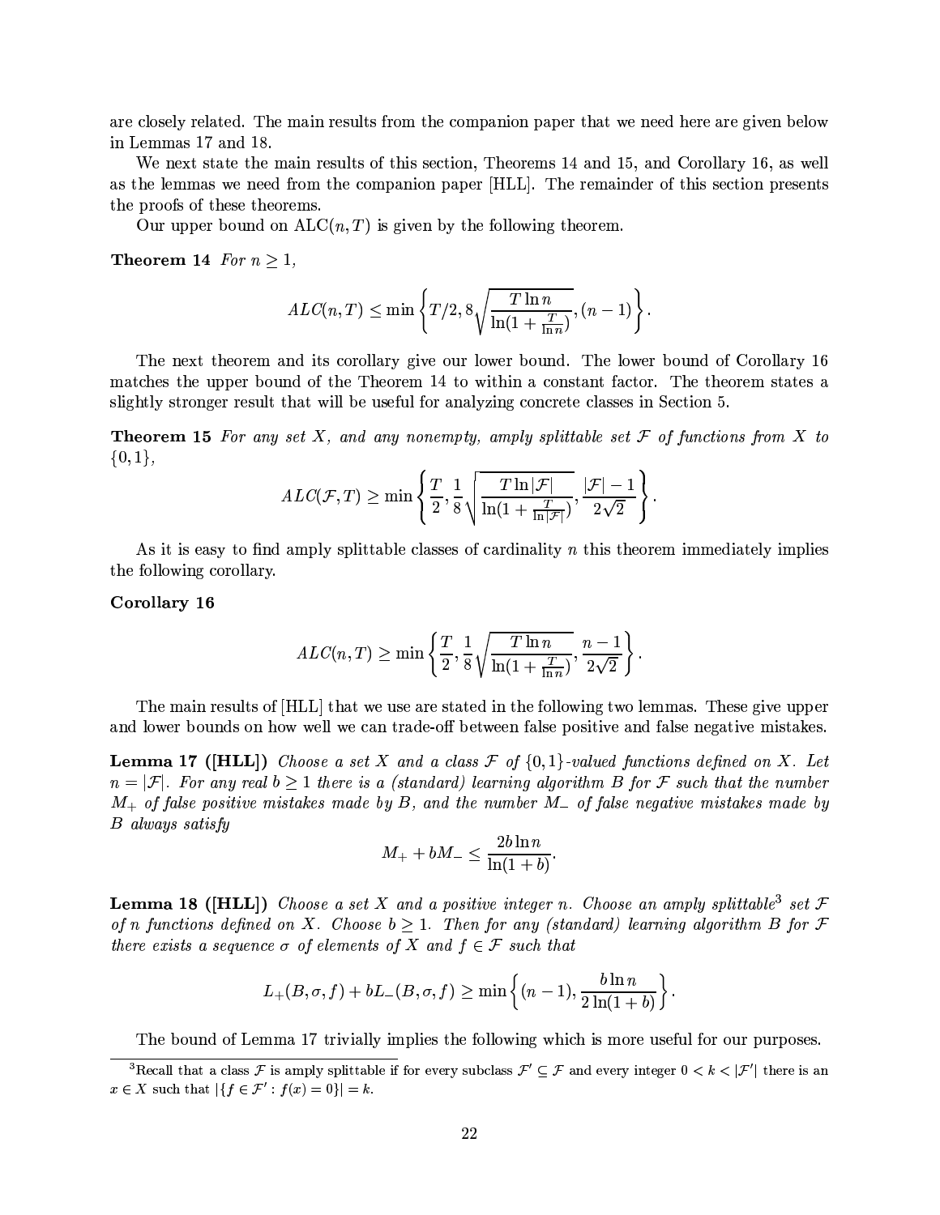are closely related. The main results from the companion paper that we need here are given below in Lemmas 17 and 18.

We next state the main results of this section, Theorems 14 and 15, and Corollary 16, as well as the lemmas we need from the companion paper [HLL]. The remainder of this section presents the proofs of these theorems.

Our upper bound on $\mathrm{ALC}(n, T)$ is given by the following theorem.

**Theorem 14** *For $n \geq 1$,*

$$ALC(n,T) \leq \min\left\{T/2, 8\sqrt{\frac{T \ln n}{\ln(1+\frac{T}{\ln n})}}, (n-1)\right\}.$$

The next theorem and its corollary give our lower bound. The lower bound of Corollary 16 matches the upper bound of the Theorem 14 to within a constant factor. The theorem states a slightly stronger result that will be useful for analyzing concrete classes in Section 5.

**Theorem 15** *For any set $X$, and any nonempty, amply splittable set $\mathcal{F}$ of functions from $X$ to $\{0,1\}$,*

$$ALC(\mathcal{F},T) \geq \min\left\{\frac{T}{2}, \frac{1}{8}\sqrt{\frac{T \ln |\mathcal{F}|}{\ln(1+\frac{T}{\ln |\mathcal{F}|})}}, \frac{|\mathcal{F}|-1}{2\sqrt{2}}\right\}.$$

As it is easy to find amply splittable classes of cardinality $n$ this theorem immediately implies the following corollary.

**Corollary 16**

$$ALC(n,T) \geq \min\left\{\frac{T}{2}, \frac{1}{8}\sqrt{\frac{T \ln n}{\ln(1+\frac{T}{\ln n})}}, \frac{n-1}{2\sqrt{2}}\right\}.$$

The main results of [HLL] that we use are stated in the following two lemmas. These give upper and lower bounds on how well we can trade-off between false positive and false negative mistakes.

**Lemma 17 ([HLL])** *Choose a set $X$ and a class $\mathcal{F}$ of $\{0,1\}$-valued functions defined on $X$. Let $n = |\mathcal{F}|$. For any real $b \geq 1$ there is a (standard) learning algorithm $B$ for $\mathcal{F}$ such that the number $M_+$ of false positive mistakes made by $B$, and the number $M_-$ of false negative mistakes made by $B$ always satisfy*

$$M_+ + bM_- \leq \frac{2b \ln n}{\ln(1+b)}.$$

**Lemma 18 ([HLL])** *Choose a set $X$ and a positive integer $n$. Choose an amply splittable[3] set $\mathcal{F}$ of $n$ functions defined on $X$. Choose $b \geq 1$. Then for any (standard) learning algorithm $B$ for $\mathcal{F}$ there exists a sequence $\sigma$ of elements of $X$ and $f \in \mathcal{F}$ such that*

$$L_+(B,\sigma,f) + bL_-(B,\sigma,f) \geq \min\left\{(n-1), \frac{b \ln n}{2\ln(1+b)}\right\}.$$

The bound of Lemma 17 trivially implies the following which is more useful for our purposes.

[3] Recall that a class $\mathcal{F}$ is amply splittable if for every subclass $\mathcal{F}' \subseteq \mathcal{F}$ and every integer $0 < k < |\mathcal{F}'|$ there is an $x \in X$ such that $|\{f \in \mathcal{F}' : f(x) = 0\}| = k$.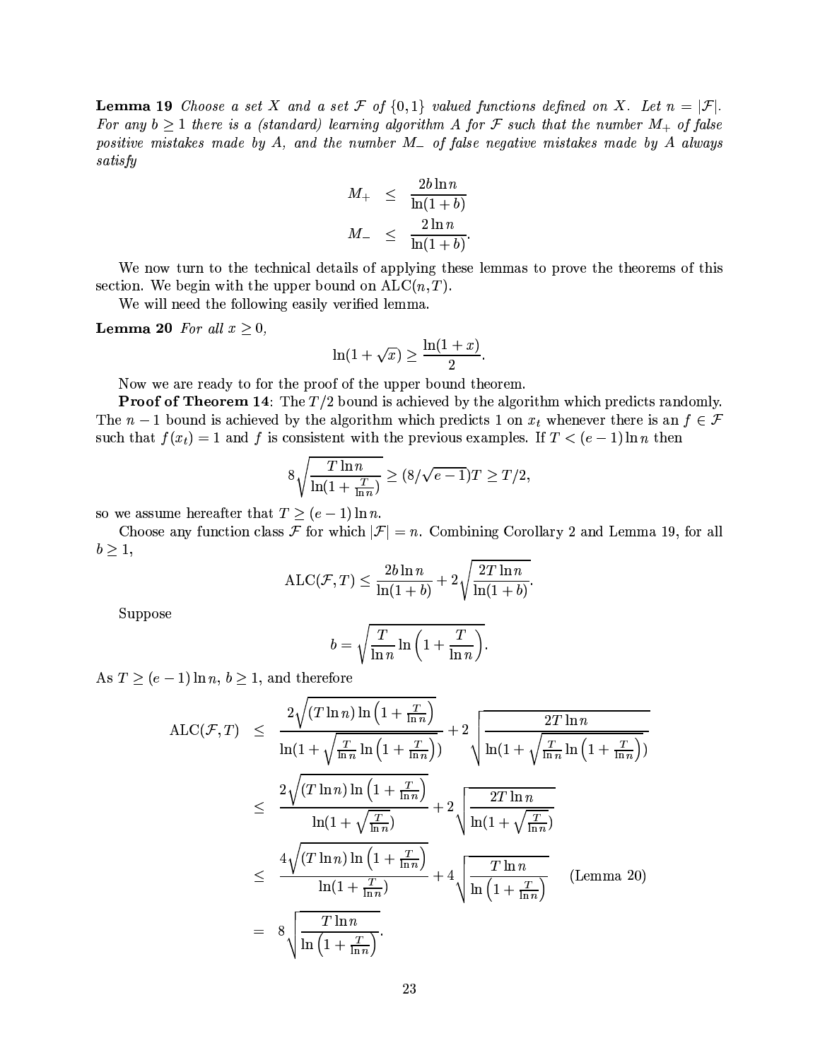**Lemma 19** *Choose a set $X$ and a set $\mathcal{F}$ of $\{0,1\}$ valued functions defined on $X$. Let $n = |\mathcal{F}|$. For any $b \geq 1$ there is a (standard) learning algorithm $A$ for $\mathcal{F}$ such that the number $M_+$ of false positive mistakes made by $A$, and the number $M_-$ of false negative mistakes made by $A$ always satisfy*

$$
\begin{aligned}
M_+ &\leq \frac{2b \ln n}{\ln(1+b)} \\
M_- &\leq \frac{2 \ln n}{\ln(1+b)}.
\end{aligned}
$$

We now turn to the technical details of applying these lemmas to prove the theorems of this section. We begin with the upper bound on $\mathrm{ALC}(n,T)$.

We will need the following easily verified lemma.

**Lemma 20** *For all $x \geq 0$,*

$$\ln(1+\sqrt{x}) \geq \frac{\ln(1+x)}{2}.$$

Now we are ready to for the proof of the upper bound theorem.

**Proof of Theorem 14**: The $T/2$ bound is achieved by the algorithm which predicts randomly. The $n-1$ bound is achieved by the algorithm which predicts 1 on $x_t$ whenever there is an $f \in \mathcal{F}$ such that $f(x_t) = 1$ and $f$ is consistent with the previous examples. If $T < (e-1)\ln n$ then

$$8\sqrt{\frac{T \ln n}{\ln(1+\frac{T}{\ln n})}} \geq (8/\sqrt{e-1})T \geq T/2,$$

so we assume hereafter that $T \geq (e-1)\ln n$.

Choose any function class $\mathcal{F}$ for which $|\mathcal{F}| = n$. Combining Corollary 2 and Lemma 19, for all $b \geq 1$,

$$\mathrm{ALC}(\mathcal{F},T) \leq \frac{2b \ln n}{\ln(1+b)} + 2\sqrt{\frac{2T \ln n}{\ln(1+b)}}.$$

Suppose

$$b = \sqrt{\frac{T}{\ln n} \ln\left(1 + \frac{T}{\ln n}\right)}.$$

As $T \geq (e-1)\ln n$, $b \geq 1$, and therefore

$$
\begin{aligned}
\mathrm{ALC}(\mathcal{F},T) &\leq \frac{2\sqrt{(T \ln n)\ln\left(1+\frac{T}{\ln n}\right)}}{\ln(1+\sqrt{\frac{T}{\ln n}\ln\left(1+\frac{T}{\ln n}\right)})} + 2\sqrt{\frac{2T\ln n}{\ln(1+\sqrt{\frac{T}{\ln n}\ln\left(1+\frac{T}{\ln n}\right)})}} \\
&\leq \frac{2\sqrt{(T \ln n)\ln\left(1+\frac{T}{\ln n}\right)}}{\ln(1+\sqrt{\frac{T}{\ln n}})} + 2\sqrt{\frac{2T\ln n}{\ln(1+\sqrt{\frac{T}{\ln n}})}} \\
&\leq \frac{4\sqrt{(T \ln n)\ln\left(1+\frac{T}{\ln n}\right)}}{\ln(1+\frac{T}{\ln n})} + 4\sqrt{\frac{T\ln n}{\ln\left(1+\frac{T}{\ln n}\right)}} \qquad \text{(Lemma 20)} \\
&= 8\sqrt{\frac{T\ln n}{\ln\left(1+\frac{T}{\ln n}\right)}}.
\end{aligned}
$$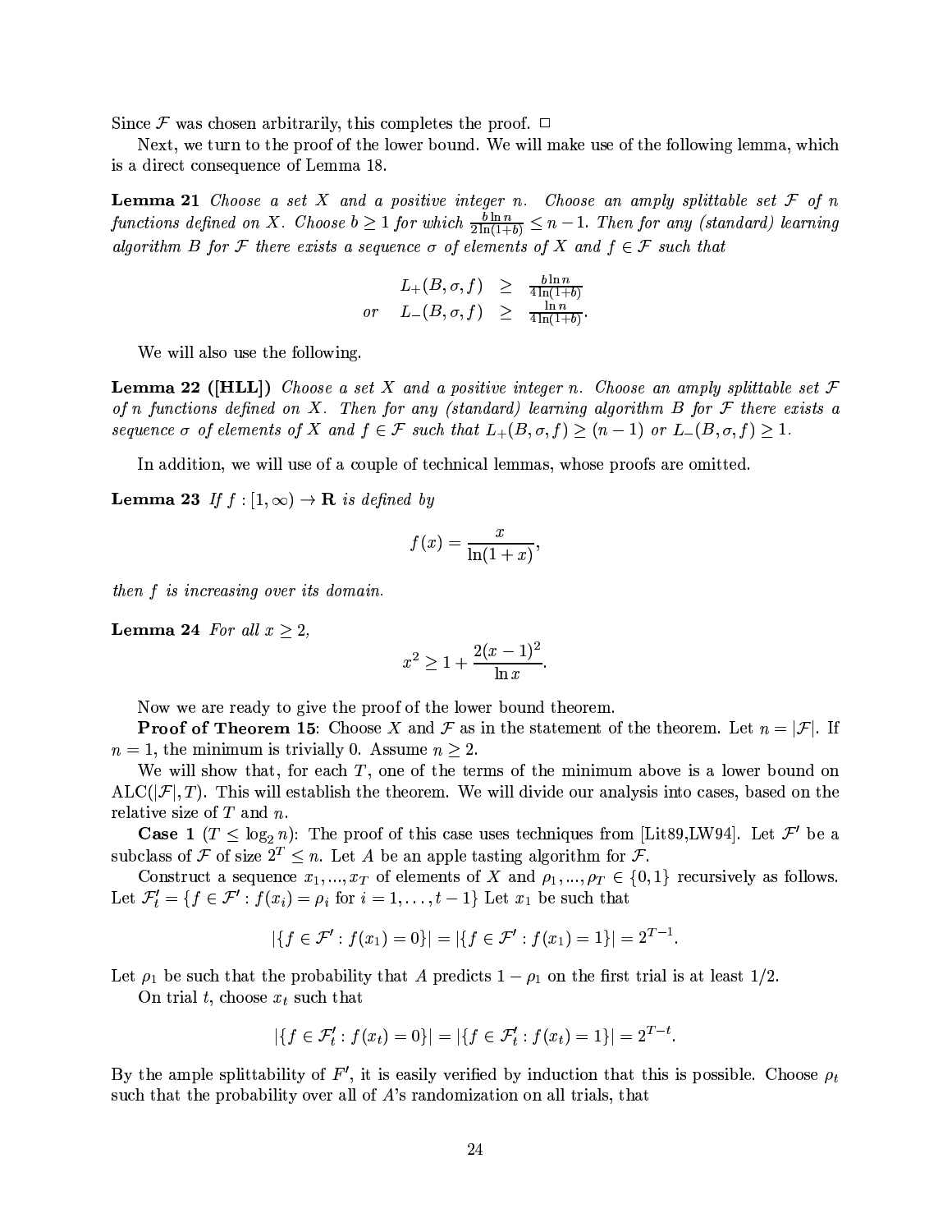Since $\mathcal{F}$ was chosen arbitrarily, this completes the proof. □

Next, we turn to the proof of the lower bound. We will make use of the following lemma, which is a direct consequence of Lemma 18.

**Lemma 21** *Choose a set $X$ and a positive integer $n$. Choose an amply splittable set $\mathcal{F}$ of $n$ functions defined on $X$. Choose $b \geq 1$ for which $\frac{b \ln n}{2 \ln(1+b)} \leq n - 1$. Then for any (standard) learning algorithm $B$ for $\mathcal{F}$ there exists a sequence $\sigma$ of elements of $X$ and $f \in \mathcal{F}$ such that*

$$\begin{array}{rrcl} & L_+(B, \sigma, f) & \geq & \frac{b \ln n}{4 \ln(1+b)} \\ or & L_-(B, \sigma, f) & \geq & \frac{\ln n}{4 \ln(1+b)}. \end{array}$$

We will also use the following.

**Lemma 22 ([HLL])** *Choose a set $X$ and a positive integer $n$. Choose an amply splittable set $\mathcal{F}$ of $n$ functions defined on $X$. Then for any (standard) learning algorithm $B$ for $\mathcal{F}$ there exists a sequence $\sigma$ of elements of $X$ and $f \in \mathcal{F}$ such that $L_+(B, \sigma, f) \geq (n-1)$ or $L_-(B, \sigma, f) \geq 1$.*

In addition, we will use of a couple of technical lemmas, whose proofs are omitted.

**Lemma 23** *If $f : [1, \infty) \to \mathbf{R}$ is defined by*

$$f(x) = \frac{x}{\ln(1+x)},$$

*then $f$ is increasing over its domain.*

**Lemma 24** *For all $x \geq 2$,*

$$x^2 \geq 1 + \frac{2(x-1)^2}{\ln x}.$$

Now we are ready to give the proof of the lower bound theorem.

**Proof of Theorem 15**: Choose $X$ and $\mathcal{F}$ as in the statement of the theorem. Let $n = |\mathcal{F}|$. If $n = 1$, the minimum is trivially 0. Assume $n \geq 2$.

We will show that, for each $T$, one of the terms of the minimum above is a lower bound on $\mathrm{ALC}(|\mathcal{F}|, T)$. This will establish the theorem. We will divide our analysis into cases, based on the relative size of $T$ and $n$.

**Case 1** ($T \leq \log_2 n$): The proof of this case uses techniques from [Lit89,LW94]. Let $\mathcal{F}'$ be a subclass of $\mathcal{F}$ of size $2^T \leq n$. Let $A$ be an apple tasting algorithm for $\mathcal{F}$.

Construct a sequence $x_1, ..., x_T$ of elements of $X$ and $\rho_1, ..., \rho_T \in \{0, 1\}$ recursively as follows. Let $\mathcal{F}'_t = \{f \in \mathcal{F}' : f(x_i) = \rho_i \text{ for } i = 1, \ldots, t-1\}$ Let $x_1$ be such that

$$|\{f \in \mathcal{F}' : f(x_1) = 0\}| = |\{f \in \mathcal{F}' : f(x_1) = 1\}| = 2^{T-1}.$$

Let $\rho_1$ be such that the probability that $A$ predicts $1 - \rho_1$ on the first trial is at least $1/2$.

On trial $t$, choose $x_t$ such that

$$|\{f \in \mathcal{F}'_t : f(x_t) = 0\}| = |\{f \in \mathcal{F}'_t : f(x_t) = 1\}| = 2^{T-t}.$$

By the ample splittability of $F'$, it is easily verified by induction that this is possible. Choose $\rho_t$ such that the probability over all of $A$'s randomization on all trials, that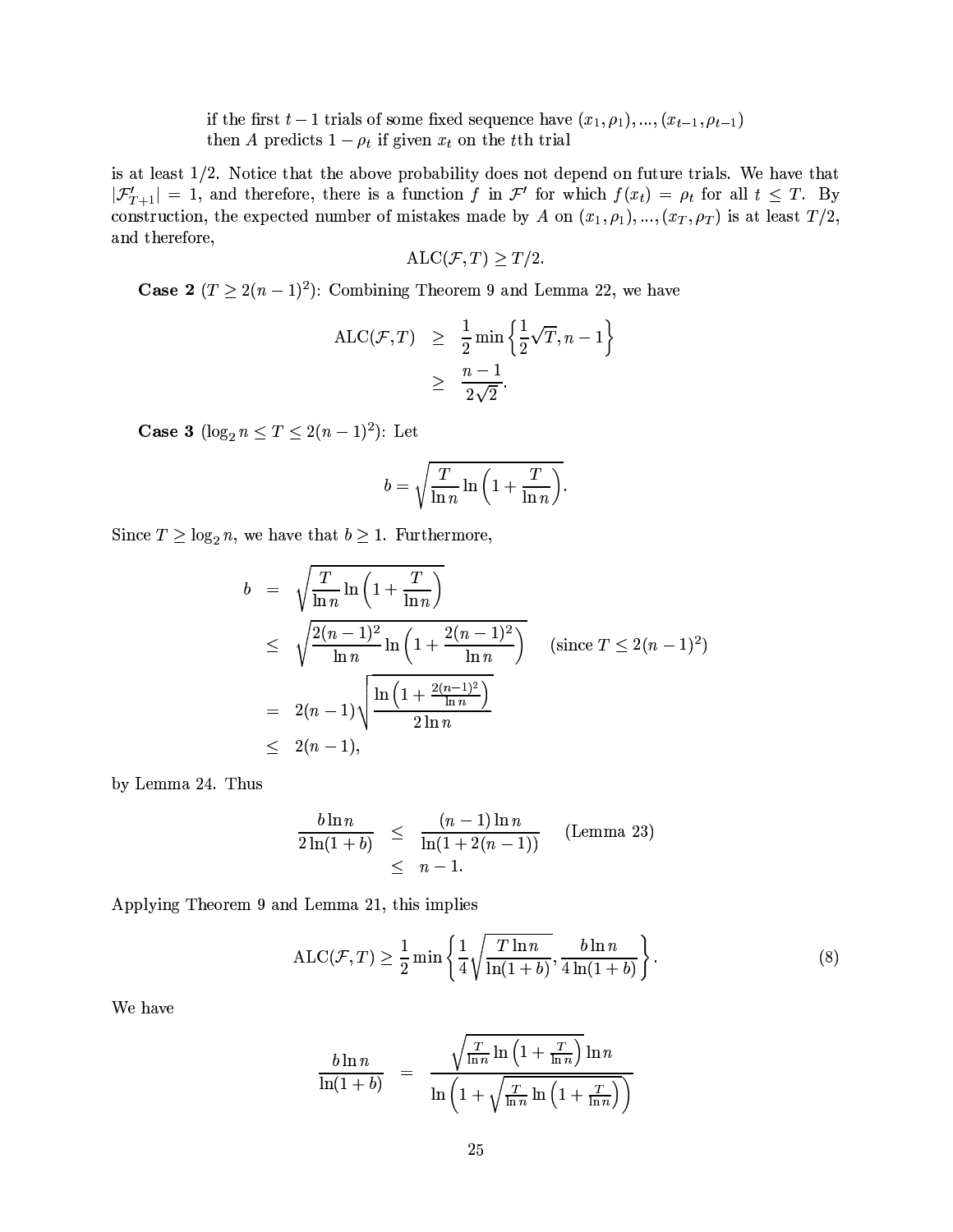if the first $t-1$ trials of some fixed sequence have $(x_1, \rho_1), ..., (x_{t-1}, \rho_{t-1})$
then $A$ predicts $1 - \rho_t$ if given $x_t$ on the $t$th trial

is at least $1/2$. Notice that the above probability does not depend on future trials. We have that $|\mathcal{F}'_{T+1}| = 1$, and therefore, there is a function $f$ in $\mathcal{F}'$ for which $f(x_t) = \rho_t$ for all $t \leq T$. By construction, the expected number of mistakes made by $A$ on $(x_1, \rho_1), ..., (x_T, \rho_T)$ is at least $T/2$, and therefore,

$$\mathrm{ALC}(\mathcal{F}, T) \geq T/2.$$

**Case 2** ($T \geq 2(n-1)^2$): Combining Theorem 9 and Lemma 22, we have

$$\begin{aligned}
\mathrm{ALC}(\mathcal{F}, T) &\geq \frac{1}{2} \min\left\{\frac{1}{2}\sqrt{T}, n-1\right\} \\
&\geq \frac{n-1}{2\sqrt{2}}.
\end{aligned}$$

**Case 3** ($\log_2 n \leq T \leq 2(n-1)^2$): Let

$$b = \sqrt{\frac{T}{\ln n} \ln\left(1 + \frac{T}{\ln n}\right)}.$$

Since $T \geq \log_2 n$, we have that $b \geq 1$. Furthermore,

$$\begin{aligned}
b &= \sqrt{\frac{T}{\ln n} \ln\left(1 + \frac{T}{\ln n}\right)} \\
&\leq \sqrt{\frac{2(n-1)^2}{\ln n} \ln\left(1 + \frac{2(n-1)^2}{\ln n}\right)} \quad \text{(since } T \leq 2(n-1)^2\text{)} \\
&= 2(n-1)\sqrt{\frac{\ln\left(1 + \frac{2(n-1)^2}{\ln n}\right)}{2\ln n}} \\
&\leq 2(n-1),
\end{aligned}$$

by Lemma 24. Thus

$$\begin{aligned}
\frac{b \ln n}{2\ln(1+b)} &\leq \frac{(n-1)\ln n}{\ln(1 + 2(n-1))} \quad \text{(Lemma 23)} \\
&\leq n - 1.
\end{aligned}$$

Applying Theorem 9 and Lemma 21, this implies

$$\mathrm{ALC}(\mathcal{F}, T) \geq \frac{1}{2} \min\left\{\frac{1}{4}\sqrt{\frac{T \ln n}{\ln(1+b)}}, \frac{b \ln n}{4\ln(1+b)}\right\}. \tag{8}$$

We have

$$\frac{b \ln n}{\ln(1+b)} = \frac{\sqrt{\frac{T}{\ln n} \ln\left(1 + \frac{T}{\ln n}\right)} \ln n}{\ln\left(1 + \sqrt{\frac{T}{\ln n} \ln\left(1 + \frac{T}{\ln n}\right)}\right)}$$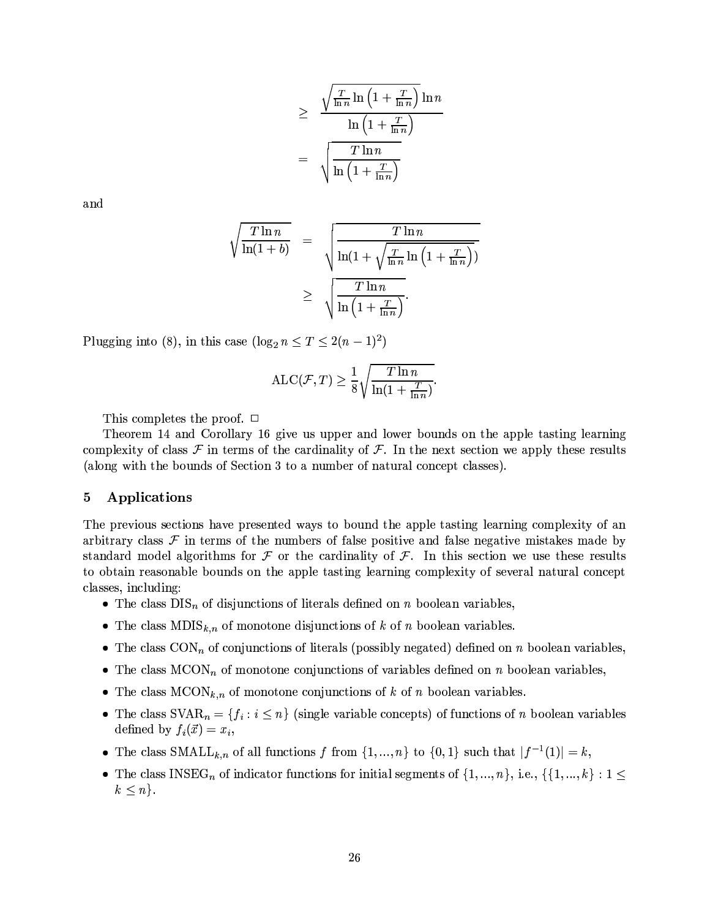$$
\begin{aligned}
&\geq \frac{\sqrt{\frac{T}{\ln n} \ln\left(1 + \frac{T}{\ln n}\right)} \ln n}{\ln\left(1 + \frac{T}{\ln n}\right)} \\
&= \sqrt{\frac{T \ln n}{\ln\left(1 + \frac{T}{\ln n}\right)}}
\end{aligned}
$$

and

$$
\begin{aligned}
\sqrt{\frac{T \ln n}{\ln(1+b)}} &= \sqrt{\frac{T \ln n}{\ln(1 + \sqrt{\frac{T}{\ln n} \ln\left(1 + \frac{T}{\ln n}\right)})}} \\
&\geq \sqrt{\frac{T \ln n}{\ln\left(1 + \frac{T}{\ln n}\right)}}.
\end{aligned}
$$

Plugging into (8), in this case ($\log_2 n \leq T \leq 2(n-1)^2$)

$$
\mathrm{ALC}(\mathcal{F}, T) \geq \frac{1}{8} \sqrt{\frac{T \ln n}{\ln(1 + \frac{T}{\ln n})}}.
$$

This completes the proof. □

Theorem 14 and Corollary 16 give us upper and lower bounds on the apple tasting learning complexity of class $\mathcal{F}$ in terms of the cardinality of $\mathcal{F}$. In the next section we apply these results (along with the bounds of Section 3 to a number of natural concept classes).

## 5 Applications

The previous sections have presented ways to bound the apple tasting learning complexity of an arbitrary class $\mathcal{F}$ in terms of the numbers of false positive and false negative mistakes made by standard model algorithms for $\mathcal{F}$ or the cardinality of $\mathcal{F}$. In this section we use these results to obtain reasonable bounds on the apple tasting learning complexity of several natural concept classes, including:

- The class $\mathrm{DIS}_n$ of disjunctions of literals defined on $n$ boolean variables,
- The class $\mathrm{MDIS}_{k,n}$ of monotone disjunctions of $k$ of $n$ boolean variables.
- The class $\mathrm{CON}_n$ of conjunctions of literals (possibly negated) defined on $n$ boolean variables,
- The class $\mathrm{MCON}_n$ of monotone conjunctions of variables defined on $n$ boolean variables,
- The class $\mathrm{MCON}_{k,n}$ of monotone conjunctions of $k$ of $n$ boolean variables.
- The class $\mathrm{SVAR}_n = \{f_i : i \leq n\}$ (single variable concepts) of functions of $n$ boolean variables defined by $f_i(\vec{x}) = x_i$,
- The class $\mathrm{SMALL}_{k,n}$ of all functions $f$ from $\{1, ..., n\}$ to $\{0, 1\}$ such that $|f^{-1}(1)| = k$,
- The class $\mathrm{INSEG}_n$ of indicator functions for initial segments of $\{1, ..., n\}$, i.e., $\{\{1, ..., k\} : 1 \leq k \leq n\}$.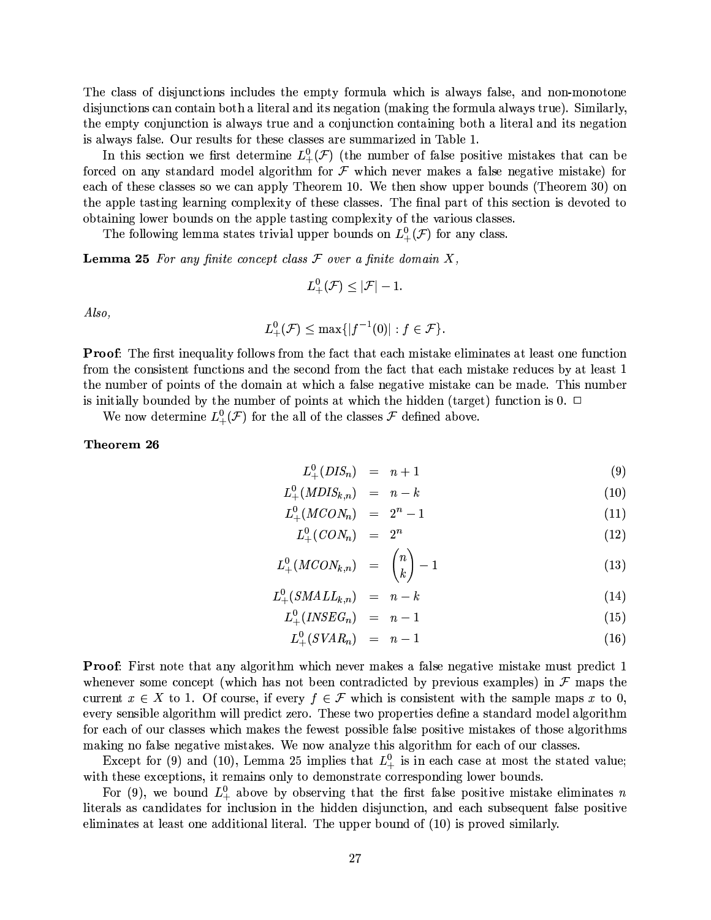The class of disjunctions includes the empty formula which is always false, and non-monotone disjunctions can contain both a literal and its negation (making the formula always true). Similarly, the empty conjunction is always true and a conjunction containing both a literal and its negation is always false. Our results for these classes are summarized in Table 1.

In this section we first determine $L^0_+(\mathcal{F})$ (the number of false positive mistakes that can be forced on any standard model algorithm for $\mathcal{F}$ which never makes a false negative mistake) for each of these classes so we can apply Theorem 10. We then show upper bounds (Theorem 30) on the apple tasting learning complexity of these classes. The final part of this section is devoted to obtaining lower bounds on the apple tasting complexity of the various classes.

The following lemma states trivial upper bounds on $L^0_+(\mathcal{F})$ for any class.

**Lemma 25** *For any finite concept class $\mathcal{F}$ over a finite domain $X$,*

$$L^0_+(\mathcal{F}) \leq |\mathcal{F}| - 1.$$

*Also,*

$$L^0_+(\mathcal{F}) \leq \max\{|f^{-1}(0)| : f \in \mathcal{F}\}.$$

**Proof**: The first inequality follows from the fact that each mistake eliminates at least one function from the consistent functions and the second from the fact that each mistake reduces by at least 1 the number of points of the domain at which a false negative mistake can be made. This number is initially bounded by the number of points at which the hidden (target) function is 0. □

We now determine $L^0_+(\mathcal{F})$ for the all of the classes $\mathcal{F}$ defined above.

**Theorem 26**

$$L^0_+(DIS_n) = n+1 \tag{9}$$

$$L^0_+(MDIS_{k,n}) = n-k \tag{10}$$

$$L^0_+(MCON_n) = 2^n - 1 \tag{11}$$

$$L^0_+(CON_n) = 2^n \tag{12}$$

$$L^0_+(MCON_{k,n}) = \binom{n}{k} - 1 \tag{13}$$

$$L^0_+(SMALL_{k,n}) = n-k \tag{14}$$

$$L^0_+(INSEG_n) = n-1 \tag{15}$$

$$L^0_+(SVAR_n) = n-1 \tag{16}$$

**Proof**: First note that any algorithm which never makes a false negative mistake must predict 1 whenever some concept (which has not been contradicted by previous examples) in $\mathcal{F}$ maps the current $x \in X$ to 1. Of course, if every $f \in \mathcal{F}$ which is consistent with the sample maps $x$ to 0, every sensible algorithm will predict zero. These two properties define a standard model algorithm for each of our classes which makes the fewest possible false positive mistakes of those algorithms making no false negative mistakes. We now analyze this algorithm for each of our classes.

Except for (9) and (10), Lemma 25 implies that $L^0_+$ is in each case at most the stated value; with these exceptions, it remains only to demonstrate corresponding lower bounds.

For (9), we bound $L^0_+$ above by observing that the first false positive mistake eliminates $n$ literals as candidates for inclusion in the hidden disjunction, and each subsequent false positive eliminates at least one additional literal. The upper bound of (10) is proved similarly.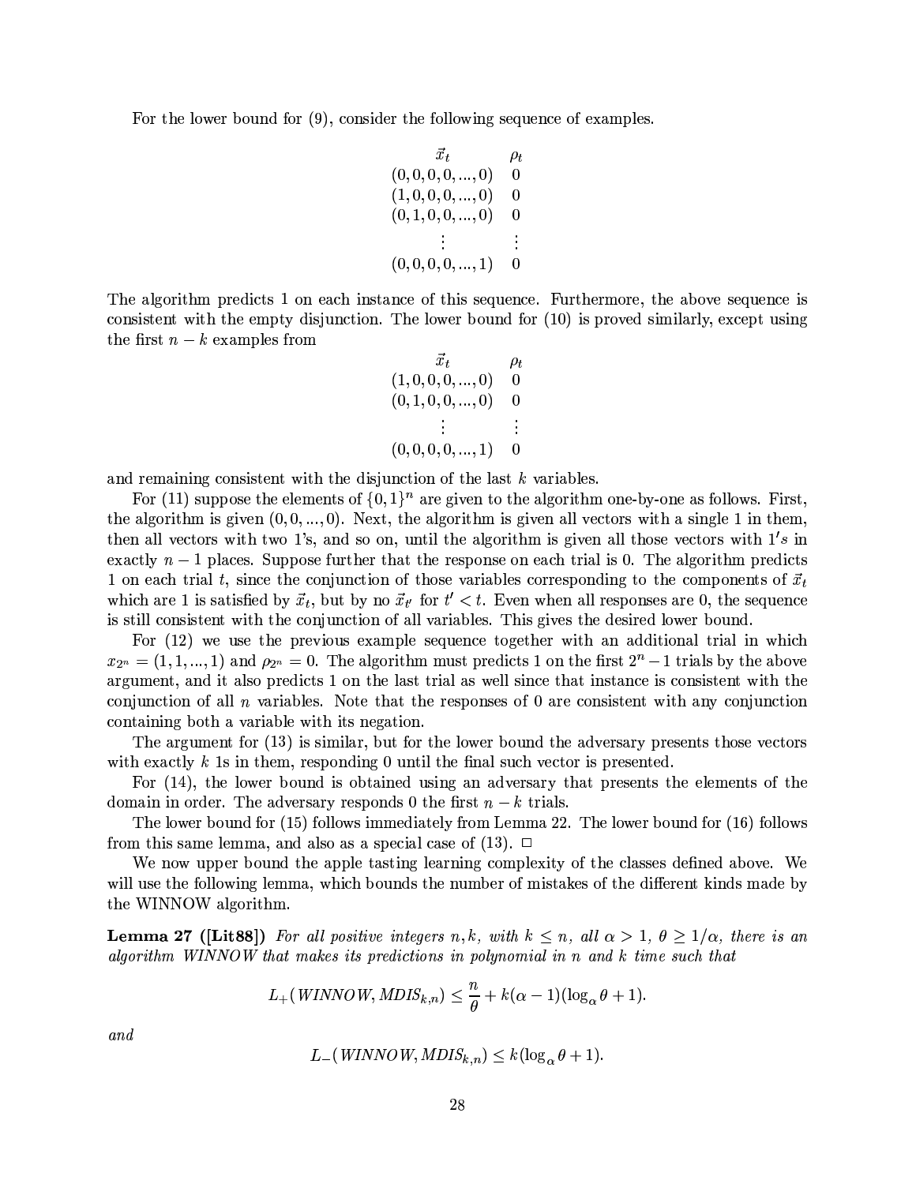For the lower bound for (9), consider the following sequence of examples.

| $\vec{x}_t$ | $\rho_t$ |
|---|---|
| $(0,0,0,0,...,0)$ | 0 |
| $(1,0,0,0,...,0)$ | 0 |
| $(0,1,0,0,...,0)$ | 0 |
| $\vdots$ | $\vdots$ |
| $(0,0,0,0,...,1)$ | 0 |

The algorithm predicts 1 on each instance of this sequence. Furthermore, the above sequence is consistent with the empty disjunction. The lower bound for (10) is proved similarly, except using the first $n-k$ examples from

| $\vec{x}_t$ | $\rho_t$ |
|---|---|
| $(1,0,0,0,...,0)$ | 0 |
| $(0,1,0,0,...,0)$ | 0 |
| $\vdots$ | $\vdots$ |
| $(0,0,0,0,...,1)$ | 0 |

and remaining consistent with the disjunction of the last $k$ variables.

For (11) suppose the elements of $\{0,1\}^n$ are given to the algorithm one-by-one as follows. First, the algorithm is given $(0,0,...,0)$. Next, the algorithm is given all vectors with a single 1 in them, then all vectors with two 1's, and so on, until the algorithm is given all those vectors with $1's$ in exactly $n-1$ places. Suppose further that the response on each trial is 0. The algorithm predicts 1 on each trial $t$, since the conjunction of those variables corresponding to the components of $\vec{x}_t$ which are 1 is satisfied by $\vec{x}_t$, but by no $\vec{x}_{t'}$ for $t' < t$. Even when all responses are 0, the sequence is still consistent with the conjunction of all variables. This gives the desired lower bound.

For (12) we use the previous example sequence together with an additional trial in which $x_{2^n} = (1,1,...,1)$ and $\rho_{2^n} = 0$. The algorithm must predicts 1 on the first $2^n - 1$ trials by the above argument, and it also predicts 1 on the last trial as well since that instance is consistent with the conjunction of all $n$ variables. Note that the responses of 0 are consistent with any conjunction containing both a variable with its negation.

The argument for (13) is similar, but for the lower bound the adversary presents those vectors with exactly $k$ 1s in them, responding 0 until the final such vector is presented.

For (14), the lower bound is obtained using an adversary that presents the elements of the domain in order. The adversary responds 0 the first $n-k$ trials.

The lower bound for (15) follows immediately from Lemma 22. The lower bound for (16) follows from this same lemma, and also as a special case of (13). $\square$

We now upper bound the apple tasting learning complexity of the classes defined above. We will use the following lemma, which bounds the number of mistakes of the different kinds made by the WINNOW algorithm.

**Lemma 27 ([Lit88])** *For all positive integers $n, k$, with $k \leq n$, all $\alpha > 1$, $\theta \geq 1/\alpha$, there is an algorithm WINNOW that makes its predictions in polynomial in $n$ and $k$ time such that*

$$L_+(\mathit{WINNOW}, \mathit{MDIS}_{k,n}) \leq \frac{n}{\theta} + k(\alpha - 1)(\log_\alpha \theta + 1).$$

*and*

$$L_-(\mathit{WINNOW}, \mathit{MDIS}_{k,n}) \leq k(\log_\alpha \theta + 1).$$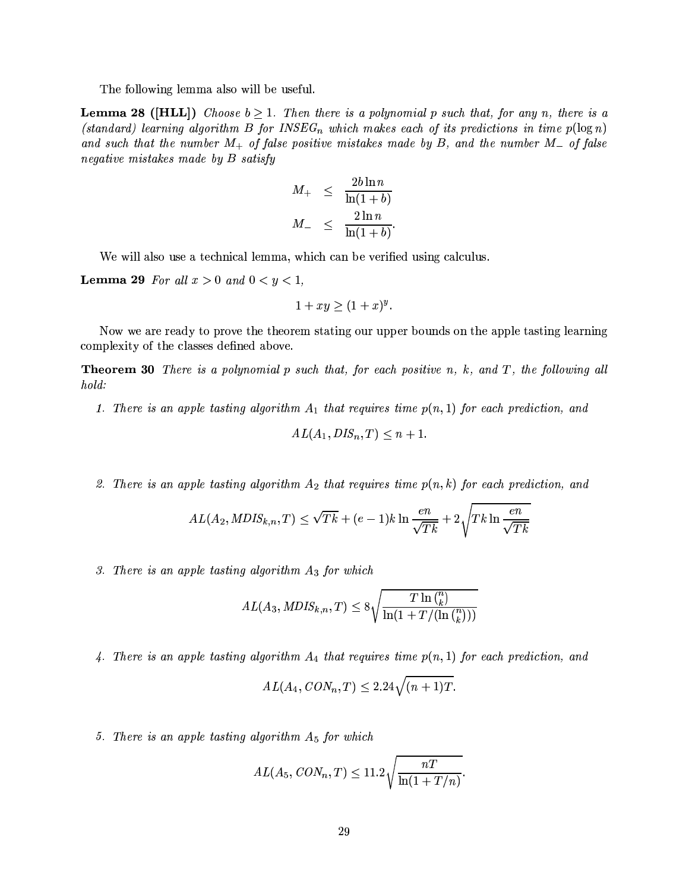The following lemma also will be useful.

**Lemma 28 ([HLL])** *Choose $b \geq 1$. Then there is a polynomial $p$ such that, for any $n$, there is a (standard) learning algorithm $B$ for $INSEG_n$ which makes each of its predictions in time $p(\log n)$ and such that the number $M_+$ of false positive mistakes made by $B$, and the number $M_-$ of false negative mistakes made by $B$ satisfy*

$$
\begin{aligned}
M_+ &\leq \frac{2b \ln n}{\ln(1+b)} \\
M_- &\leq \frac{2 \ln n}{\ln(1+b)}.
\end{aligned}
$$

We will also use a technical lemma, which can be verified using calculus.

**Lemma 29** *For all $x > 0$ and $0 < y < 1$,*

$$1 + xy \geq (1+x)^y.$$

Now we are ready to prove the theorem stating our upper bounds on the apple tasting learning complexity of the classes defined above.

**Theorem 30** *There is a polynomial $p$ such that, for each positive $n$, $k$, and $T$, the following all hold:*

1. *There is an apple tasting algorithm $A_1$ that requires time $p(n, 1)$ for each prediction, and*

$$AL(A_1, DIS_n, T) \leq n + 1.$$

2. *There is an apple tasting algorithm $A_2$ that requires time $p(n, k)$ for each prediction, and*

$$AL(A_2, MDIS_{k,n}, T) \leq \sqrt{Tk} + (e-1)k \ln \frac{en}{\sqrt{Tk}} + 2\sqrt{Tk \ln \frac{en}{\sqrt{Tk}}}$$

3. *There is an apple tasting algorithm $A_3$ for which*

$$AL(A_3, MDIS_{k,n}, T) \leq 8\sqrt{\frac{T \ln \binom{n}{k}}{\ln(1 + T/(\ln \binom{n}{k}))}}$$

4. *There is an apple tasting algorithm $A_4$ that requires time $p(n, 1)$ for each prediction, and*

$$AL(A_4, CON_n, T) \leq 2.24\sqrt{(n+1)T}.$$

5. *There is an apple tasting algorithm $A_5$ for which*

$$AL(A_5, CON_n, T) \leq 11.2\sqrt{\frac{nT}{\ln(1 + T/n)}}.$$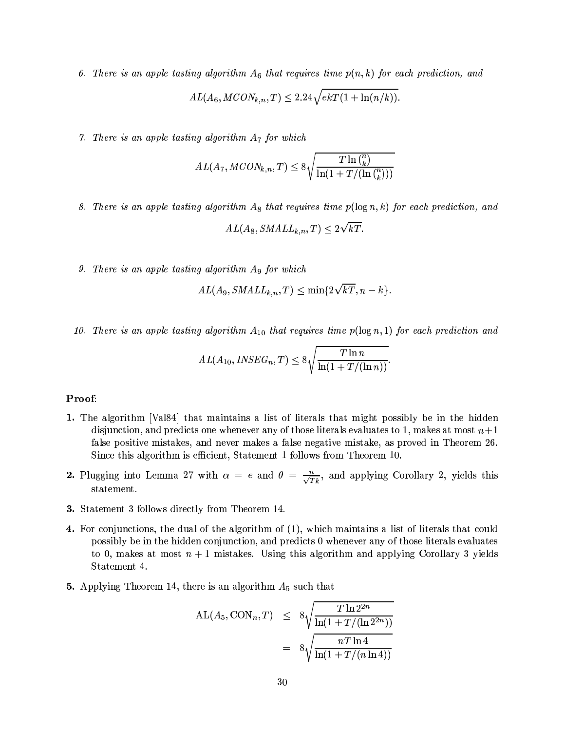6. *There is an apple tasting algorithm $A_6$ that requires time $p(n,k)$ for each prediction, and*

$$AL(A_6, MCON_{k,n}, T) \leq 2.24\sqrt{ekT(1 + \ln(n/k))}.$$

7. *There is an apple tasting algorithm $A_7$ for which*

$$AL(A_7, MCON_{k,n}, T) \leq 8\sqrt{\frac{T \ln \binom{n}{k}}{\ln(1 + T/(\ln \binom{n}{k}))}}$$

8. *There is an apple tasting algorithm $A_8$ that requires time $p(\log n, k)$ for each prediction, and*

$$AL(A_8, SMALL_{k,n}, T) \leq 2\sqrt{kT}.$$

9. *There is an apple tasting algorithm $A_9$ for which*

$$AL(A_9, SMALL_{k,n}, T) \leq \min\{2\sqrt{kT}, n - k\}.$$

10. *There is an apple tasting algorithm $A_{10}$ that requires time $p(\log n, 1)$ for each prediction and*

$$AL(A_{10}, INSEG_n, T) \leq 8\sqrt{\frac{T \ln n}{\ln(1 + T/(\ln n))}}.$$

**Proof**:

**1.** The algorithm [Val84] that maintains a list of literals that might possibly be in the hidden disjunction, and predicts one whenever any of those literals evaluates to 1, makes at most $n+1$ false positive mistakes, and never makes a false negative mistake, as proved in Theorem 26. Since this algorithm is efficient, Statement 1 follows from Theorem 10.

**2.** Plugging into Lemma 27 with $\alpha = e$ and $\theta = \frac{n}{\sqrt{Tk}}$, and applying Corollary 2, yields this statement.

**3.** Statement 3 follows directly from Theorem 14.

**4.** For conjunctions, the dual of the algorithm of (1), which maintains a list of literals that could possibly be in the hidden conjunction, and predicts 0 whenever any of those literals evaluates to 0, makes at most $n+1$ mistakes. Using this algorithm and applying Corollary 3 yields Statement 4.

**5.** Applying Theorem 14, there is an algorithm $A_5$ such that

$$\begin{aligned}
\mathrm{AL}(A_5, \mathrm{CON}_n, T) &\leq 8\sqrt{\frac{T \ln 2^{2n}}{\ln(1 + T/(\ln 2^{2n}))}} \\
&= 8\sqrt{\frac{nT \ln 4}{\ln(1 + T/(n \ln 4))}}
\end{aligned}$$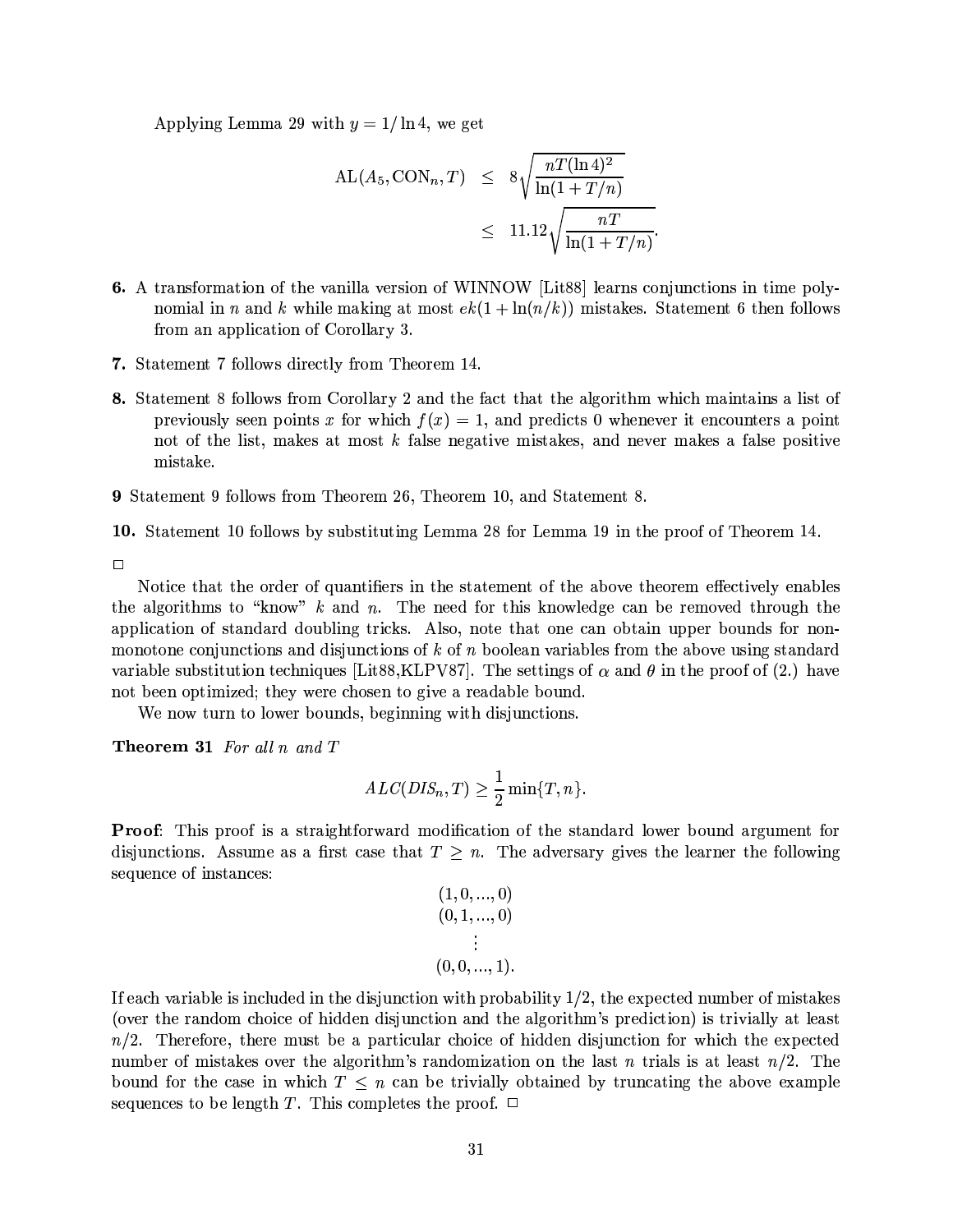Applying Lemma 29 with $y = 1/\ln 4$, we get

$$
\begin{aligned}
\mathrm{AL}(A_5, \mathrm{CON}_n, T) &\leq 8\sqrt{\frac{nT(\ln 4)^2}{\ln(1+T/n)}} \\
&\leq 11.12\sqrt{\frac{nT}{\ln(1+T/n)}}.
\end{aligned}
$$

**6.** A transformation of the vanilla version of WINNOW [Lit88] learns conjunctions in time polynomial in $n$ and $k$ while making at most $ek(1 + \ln(n/k))$ mistakes. Statement 6 then follows from an application of Corollary 3.

**7.** Statement 7 follows directly from Theorem 14.

**8.** Statement 8 follows from Corollary 2 and the fact that the algorithm which maintains a list of previously seen points $x$ for which $f(x) = 1$, and predicts 0 whenever it encounters a point not of the list, makes at most $k$ false negative mistakes, and never makes a false positive mistake.

**9** Statement 9 follows from Theorem 26, Theorem 10, and Statement 8.

**10.** Statement 10 follows by substituting Lemma 28 for Lemma 19 in the proof of Theorem 14.

□

Notice that the order of quantifiers in the statement of the above theorem effectively enables the algorithms to "know" $k$ and $n$. The need for this knowledge can be removed through the application of standard doubling tricks. Also, note that one can obtain upper bounds for non-monotone conjunctions and disjunctions of $k$ of $n$ boolean variables from the above using standard variable substitution techniques [Lit88,KLPV87]. The settings of $\alpha$ and $\theta$ in the proof of (2.) have not been optimized; they were chosen to give a readable bound.

We now turn to lower bounds, beginning with disjunctions.

**Theorem 31** *For all $n$ and $T$*

$$
ALC(DIS_n, T) \geq \frac{1}{2}\min\{T, n\}.
$$

**Proof**: This proof is a straightforward modification of the standard lower bound argument for disjunctions. Assume as a first case that $T \geq n$. The adversary gives the learner the following sequence of instances:

$$
\begin{gathered}
(1, 0, ..., 0) \\
(0, 1, ..., 0) \\
\vdots \\
(0, 0, ..., 1).
\end{gathered}
$$

If each variable is included in the disjunction with probability $1/2$, the expected number of mistakes (over the random choice of hidden disjunction and the algorithm's prediction) is trivially at least $n/2$. Therefore, there must be a particular choice of hidden disjunction for which the expected number of mistakes over the algorithm's randomization on the last $n$ trials is at least $n/2$. The bound for the case in which $T \leq n$ can be trivially obtained by truncating the above example sequences to be length $T$. This completes the proof. □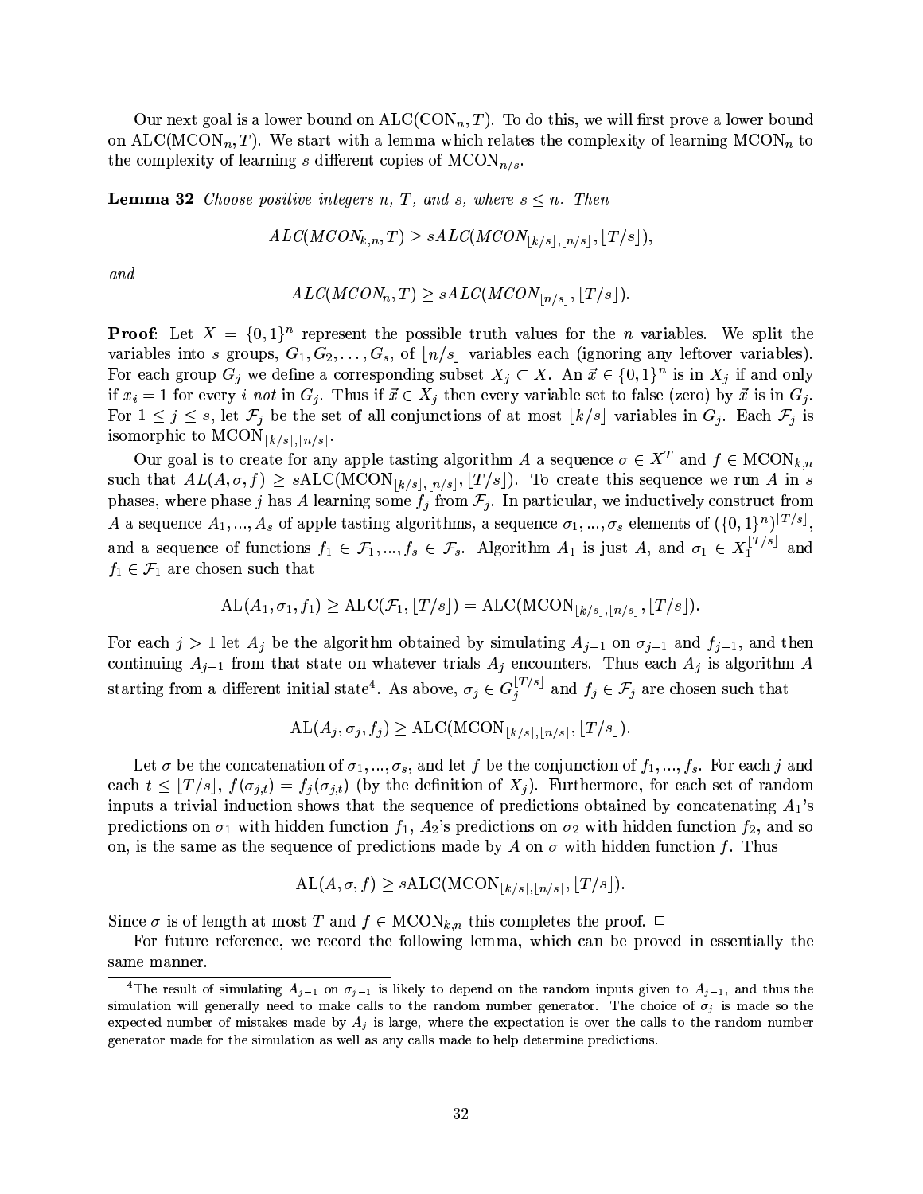Our next goal is a lower bound on $\text{ALC}(\text{CON}_n, T)$. To do this, we will first prove a lower bound on $\text{ALC}(\text{MCON}_n, T)$. We start with a lemma which relates the complexity of learning $\text{MCON}_n$ to the complexity of learning $s$ different copies of $\text{MCON}_{n/s}$.

**Lemma 32** *Choose positive integers $n$, $T$, and $s$, where $s \leq n$. Then*

$$ALC(MCON_{k,n}, T) \geq sALC(MCON_{\lfloor k/s \rfloor, \lfloor n/s \rfloor}, \lfloor T/s \rfloor),$$

*and*

$$ALC(MCON_n, T) \geq sALC(MCON_{\lfloor n/s \rfloor}, \lfloor T/s \rfloor).$$

**Proof**: Let $X = \{0,1\}^n$ represent the possible truth values for the $n$ variables. We split the variables into $s$ groups, $G_1, G_2, \ldots, G_s$, of $\lfloor n/s \rfloor$ variables each (ignoring any leftover variables). For each group $G_j$ we define a corresponding subset $X_j \subset X$. An $\vec{x} \in \{0,1\}^n$ is in $X_j$ if and only if $x_i = 1$ for every $i$ *not* in $G_j$. Thus if $\vec{x} \in X_j$ then every variable set to false (zero) by $\vec{x}$ is in $G_j$. For $1 \leq j \leq s$, let $\mathcal{F}_j$ be the set of all conjunctions of at most $\lfloor k/s \rfloor$ variables in $G_j$. Each $\mathcal{F}_j$ is isomorphic to $\text{MCON}_{\lfloor k/s \rfloor, \lfloor n/s \rfloor}$.

Our goal is to create for any apple tasting algorithm $A$ a sequence $\sigma \in X^T$ and $f \in \text{MCON}_{k,n}$ such that $AL(A, \sigma, f) \geq s\text{ALC}(\text{MCON}_{\lfloor k/s \rfloor, \lfloor n/s \rfloor}, \lfloor T/s \rfloor)$. To create this sequence we run $A$ in $s$ phases, where phase $j$ has $A$ learning some $f_j$ from $\mathcal{F}_j$. In particular, we inductively construct from $A$ a sequence $A_1, ..., A_s$ of apple tasting algorithms, a sequence $\sigma_1, ..., \sigma_s$ elements of $(\{0,1\}^n)^{\lfloor T/s \rfloor}$, and a sequence of functions $f_1 \in \mathcal{F}_1, ..., f_s \in \mathcal{F}_s$. Algorithm $A_1$ is just $A$, and $\sigma_1 \in X_1^{\lfloor T/s \rfloor}$ and $f_1 \in \mathcal{F}_1$ are chosen such that

$$\text{AL}(A_1, \sigma_1, f_1) \geq \text{ALC}(\mathcal{F}_1, \lfloor T/s \rfloor) = \text{ALC}(\text{MCON}_{\lfloor k/s \rfloor, \lfloor n/s \rfloor}, \lfloor T/s \rfloor).$$

For each $j > 1$ let $A_j$ be the algorithm obtained by simulating $A_{j-1}$ on $\sigma_{j-1}$ and $f_{j-1}$, and then continuing $A_{j-1}$ from that state on whatever trials $A_j$ encounters. Thus each $A_j$ is algorithm $A$ starting from a different initial state[4]. As above, $\sigma_j \in G_j^{\lfloor T/s \rfloor}$ and $f_j \in \mathcal{F}_j$ are chosen such that

$$\text{AL}(A_j, \sigma_j, f_j) \geq \text{ALC}(\text{MCON}_{\lfloor k/s \rfloor, \lfloor n/s \rfloor}, \lfloor T/s \rfloor).$$

Let $\sigma$ be the concatenation of $\sigma_1, ..., \sigma_s$, and let $f$ be the conjunction of $f_1, ..., f_s$. For each $j$ and each $t \leq \lfloor T/s \rfloor$, $f(\sigma_{j,t}) = f_j(\sigma_{j,t})$ (by the definition of $X_j$). Furthermore, for each set of random inputs a trivial induction shows that the sequence of predictions obtained by concatenating $A_1$'s predictions on $\sigma_1$ with hidden function $f_1$, $A_2$'s predictions on $\sigma_2$ with hidden function $f_2$, and so on, is the same as the sequence of predictions made by $A$ on $\sigma$ with hidden function $f$. Thus

$$\text{AL}(A, \sigma, f) \geq s\text{ALC}(\text{MCON}_{\lfloor k/s \rfloor, \lfloor n/s \rfloor}, \lfloor T/s \rfloor).$$

Since $\sigma$ is of length at most $T$ and $f \in \text{MCON}_{k,n}$ this completes the proof. $\square$

For future reference, we record the following lemma, which can be proved in essentially the same manner.

[4] The result of simulating $A_{j-1}$ on $\sigma_{j-1}$ is likely to depend on the random inputs given to $A_{j-1}$, and thus the simulation will generally need to make calls to the random number generator. The choice of $\sigma_j$ is made so the expected number of mistakes made by $A_j$ is large, where the expectation is over the calls to the random number generator made for the simulation as well as any calls made to help determine predictions.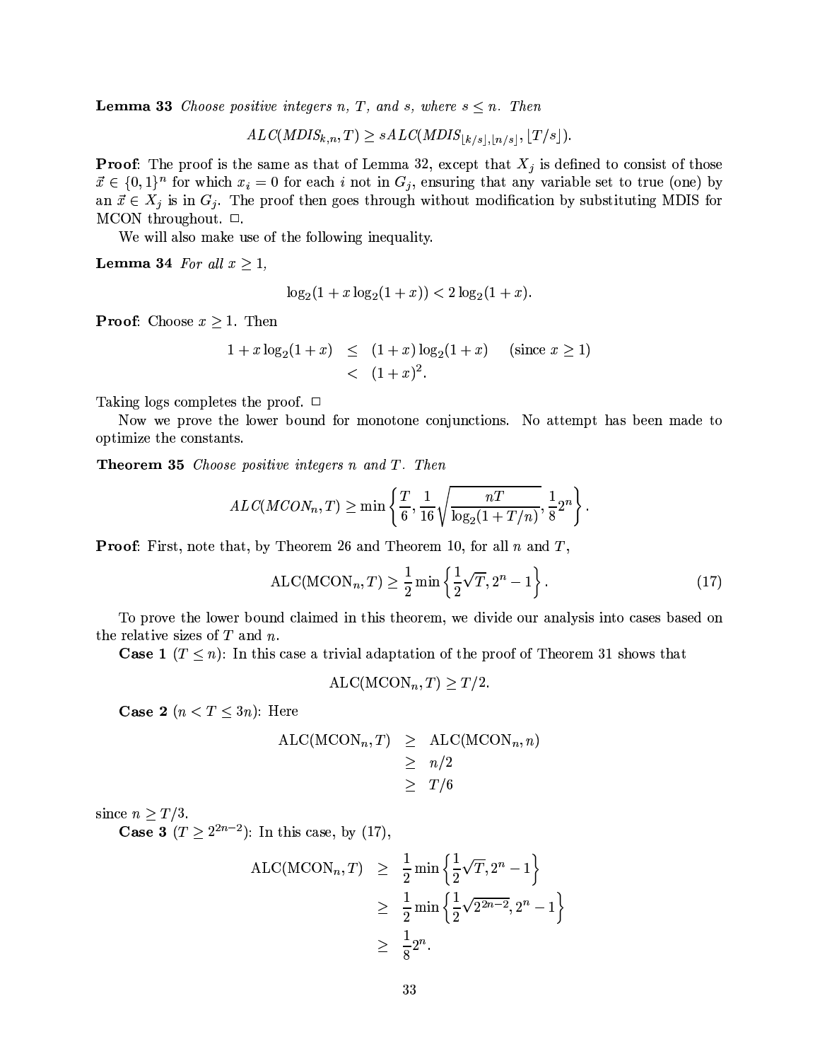**Lemma 33** *Choose positive integers $n$, $T$, and $s$, where $s \leq n$. Then*

$$ALC(MDIS_{k,n}, T) \geq s ALC(MDIS_{\lfloor k/s \rfloor, \lfloor n/s \rfloor}, \lfloor T/s \rfloor).$$

**Proof**: The proof is the same as that of Lemma 32, except that $X_j$ is defined to consist of those $\vec{x} \in \{0,1\}^n$ for which $x_i = 0$ for each $i$ not in $G_j$, ensuring that any variable set to true (one) by an $\vec{x} \in X_j$ is in $G_j$. The proof then goes through without modification by substituting MDIS for MCON throughout. □.

We will also make use of the following inequality.

**Lemma 34** *For all $x \geq 1$,*

$$\log_2(1 + x \log_2(1+x)) < 2 \log_2(1+x).$$

**Proof**: Choose $x \geq 1$. Then

$$\begin{aligned} 1 + x \log_2(1+x) &\leq (1+x)\log_2(1+x) \quad \text{(since } x \geq 1\text{)} \\ &< (1+x)^2. \end{aligned}$$

Taking logs completes the proof. □

Now we prove the lower bound for monotone conjunctions. No attempt has been made to optimize the constants.

**Theorem 35** *Choose positive integers $n$ and $T$. Then*

$$ALC(MCON_n, T) \geq \min\left\{\frac{T}{6}, \frac{1}{16}\sqrt{\frac{nT}{\log_2(1+T/n)}}, \frac{1}{8}2^n\right\}.$$

**Proof**: First, note that, by Theorem 26 and Theorem 10, for all $n$ and $T$,

$$\text{ALC}(\text{MCON}_n, T) \geq \frac{1}{2}\min\left\{\frac{1}{2}\sqrt{T}, 2^n - 1\right\}. \tag{17}$$

To prove the lower bound claimed in this theorem, we divide our analysis into cases based on the relative sizes of $T$ and $n$.

**Case 1** ($T \leq n$): In this case a trivial adaptation of the proof of Theorem 31 shows that

$$\text{ALC}(\text{MCON}_n, T) \geq T/2.$$

**Case 2** ($n < T \leq 3n$): Here

$$\begin{aligned} \text{ALC}(\text{MCON}_n, T) &\geq \text{ALC}(\text{MCON}_n, n) \\ &\geq n/2 \\ &\geq T/6 \end{aligned}$$

since $n \geq T/3$.

**Case 3** ($T \geq 2^{2n-2}$): In this case, by (17),

$$\begin{aligned} \text{ALC}(\text{MCON}_n, T) &\geq \frac{1}{2}\min\left\{\frac{1}{2}\sqrt{T}, 2^n - 1\right\} \\ &\geq \frac{1}{2}\min\left\{\frac{1}{2}\sqrt{2^{2n-2}}, 2^n - 1\right\} \\ &\geq \frac{1}{8}2^n. \end{aligned}$$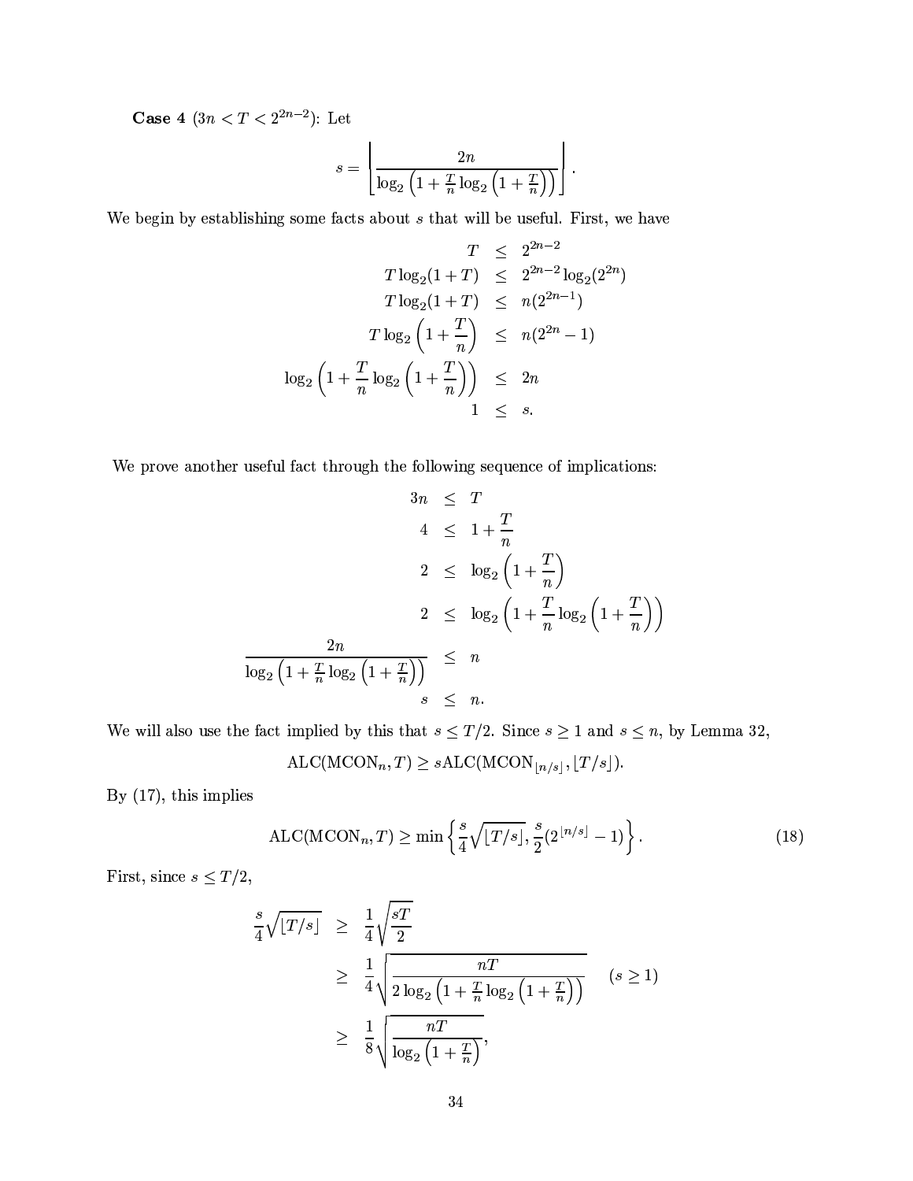**Case 4** ($3n < T < 2^{2n-2}$): Let

$$s = \left\lfloor \frac{2n}{\log_2\left(1 + \frac{T}{n}\log_2\left(1 + \frac{T}{n}\right)\right)} \right\rfloor.$$

We begin by establishing some facts about $s$ that will be useful. First, we have

$$\begin{aligned}
T &\leq 2^{2n-2} \\
T\log_2(1+T) &\leq 2^{2n-2}\log_2(2^{2n}) \\
T\log_2(1+T) &\leq n(2^{2n-1}) \\
T\log_2\left(1+\frac{T}{n}\right) &\leq n(2^{2n}-1) \\
\log_2\left(1+\frac{T}{n}\log_2\left(1+\frac{T}{n}\right)\right) &\leq 2n \\
1 &\leq s.
\end{aligned}$$

We prove another useful fact through the following sequence of implications:

$$\begin{aligned}
3n &\leq T \\
4 &\leq 1 + \frac{T}{n} \\
2 &\leq \log_2\left(1+\frac{T}{n}\right) \\
2 &\leq \log_2\left(1+\frac{T}{n}\log_2\left(1+\frac{T}{n}\right)\right) \\
\frac{2n}{\log_2\left(1+\frac{T}{n}\log_2\left(1+\frac{T}{n}\right)\right)} &\leq n \\
s &\leq n.
\end{aligned}$$

We will also use the fact implied by this that $s \leq T/2$. Since $s \geq 1$ and $s \leq n$, by Lemma 32,

$$\text{ALC}(\text{MCON}_n, T) \geq s\text{ALC}(\text{MCON}_{\lfloor n/s \rfloor}, \lfloor T/s \rfloor).$$

By (17), this implies

$$\text{ALC}(\text{MCON}_n, T) \geq \min\left\{\frac{s}{4}\sqrt{\lfloor T/s \rfloor}, \frac{s}{2}(2^{\lfloor n/s \rfloor} - 1)\right\}. \tag{18}$$

First, since $s \leq T/2$,

$$\begin{aligned}
\frac{s}{4}\sqrt{\lfloor T/s \rfloor} &\geq \frac{1}{4}\sqrt{\frac{sT}{2}} \\
&\geq \frac{1}{4}\sqrt{\frac{nT}{2\log_2\left(1+\frac{T}{n}\log_2\left(1+\frac{T}{n}\right)\right)}} \quad (s \geq 1) \\
&\geq \frac{1}{8}\sqrt{\frac{nT}{\log_2\left(1+\frac{T}{n}\right)}},
\end{aligned}$$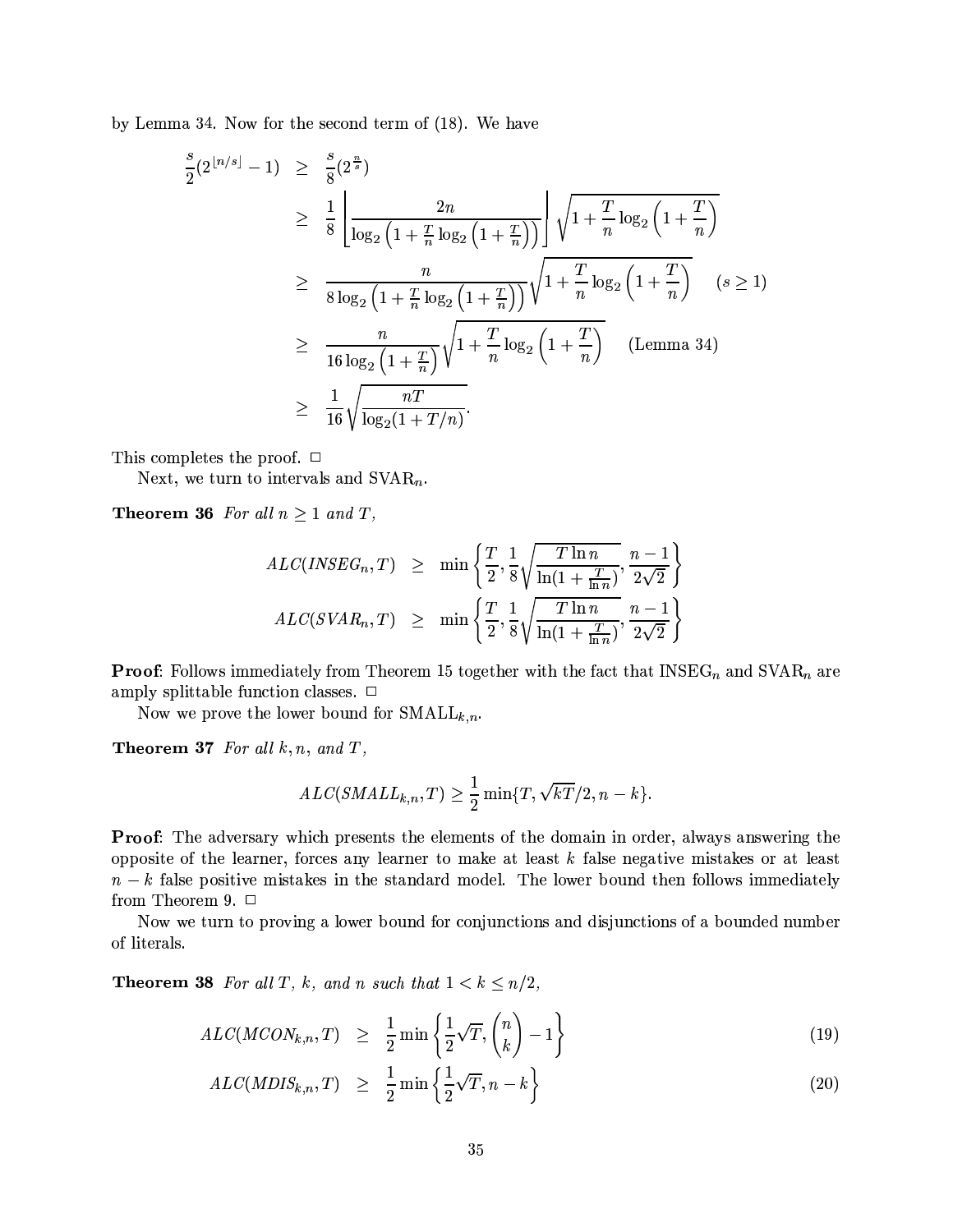by Lemma 34. Now for the second term of (18). We have

$$
\begin{aligned}
\frac{s}{2}(2^{\lfloor n/s \rfloor} - 1) &\geq \frac{s}{8}(2^{\frac{n}{s}}) \\
&\geq \frac{1}{8}\left\lfloor \frac{2n}{\log_2\left(1+\frac{T}{n}\log_2\left(1+\frac{T}{n}\right)\right)} \right\rfloor \sqrt{1+\frac{T}{n}\log_2\left(1+\frac{T}{n}\right)} \\
&\geq \frac{n}{8\log_2\left(1+\frac{T}{n}\log_2\left(1+\frac{T}{n}\right)\right)} \sqrt{1+\frac{T}{n}\log_2\left(1+\frac{T}{n}\right)} \quad (s \geq 1) \\
&\geq \frac{n}{16\log_2\left(1+\frac{T}{n}\right)} \sqrt{1+\frac{T}{n}\log_2\left(1+\frac{T}{n}\right)} \quad \text{(Lemma 34)} \\
&\geq \frac{1}{16}\sqrt{\frac{nT}{\log_2(1+T/n)}}.
\end{aligned}
$$

This completes the proof. □

Next, we turn to intervals and $\mathrm{SVAR}_n$.

**Theorem 36** *For all $n \geq 1$ and $T$,*

$$
\begin{aligned}
ALC(INSEG_n, T) &\geq \min\left\{\frac{T}{2}, \frac{1}{8}\sqrt{\frac{T\ln n}{\ln(1+\frac{T}{\ln n})}}, \frac{n-1}{2\sqrt{2}}\right\} \\
ALC(SVAR_n, T) &\geq \min\left\{\frac{T}{2}, \frac{1}{8}\sqrt{\frac{T\ln n}{\ln(1+\frac{T}{\ln n})}}, \frac{n-1}{2\sqrt{2}}\right\}
\end{aligned}
$$

**Proof**: Follows immediately from Theorem 15 together with the fact that $\mathrm{INSEG}_n$ and $\mathrm{SVAR}_n$ are amply splittable function classes. □

Now we prove the lower bound for $\mathrm{SMALL}_{k,n}$.

**Theorem 37** *For all $k, n$, and $T$,*

$$
ALC(SMALL_{k,n}, T) \geq \frac{1}{2}\min\{T, \sqrt{kT}/2, n-k\}.
$$

**Proof**: The adversary which presents the elements of the domain in order, always answering the opposite of the learner, forces any learner to make at least $k$ false negative mistakes or at least $n-k$ false positive mistakes in the standard model. The lower bound then follows immediately from Theorem 9. □

Now we turn to proving a lower bound for conjunctions and disjunctions of a bounded number of literals.

**Theorem 38** *For all $T$, $k$, and $n$ such that $1 < k \leq n/2$,*

$$
ALC(MCON_{k,n}, T) \geq \frac{1}{2}\min\left\{\frac{1}{2}\sqrt{T}, \binom{n}{k} - 1\right\} \tag{19}
$$

$$
ALC(MDIS_{k,n}, T) \geq \frac{1}{2}\min\left\{\frac{1}{2}\sqrt{T}, n-k\right\} \tag{20}
$$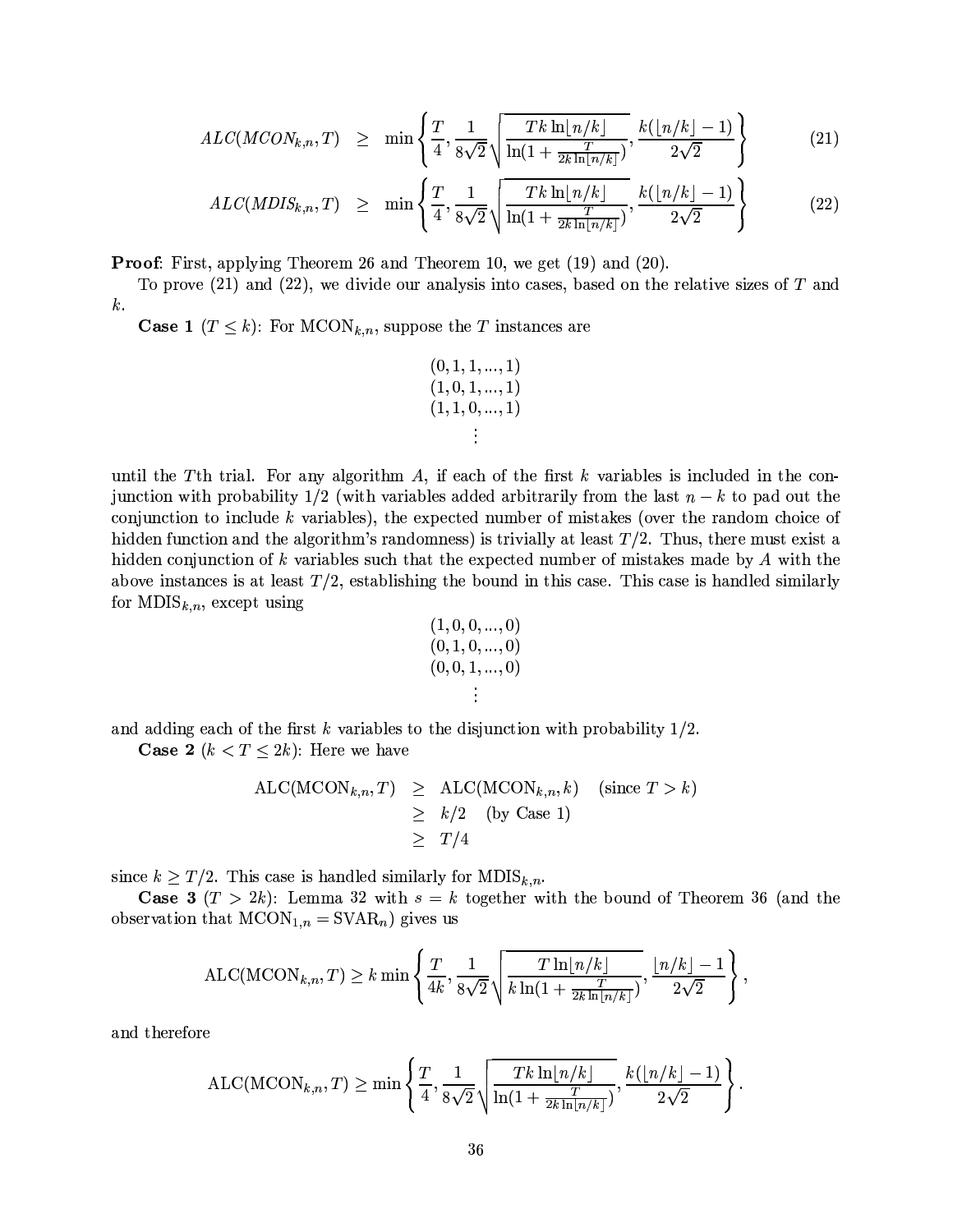$$ALC(MCON_{k,n}, T) \geq \min\left\{\frac{T}{4}, \frac{1}{8\sqrt{2}}\sqrt{\frac{Tk\ln\lfloor n/k\rfloor}{\ln(1+\frac{T}{2k\ln\lfloor n/k\rfloor})}}, \frac{k(\lfloor n/k\rfloor - 1)}{2\sqrt{2}}\right\} \tag{21}$$

$$ALC(MDIS_{k,n}, T) \geq \min\left\{\frac{T}{4}, \frac{1}{8\sqrt{2}}\sqrt{\frac{Tk\ln\lfloor n/k\rfloor}{\ln(1+\frac{T}{2k\ln\lfloor n/k\rfloor})}}, \frac{k(\lfloor n/k\rfloor - 1)}{2\sqrt{2}}\right\} \tag{22}$$

**Proof**: First, applying Theorem 26 and Theorem 10, we get (19) and (20).

To prove (21) and (22), we divide our analysis into cases, based on the relative sizes of $T$ and $k$.

**Case 1** ($T \leq k$): For $\text{MCON}_{k,n}$, suppose the $T$ instances are

$$\begin{array}{c}(0,1,1,...,1)\\(1,0,1,...,1)\\(1,1,0,...,1)\\ \vdots\end{array}$$

until the $T$th trial. For any algorithm $A$, if each of the first $k$ variables is included in the conjunction with probability $1/2$ (with variables added arbitrarily from the last $n-k$ to pad out the conjunction to include $k$ variables), the expected number of mistakes (over the random choice of hidden function and the algorithm's randomness) is trivially at least $T/2$. Thus, there must exist a hidden conjunction of $k$ variables such that the expected number of mistakes made by $A$ with the above instances is at least $T/2$, establishing the bound in this case. This case is handled similarly for $\text{MDIS}_{k,n}$, except using

$$\begin{array}{c}(1,0,0,...,0)\\(0,1,0,...,0)\\(0,0,1,...,0)\\ \vdots\end{array}$$

and adding each of the first $k$ variables to the disjunction with probability $1/2$.

**Case 2** ($k < T \leq 2k$): Here we have

$$\begin{aligned}\text{ALC}(\text{MCON}_{k,n}, T) &\geq \text{ALC}(\text{MCON}_{k,n}, k) \quad (\text{since } T > k)\\ &\geq k/2 \quad (\text{by Case 1})\\ &\geq T/4\end{aligned}$$

since $k \geq T/2$. This case is handled similarly for $\text{MDIS}_{k,n}$.

**Case 3** ($T > 2k$): Lemma 32 with $s = k$ together with the bound of Theorem 36 (and the observation that $\text{MCON}_{1,n} = \text{SVAR}_n$) gives us

$$\text{ALC}(\text{MCON}_{k,n}, T) \geq k\min\left\{\frac{T}{4k}, \frac{1}{8\sqrt{2}}\sqrt{\frac{T\ln\lfloor n/k\rfloor}{k\ln(1+\frac{T}{2k\ln\lfloor n/k\rfloor})}}, \frac{\lfloor n/k\rfloor - 1}{2\sqrt{2}}\right\},$$

and therefore

$$\text{ALC}(\text{MCON}_{k,n}, T) \geq \min\left\{\frac{T}{4}, \frac{1}{8\sqrt{2}}\sqrt{\frac{Tk\ln\lfloor n/k\rfloor}{\ln(1+\frac{T}{2k\ln\lfloor n/k\rfloor})}}, \frac{k(\lfloor n/k\rfloor - 1)}{2\sqrt{2}}\right\}.$$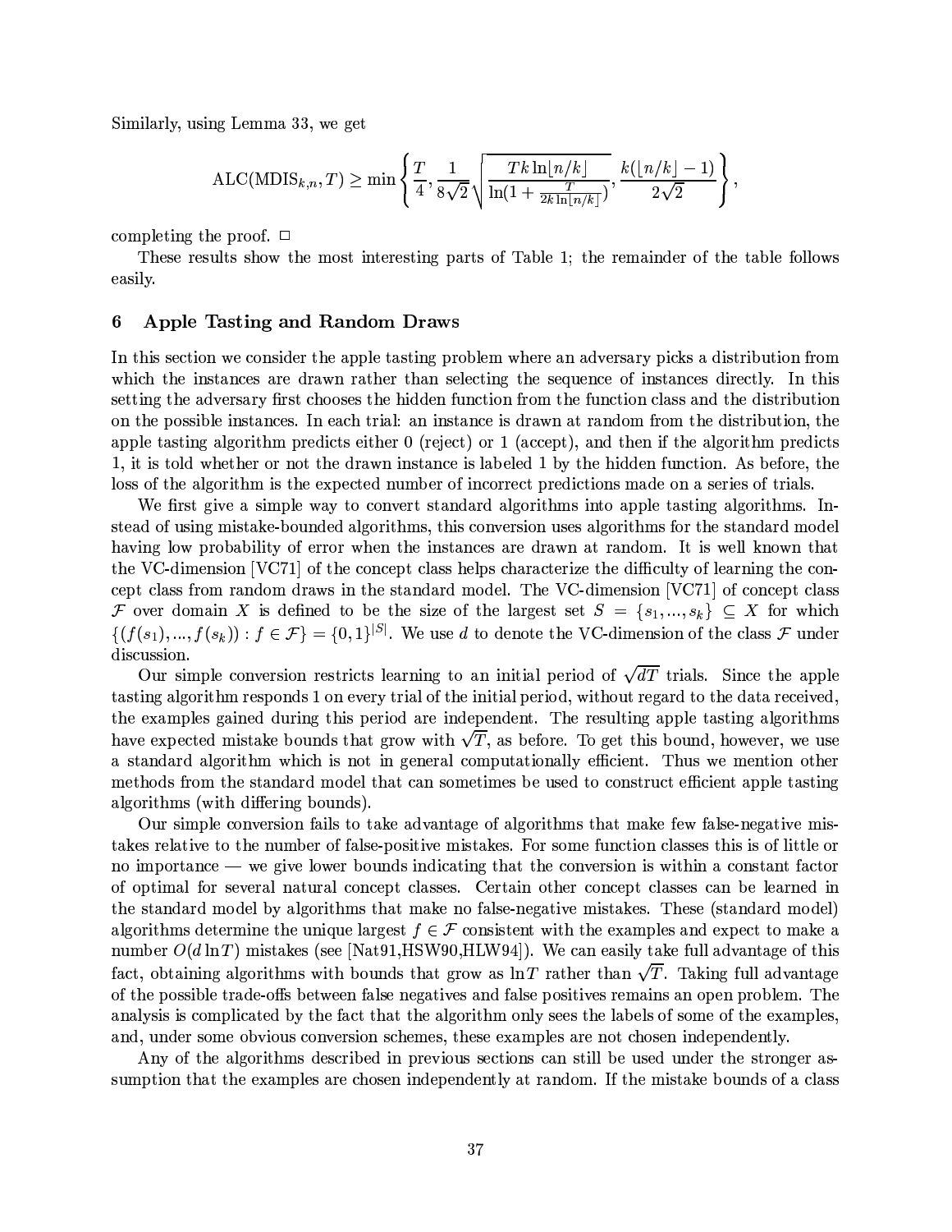Similarly, using Lemma 33, we get

$$\text{ALC}(\text{MDIS}_{k,n}, T) \geq \min\left\{ \frac{T}{4}, \frac{1}{8\sqrt{2}}\sqrt{\frac{Tk\ln\lfloor n/k\rfloor}{\ln(1+\frac{T}{2k\ln\lfloor n/k\rfloor})}}, \frac{k(\lfloor n/k\rfloor - 1)}{2\sqrt{2}} \right\},$$

completing the proof. □

These results show the most interesting parts of Table 1; the remainder of the table follows easily.

## 6 Apple Tasting and Random Draws

In this section we consider the apple tasting problem where an adversary picks a distribution from which the instances are drawn rather than selecting the sequence of instances directly. In this setting the adversary first chooses the hidden function from the function class and the distribution on the possible instances. In each trial: an instance is drawn at random from the distribution, the apple tasting algorithm predicts either 0 (reject) or 1 (accept), and then if the algorithm predicts 1, it is told whether or not the drawn instance is labeled 1 by the hidden function. As before, the loss of the algorithm is the expected number of incorrect predictions made on a series of trials.

We first give a simple way to convert standard algorithms into apple tasting algorithms. Instead of using mistake-bounded algorithms, this conversion uses algorithms for the standard model having low probability of error when the instances are drawn at random. It is well known that the VC-dimension [VC71] of the concept class helps characterize the difficulty of learning the concept class from random draws in the standard model. The VC-dimension [VC71] of concept class $\mathcal{F}$ over domain $X$ is defined to be the size of the largest set $S = \{s_1, ..., s_k\} \subseteq X$ for which $\{(f(s_1), ..., f(s_k)) : f \in \mathcal{F}\} = \{0,1\}^{|S|}$. We use $d$ to denote the VC-dimension of the class $\mathcal{F}$ under discussion.

Our simple conversion restricts learning to an initial period of $\sqrt{dT}$ trials. Since the apple tasting algorithm responds 1 on every trial of the initial period, without regard to the data received, the examples gained during this period are independent. The resulting apple tasting algorithms have expected mistake bounds that grow with $\sqrt{T}$, as before. To get this bound, however, we use a standard algorithm which is not in general computationally efficient. Thus we mention other methods from the standard model that can sometimes be used to construct efficient apple tasting algorithms (with differing bounds).

Our simple conversion fails to take advantage of algorithms that make few false-negative mistakes relative to the number of false-positive mistakes. For some function classes this is of little or no importance — we give lower bounds indicating that the conversion is within a constant factor of optimal for several natural concept classes. Certain other concept classes can be learned in the standard model by algorithms that make no false-negative mistakes. These (standard model) algorithms determine the unique largest $f \in \mathcal{F}$ consistent with the examples and expect to make a number $O(d \ln T)$ mistakes (see [Nat91,HSW90,HLW94]). We can easily take full advantage of this fact, obtaining algorithms with bounds that grow as $\ln T$ rather than $\sqrt{T}$. Taking full advantage of the possible trade-offs between false negatives and false positives remains an open problem. The analysis is complicated by the fact that the algorithm only sees the labels of some of the examples, and, under some obvious conversion schemes, these examples are not chosen independently.

Any of the algorithms described in previous sections can still be used under the stronger assumption that the examples are chosen independently at random. If the mistake bounds of a class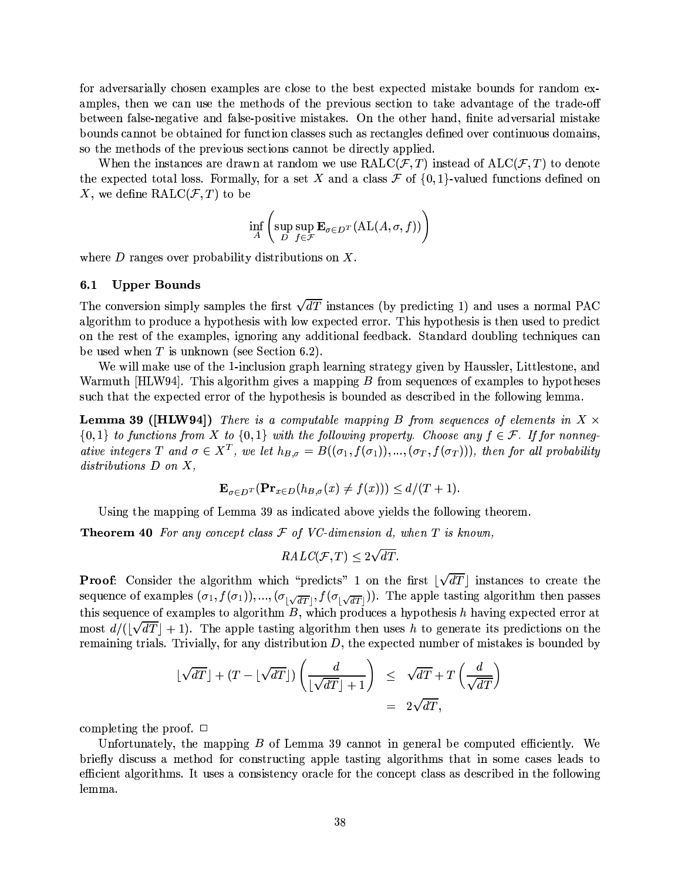for adversarially chosen examples are close to the best expected mistake bounds for random examples, then we can use the methods of the previous section to take advantage of the trade-off between false-negative and false-positive mistakes. On the other hand, finite adversarial mistake bounds cannot be obtained for function classes such as rectangles defined over continuous domains, so the methods of the previous sections cannot be directly applied.

When the instances are drawn at random we use $\mathrm{RALC}(\mathcal{F}, T)$ instead of $\mathrm{ALC}(\mathcal{F}, T)$ to denote the expected total loss. Formally, for a set $X$ and a class $\mathcal{F}$ of $\{0,1\}$-valued functions defined on $X$, we define $\mathrm{RALC}(\mathcal{F}, T)$ to be

$$\inf_A \left( \sup_D \sup_{f \in \mathcal{F}} \mathbf{E}_{\sigma \in D^T} (\mathrm{AL}(A, \sigma, f)) \right)$$

where $D$ ranges over probability distributions on $X$.

### 6.1 Upper Bounds

The conversion simply samples the first $\sqrt{dT}$ instances (by predicting 1) and uses a normal PAC algorithm to produce a hypothesis with low expected error. This hypothesis is then used to predict on the rest of the examples, ignoring any additional feedback. Standard doubling techniques can be used when $T$ is unknown (see Section 6.2).

We will make use of the 1-inclusion graph learning strategy given by Haussler, Littlestone, and Warmuth [HLW94]. This algorithm gives a mapping $B$ from sequences of examples to hypotheses such that the expected error of the hypothesis is bounded as described in the following lemma.

**Lemma 39 ([HLW94])** *There is a computable mapping $B$ from sequences of elements in $X \times \{0,1\}$ to functions from $X$ to $\{0,1\}$ with the following property. Choose any $f \in \mathcal{F}$. If for nonnegative integers $T$ and $\sigma \in X^T$, we let $h_{B,\sigma} = B((\sigma_1, f(\sigma_1)), ..., (\sigma_T, f(\sigma_T)))$, then for all probability distributions $D$ on $X$,*

$$\mathbf{E}_{\sigma \in D^T}(\mathbf{Pr}_{x \in D}(h_{B,\sigma}(x) \neq f(x))) \leq d/(T+1).$$

Using the mapping of Lemma 39 as indicated above yields the following theorem.

**Theorem 40** *For any concept class $\mathcal{F}$ of VC-dimension $d$, when $T$ is known,*

$$RALC(\mathcal{F}, T) \leq 2\sqrt{dT}.$$

**Proof**: Consider the algorithm which "predicts" 1 on the first $\lfloor \sqrt{dT} \rfloor$ instances to create the sequence of examples $(\sigma_1, f(\sigma_1)), ..., (\sigma_{\lfloor \sqrt{dT} \rfloor}, f(\sigma_{\lfloor \sqrt{dT} \rfloor}))$. The apple tasting algorithm then passes this sequence of examples to algorithm $B$, which produces a hypothesis $h$ having expected error at most $d/(\lfloor \sqrt{dT} \rfloor + 1)$. The apple tasting algorithm then uses $h$ to generate its predictions on the remaining trials. Trivially, for any distribution $D$, the expected number of mistakes is bounded by

$$\begin{aligned} \lfloor \sqrt{dT} \rfloor + (T - \lfloor \sqrt{dT} \rfloor) \left( \frac{d}{\lfloor \sqrt{dT} \rfloor + 1} \right) &\leq \sqrt{dT} + T \left( \frac{d}{\sqrt{dT}} \right) \\ &= 2\sqrt{dT}, \end{aligned}$$

completing the proof. □

Unfortunately, the mapping $B$ of Lemma 39 cannot in general be computed efficiently. We briefly discuss a method for constructing apple tasting algorithms that in some cases leads to efficient algorithms. It uses a consistency oracle for the concept class as described in the following lemma.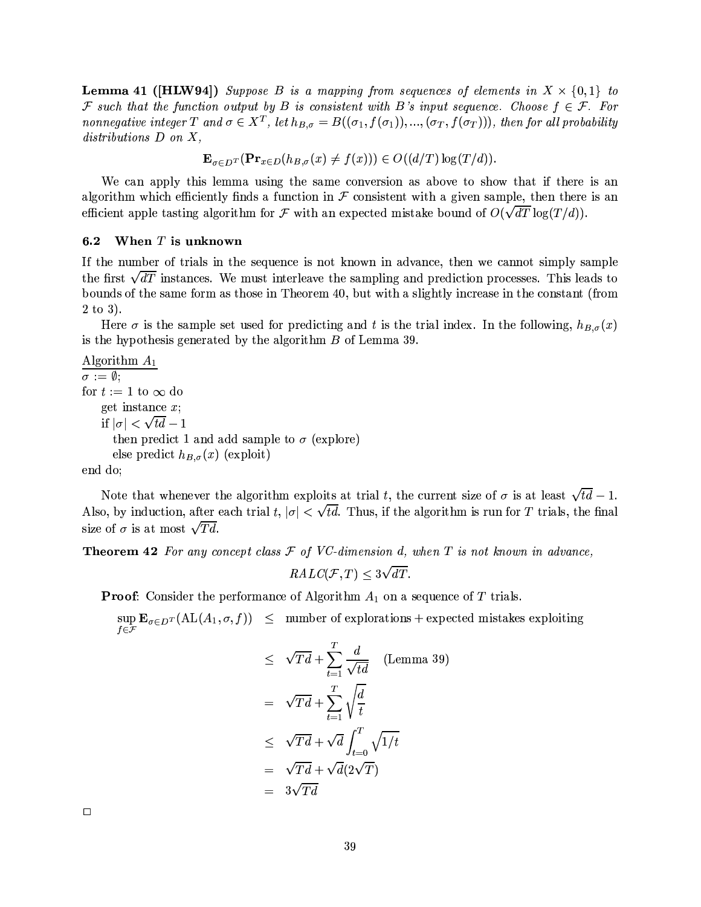**Lemma 41 ([HLW94])** *Suppose $B$ is a mapping from sequences of elements in $X \times \{0,1\}$ to $\mathcal{F}$ such that the function output by $B$ is consistent with $B$'s input sequence. Choose $f \in \mathcal{F}$. For nonnegative integer $T$ and $\sigma \in X^T$, let $h_{B,\sigma} = B((\sigma_1, f(\sigma_1)), ..., (\sigma_T, f(\sigma_T)))$, then for all probability distributions $D$ on $X$,*

$$\mathbf{E}_{\sigma \in D^T}(\mathbf{Pr}_{x \in D}(h_{B,\sigma}(x) \neq f(x))) \in O((d/T)\log(T/d)).$$

We can apply this lemma using the same conversion as above to show that if there is an algorithm which efficiently finds a function in $\mathcal{F}$ consistent with a given sample, then there is an efficient apple tasting algorithm for $\mathcal{F}$ with an expected mistake bound of $O(\sqrt{dT}\log(T/d))$.

## 6.2 When $T$ is unknown

If the number of trials in the sequence is not known in advance, then we cannot simply sample the first $\sqrt{dT}$ instances. We must interleave the sampling and prediction processes. This leads to bounds of the same form as those in Theorem 40, but with a slightly increase in the constant (from 2 to 3).

Here $\sigma$ is the sample set used for predicting and $t$ is the trial index. In the following, $h_{B,\sigma}(x)$ is the hypothesis generated by the algorithm $B$ of Lemma 39.

<u>Algorithm $A_1$</u>

```
σ := ∅;
for t := 1 to ∞ do
    get instance x;
    if |σ| < √(td) − 1
        then predict 1 and add sample to σ (explore)
        else predict h_{B,σ}(x) (exploit)
end do;
```

Note that whenever the algorithm exploits at trial $t$, the current size of $\sigma$ is at least $\sqrt{td} - 1$. Also, by induction, after each trial $t$, $|\sigma| < \sqrt{td}$. Thus, if the algorithm is run for $T$ trials, the final size of $\sigma$ is at most $\sqrt{Td}$.

**Theorem 42** *For any concept class $\mathcal{F}$ of VC-dimension $d$, when $T$ is not known in advance,*

$$RALC(\mathcal{F}, T) \leq 3\sqrt{dT}.$$

**Proof**: Consider the performance of Algorithm $A_1$ on a sequence of $T$ trials.

$$\begin{aligned}
\sup_{f \in \mathcal{F}} \mathbf{E}_{\sigma \in D^T}(\mathrm{AL}(A_1, \sigma, f)) &\leq \text{number of explorations} + \text{expected mistakes exploiting} \\
&\leq \sqrt{Td} + \sum_{t=1}^{T} \frac{d}{\sqrt{td}} \quad \text{(Lemma 39)} \\
&= \sqrt{Td} + \sum_{t=1}^{T} \sqrt{\frac{d}{t}} \\
&\leq \sqrt{Td} + \sqrt{d}\int_{t=0}^{T} \sqrt{1/t} \\
&= \sqrt{Td} + \sqrt{d}(2\sqrt{T}) \\
&= 3\sqrt{Td}
\end{aligned}$$

□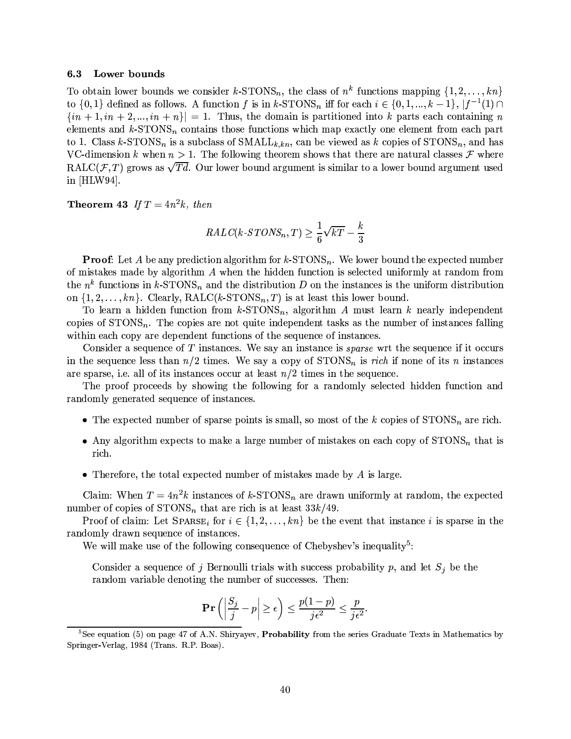### 6.3 Lower bounds

To obtain lower bounds we consider $k$-STONS$_n$, the class of $n^k$ functions mapping $\{1, 2, \ldots, kn\}$ to $\{0, 1\}$ defined as follows. A function $f$ is in $k$-STONS$_n$ iff for each $i \in \{0, 1, ..., k-1\}$, $|f^{-1}(1) \cap \{in+1, in+2, ..., in+n\}| = 1$. Thus, the domain is partitioned into $k$ parts each containing $n$ elements and $k$-STONS$_n$ contains those functions which map exactly one element from each part to 1. Class $k$-STONS$_n$ is a subclass of SMALL$_{k,kn}$, can be viewed as $k$ copies of STONS$_n$, and has VC-dimension $k$ when $n > 1$. The following theorem shows that there are natural classes $\mathcal{F}$ where RALC$(\mathcal{F}, T)$ grows as $\sqrt{Td}$. Our lower bound argument is similar to a lower bound argument used in [HLW94].

**Theorem 43** *If $T = 4n^2k$, then*

$$RALC(k\text{-}STONS_n, T) \geq \frac{1}{6}\sqrt{kT} - \frac{k}{3}$$

**Proof**: Let $A$ be any prediction algorithm for $k$-STONS$_n$. We lower bound the expected number of mistakes made by algorithm $A$ when the hidden function is selected uniformly at random from the $n^k$ functions in $k$-STONS$_n$ and the distribution $D$ on the instances is the uniform distribution on $\{1, 2, \ldots, kn\}$. Clearly, RALC($k$-STONS$_n, T$) is at least this lower bound.

To learn a hidden function from $k$-STONS$_n$, algorithm $A$ must learn $k$ nearly independent copies of STONS$_n$. The copies are not quite independent tasks as the number of instances falling within each copy are dependent functions of the sequence of instances.

Consider a sequence of $T$ instances. We say an instance is *sparse* wrt the sequence if it occurs in the sequence less than $n/2$ times. We say a copy of STONS$_n$ is *rich* if none of its $n$ instances are sparse, i.e. all of its instances occur at least $n/2$ times in the sequence.

The proof proceeds by showing the following for a randomly selected hidden function and randomly generated sequence of instances.

- The expected number of sparse points is small, so most of the $k$ copies of STONS$_n$ are rich.
- Any algorithm expects to make a large number of mistakes on each copy of STONS$_n$ that is rich.
- Therefore, the total expected number of mistakes made by $A$ is large.

Claim: When $T = 4n^2k$ instances of $k$-STONS$_n$ are drawn uniformly at random, the expected number of copies of STONS$_n$ that are rich is at least $33k/49$.

Proof of claim: Let SPARSE$_i$ for $i \in \{1, 2, \ldots, kn\}$ be the event that instance $i$ is sparse in the randomly drawn sequence of instances.

We will make use of the following consequence of Chebyshev's inequality[5]:

> Consider a sequence of $j$ Bernoulli trials with success probability $p$, and let $S_j$ be the random variable denoting the number of successes. Then:
>
> $$\mathbf{Pr}\left(\left|\frac{S_j}{j} - p\right| \geq \epsilon\right) \leq \frac{p(1-p)}{j\epsilon^2} \leq \frac{p}{j\epsilon^2}.$$

[5] See equation (5) on page 47 of A.N. Shiryayev, **Probability** from the series Graduate Texts in Mathematics by Springer-Verlag, 1984 (Trans. R.P. Boas).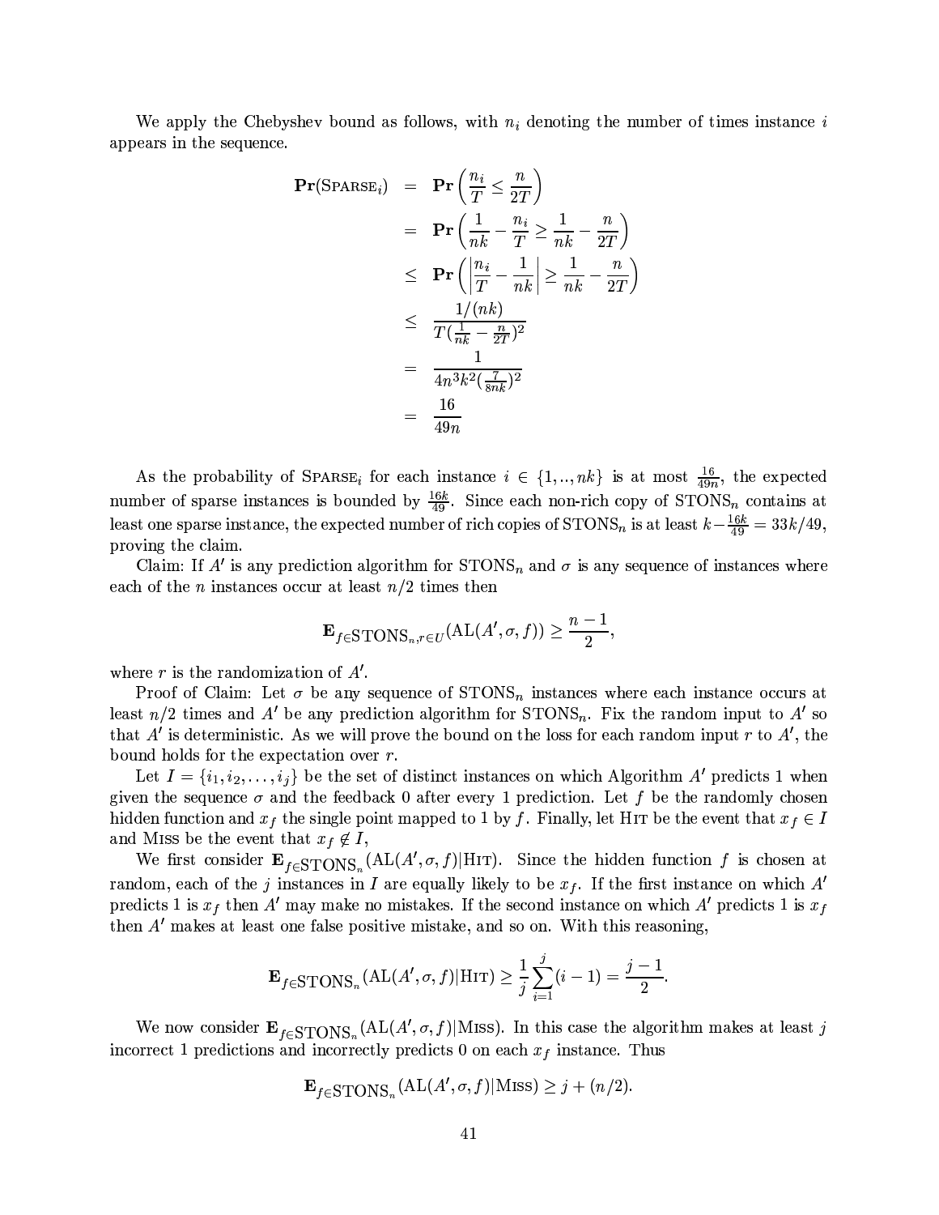We apply the Chebyshev bound as follows, with $n_i$ denoting the number of times instance $i$ appears in the sequence.

$$
\begin{aligned}
\mathbf{Pr}(\text{SPARSE}_i) &= \mathbf{Pr}\left(\frac{n_i}{T} \leq \frac{n}{2T}\right) \\
&= \mathbf{Pr}\left(\frac{1}{nk} - \frac{n_i}{T} \geq \frac{1}{nk} - \frac{n}{2T}\right) \\
&\leq \mathbf{Pr}\left(\left|\frac{n_i}{T} - \frac{1}{nk}\right| \geq \frac{1}{nk} - \frac{n}{2T}\right) \\
&\leq \frac{1/(nk)}{T(\frac{1}{nk} - \frac{n}{2T})^2} \\
&= \frac{1}{4n^3k^2(\frac{7}{8nk})^2} \\
&= \frac{16}{49n}
\end{aligned}
$$

As the probability of $\text{SPARSE}_i$ for each instance $i \in \{1,..,nk\}$ is at most $\frac{16}{49n}$, the expected number of sparse instances is bounded by $\frac{16k}{49}$. Since each non-rich copy of $\text{STONS}_n$ contains at least one sparse instance, the expected number of rich copies of $\text{STONS}_n$ is at least $k - \frac{16k}{49} = 33k/49$, proving the claim.

Claim: If $A'$ is any prediction algorithm for $\text{STONS}_n$ and $\sigma$ is any sequence of instances where each of the $n$ instances occur at least $n/2$ times then

$$
\mathbf{E}_{f \in \text{STONS}_n, r \in U}(\text{AL}(A', \sigma, f)) \geq \frac{n-1}{2},
$$

where $r$ is the randomization of $A'$.

Proof of Claim: Let $\sigma$ be any sequence of $\text{STONS}_n$ instances where each instance occurs at least $n/2$ times and $A'$ be any prediction algorithm for $\text{STONS}_n$. Fix the random input to $A'$ so that $A'$ is deterministic. As we will prove the bound on the loss for each random input $r$ to $A'$, the bound holds for the expectation over $r$.

Let $I = \{i_1, i_2, \ldots, i_j\}$ be the set of distinct instances on which Algorithm $A'$ predicts 1 when given the sequence $\sigma$ and the feedback 0 after every 1 prediction. Let $f$ be the randomly chosen hidden function and $x_f$ the single point mapped to 1 by $f$. Finally, let HIT be the event that $x_f \in I$ and MISS be the event that $x_f \notin I$,

We first consider $\mathbf{E}_{f \in \text{STONS}_n}(\text{AL}(A', \sigma, f) | \text{HIT})$. Since the hidden function $f$ is chosen at random, each of the $j$ instances in $I$ are equally likely to be $x_f$. If the first instance on which $A'$ predicts 1 is $x_f$ then $A'$ may make no mistakes. If the second instance on which $A'$ predicts 1 is $x_f$ then $A'$ makes at least one false positive mistake, and so on. With this reasoning,

$$
\mathbf{E}_{f \in \text{STONS}_n}(\text{AL}(A', \sigma, f) | \text{HIT}) \geq \frac{1}{j} \sum_{i=1}^{j} (i-1) = \frac{j-1}{2}.
$$

We now consider $\mathbf{E}_{f \in \text{STONS}_n}(\text{AL}(A', \sigma, f) | \text{MISS})$. In this case the algorithm makes at least $j$ incorrect 1 predictions and incorrectly predicts 0 on each $x_f$ instance. Thus

$$
\mathbf{E}_{f \in \text{STONS}_n}(\text{AL}(A', \sigma, f) | \text{MISS}) \geq j + (n/2).
$$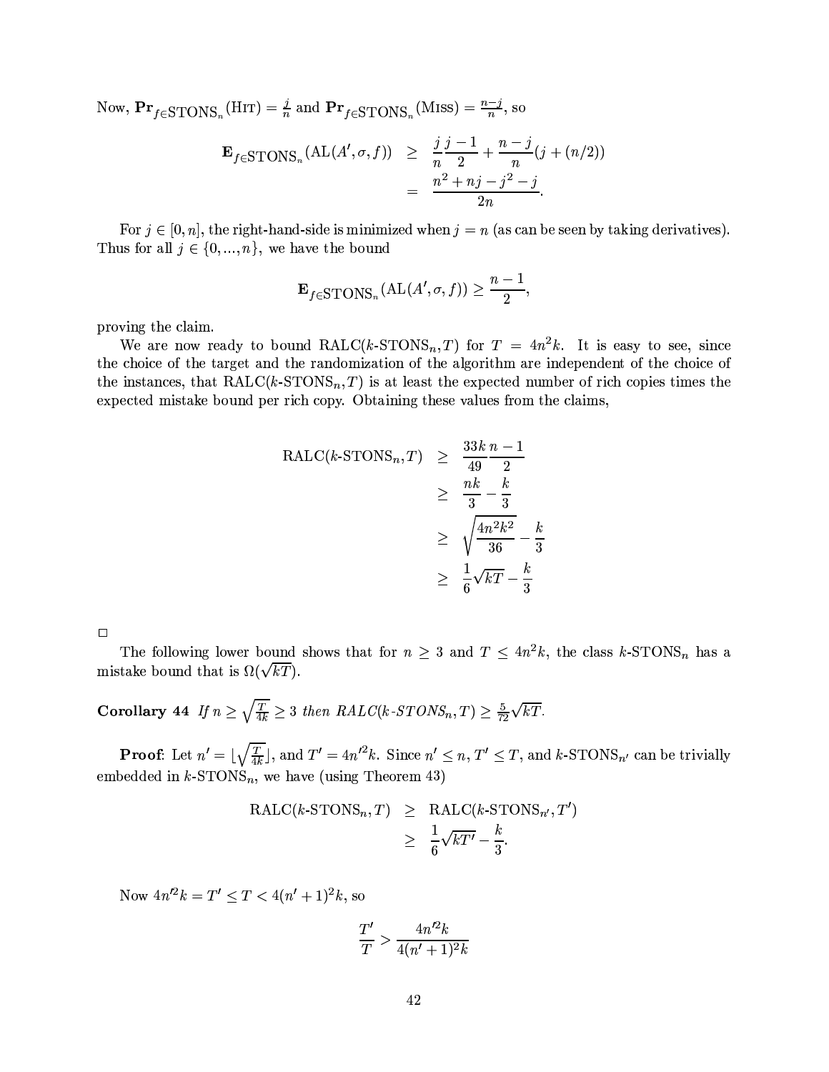Now, $\mathbf{Pr}_{f \in \text{STONS}_n}(\textsc{Hit}) = \frac{j}{n}$ and $\mathbf{Pr}_{f \in \text{STONS}_n}(\textsc{Miss}) = \frac{n-j}{n}$, so

$$
\begin{aligned}
\mathbf{E}_{f \in \text{STONS}_n}(\text{AL}(A', \sigma, f)) &\geq \frac{j}{n}\frac{j-1}{2} + \frac{n-j}{n}(j + (n/2)) \\
&= \frac{n^2 + nj - j^2 - j}{2n}.
\end{aligned}
$$

For $j \in [0, n]$, the right-hand-side is minimized when $j = n$ (as can be seen by taking derivatives). Thus for all $j \in \{0, ..., n\}$, we have the bound

$$
\mathbf{E}_{f \in \text{STONS}_n}(\text{AL}(A', \sigma, f)) \geq \frac{n-1}{2},
$$

proving the claim.

We are now ready to bound RALC($k$-STONS$_n$,$T$) for $T = 4n^2k$. It is easy to see, since the choice of the target and the randomization of the algorithm are independent of the choice of the instances, that RALC($k$-STONS$_n$,$T$) is at least the expected number of rich copies times the expected mistake bound per rich copy. Obtaining these values from the claims,

$$
\begin{aligned}
\text{RALC}(k\text{-STONS}_n, T) &\geq \frac{33k}{49}\frac{n-1}{2} \\
&\geq \frac{nk}{3} - \frac{k}{3} \\
&\geq \sqrt{\frac{4n^2k^2}{36}} - \frac{k}{3} \\
&\geq \frac{1}{6}\sqrt{kT} - \frac{k}{3}
\end{aligned}
$$

□

The following lower bound shows that for $n \geq 3$ and $T \leq 4n^2k$, the class $k$-STONS$_n$ has a mistake bound that is $\Omega(\sqrt{kT})$.

**Corollary 44** *If $n \geq \sqrt{\frac{T}{4k}} \geq 3$ then RALC($k$-STONS$_n$,$T$) $\geq \frac{5}{72}\sqrt{kT}$.*

**Proof**: Let $n' = \lfloor \sqrt{\frac{T}{4k}} \rfloor$, and $T' = 4n'^2k$. Since $n' \leq n$, $T' \leq T$, and $k$-STONS$_{n'}$ can be trivially embedded in $k$-STONS$_n$, we have (using Theorem 43)

$$
\begin{aligned}
\text{RALC}(k\text{-STONS}_n, T) &\geq \text{RALC}(k\text{-STONS}_{n'}, T') \\
&\geq \frac{1}{6}\sqrt{kT'} - \frac{k}{3}.
\end{aligned}
$$

Now $4n'^2k = T' \leq T < 4(n'+1)^2k$, so

$$
\frac{T'}{T} > \frac{4n'^2k}{4(n'+1)^2k}
$$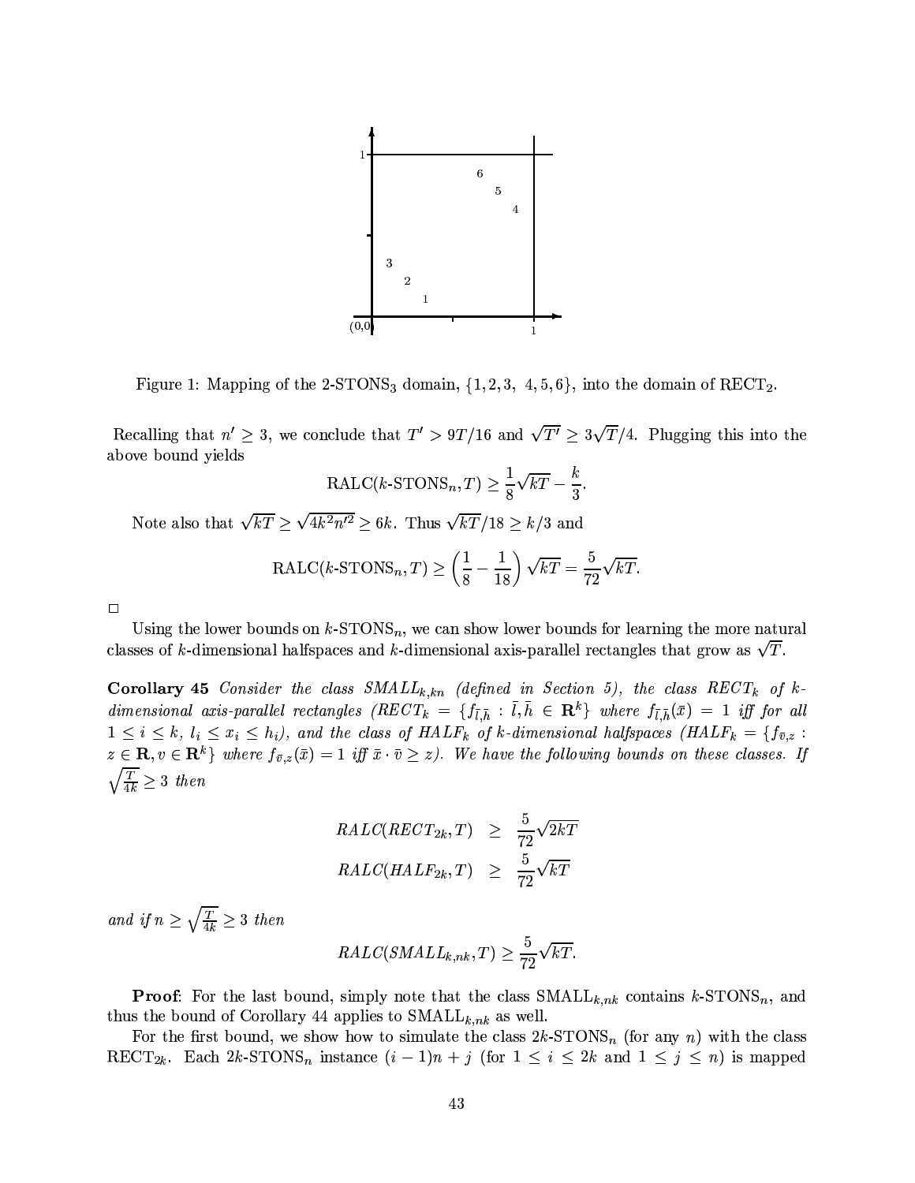Figure 1: Mapping of the 2-STONS$_3$ domain, $\{1, 2, 3,\ 4, 5, 6\}$, into the domain of RECT$_2$.

Recalling that $n' \geq 3$, we conclude that $T' > 9T/16$ and $\sqrt{T'} \geq 3\sqrt{T}/4$. Plugging this into the above bound yields

$$\text{RALC}(k\text{-STONS}_n, T) \geq \frac{1}{8}\sqrt{kT} - \frac{k}{3}.$$

Note also that $\sqrt{kT} \geq \sqrt{4k^2 n'^2} \geq 6k$. Thus $\sqrt{kT}/18 \geq k/3$ and

$$\text{RALC}(k\text{-STONS}_n, T) \geq \left(\frac{1}{8} - \frac{1}{18}\right)\sqrt{kT} = \frac{5}{72}\sqrt{kT}.$$

□

Using the lower bounds on $k$-STONS$_n$, we can show lower bounds for learning the more natural classes of $k$-dimensional halfspaces and $k$-dimensional axis-parallel rectangles that grow as $\sqrt{T}$.

**Corollary 45** *Consider the class SMALL$_{k,kn}$ (defined in Section 5), the class RECT$_k$ of $k$-dimensional axis-parallel rectangles (RECT$_k$ = $\{f_{\bar{l},\bar{h}} : \bar{l}, \bar{h} \in \mathbf{R}^k\}$ where $f_{\bar{l},\bar{h}}(\bar{x}) = 1$ iff for all $1 \leq i \leq k$, $l_i \leq x_i \leq h_i$), and the class of HALF$_k$ of $k$-dimensional halfspaces (HALF$_k$ = $\{f_{\bar{v},z} : z \in \mathbf{R}, v \in \mathbf{R}^k\}$ where $f_{\bar{v},z}(\bar{x}) = 1$ iff $\bar{x} \cdot \bar{v} \geq z$). We have the following bounds on these classes. If $\sqrt{\frac{T}{4k}} \geq 3$ then*

$$\begin{aligned} RALC(RECT_{2k}, T) &\geq \frac{5}{72}\sqrt{2kT} \\ RALC(HALF_{2k}, T) &\geq \frac{5}{72}\sqrt{kT} \end{aligned}$$

*and if $n \geq \sqrt{\frac{T}{4k}} \geq 3$ then*

$$RALC(SMALL_{k,nk}, T) \geq \frac{5}{72}\sqrt{kT}.$$

**Proof**: For the last bound, simply note that the class SMALL$_{k,nk}$ contains $k$-STONS$_n$, and thus the bound of Corollary 44 applies to SMALL$_{k,nk}$ as well.

For the first bound, we show how to simulate the class $2k$-STONS$_n$ (for any $n$) with the class RECT$_{2k}$. Each $2k$-STONS$_n$ instance $(i-1)n + j$ (for $1 \leq i \leq 2k$ and $1 \leq j \leq n$) is mapped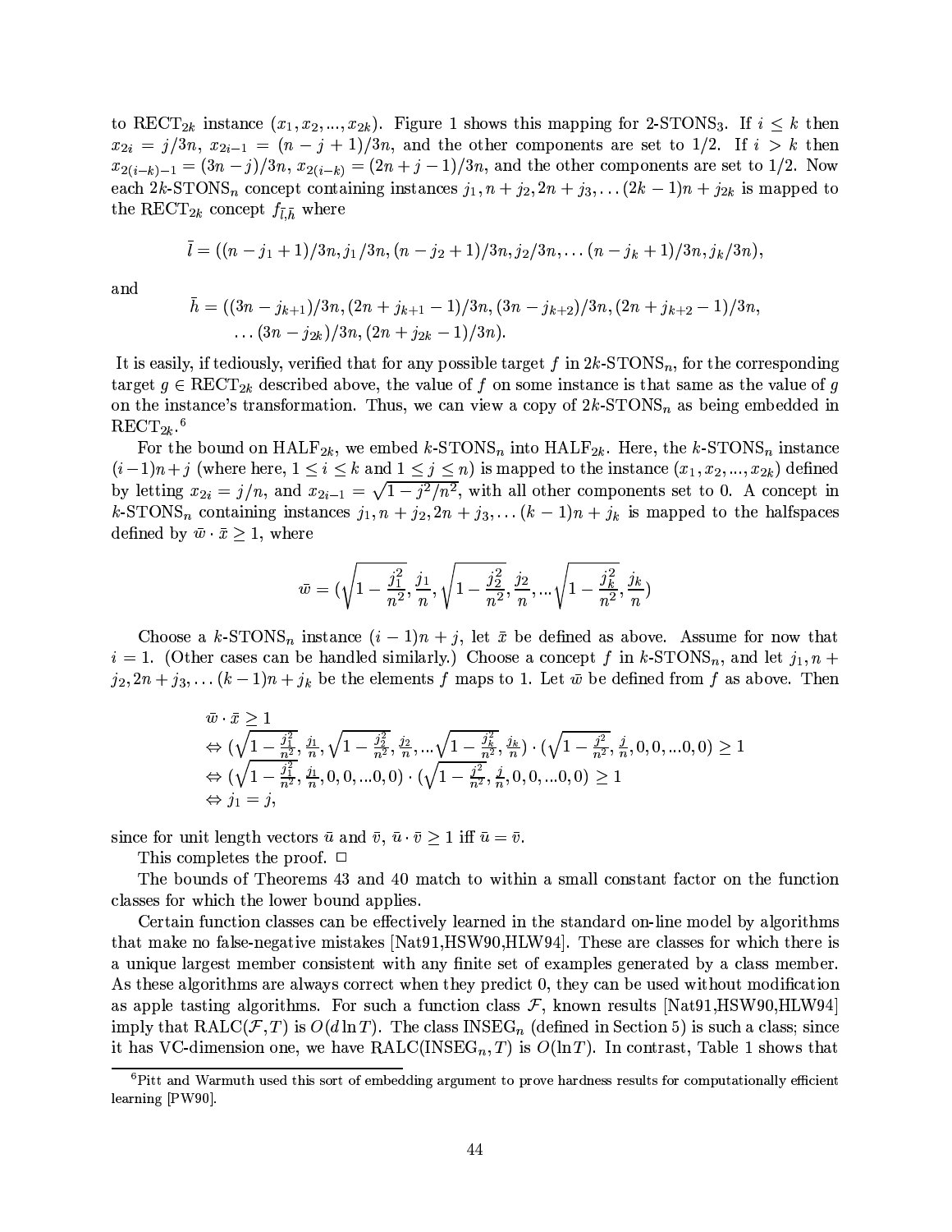to $\text{RECT}_{2k}$ instance $(x_1, x_2, ..., x_{2k})$. Figure 1 shows this mapping for 2-$\text{STONS}_3$. If $i \leq k$ then $x_{2i} = j/3n$, $x_{2i-1} = (n-j+1)/3n$, and the other components are set to 1/2. If $i > k$ then $x_{2(i-k)-1} = (3n-j)/3n$, $x_{2(i-k)} = (2n+j-1)/3n$, and the other components are set to 1/2. Now each $2k$-$\text{STONS}_n$ concept containing instances $j_1, n+j_2, 2n+j_3, \ldots (2k-1)n+j_{2k}$ is mapped to the $\text{RECT}_{2k}$ concept $f_{\bar{l},\bar{h}}$ where

$$\bar{l} = ((n-j_1+1)/3n, j_1/3n, (n-j_2+1)/3n, j_2/3n, \ldots (n-j_k+1)/3n, j_k/3n),$$

and

$$\bar{h} = ((3n-j_{k+1})/3n, (2n+j_{k+1}-1)/3n, (3n-j_{k+2})/3n, (2n+j_{k+2}-1)/3n, \ldots (3n-j_{2k})/3n, (2n+j_{2k}-1)/3n).$$

It is easily, if tediously, verified that for any possible target $f$ in $2k$-$\text{STONS}_n$, for the corresponding target $g \in \text{RECT}_{2k}$ described above, the value of $f$ on some instance is that same as the value of $g$ on the instance's transformation. Thus, we can view a copy of $2k$-$\text{STONS}_n$ as being embedded in $\text{RECT}_{2k}$.[6]

For the bound on $\text{HALF}_{2k}$, we embed $k$-$\text{STONS}_n$ into $\text{HALF}_{2k}$. Here, the $k$-$\text{STONS}_n$ instance $(i-1)n+j$ (where here, $1 \leq i \leq k$ and $1 \leq j \leq n$) is mapped to the instance $(x_1, x_2, ..., x_{2k})$ defined by letting $x_{2i} = j/n$, and $x_{2i-1} = \sqrt{1 - j^2/n^2}$, with all other components set to 0. A concept in $k$-$\text{STONS}_n$ containing instances $j_1, n+j_2, 2n+j_3, \ldots (k-1)n+j_k$ is mapped to the halfspaces defined by $\bar{w} \cdot \bar{x} \geq 1$, where

$$\bar{w} = (\sqrt{1 - \frac{j_1^2}{n^2}}, \frac{j_1}{n}, \sqrt{1 - \frac{j_2^2}{n^2}}, \frac{j_2}{n}, \ldots \sqrt{1 - \frac{j_k^2}{n^2}}, \frac{j_k}{n})$$

Choose a $k$-$\text{STONS}_n$ instance $(i-1)n+j$, let $\bar{x}$ be defined as above. Assume for now that $i = 1$. (Other cases can be handled similarly.) Choose a concept $f$ in $k$-$\text{STONS}_n$, and let $j_1, n+j_2, 2n+j_3, \ldots (k-1)n+j_k$ be the elements $f$ maps to 1. Let $\bar{w}$ be defined from $f$ as above. Then

$$\begin{aligned}
&\bar{w} \cdot \bar{x} \geq 1 \\
&\Leftrightarrow (\sqrt{1 - \tfrac{j_1^2}{n^2}}, \tfrac{j_1}{n}, \sqrt{1 - \tfrac{j_2^2}{n^2}}, \tfrac{j_2}{n}, \ldots \sqrt{1 - \tfrac{j_k^2}{n^2}}, \tfrac{j_k}{n}) \cdot (\sqrt{1 - \tfrac{j^2}{n^2}}, \tfrac{j}{n}, 0, 0, \ldots 0, 0) \geq 1 \\
&\Leftrightarrow (\sqrt{1 - \tfrac{j_1^2}{n^2}}, \tfrac{j_1}{n}, 0, 0, \ldots 0, 0) \cdot (\sqrt{1 - \tfrac{j^2}{n^2}}, \tfrac{j}{n}, 0, 0, \ldots 0, 0) \geq 1 \\
&\Leftrightarrow j_1 = j,
\end{aligned}$$

since for unit length vectors $\bar{u}$ and $\bar{v}$, $\bar{u} \cdot \bar{v} \geq 1$ iff $\bar{u} = \bar{v}$.

This completes the proof. □

The bounds of Theorems 43 and 40 match to within a small constant factor on the function classes for which the lower bound applies.

Certain function classes can be effectively learned in the standard on-line model by algorithms that make no false-negative mistakes [Nat91,HSW90,HLW94]. These are classes for which there is a unique largest member consistent with any finite set of examples generated by a class member. As these algorithms are always correct when they predict 0, they can be used without modification as apple tasting algorithms. For such a function class $\mathcal{F}$, known results [Nat91,HSW90,HLW94] imply that $\text{RALC}(\mathcal{F}, T)$ is $O(d \ln T)$. The class $\text{INSEG}_n$ (defined in Section 5) is such a class; since it has VC-dimension one, we have $\text{RALC}(\text{INSEG}_n, T)$ is $O(\ln T)$. In contrast, Table 1 shows that

[6] Pitt and Warmuth used this sort of embedding argument to prove hardness results for computationally efficient learning [PW90].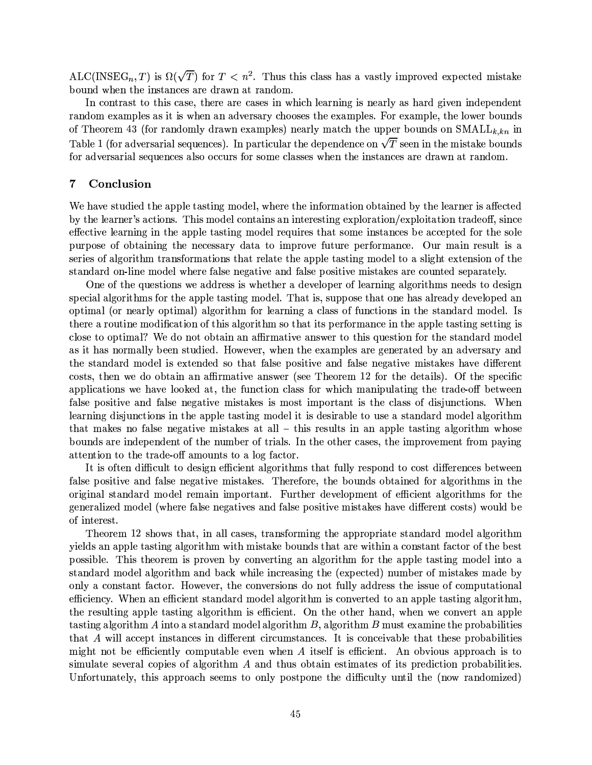ALC($\text{INSEG}_n, T$) is $\Omega(\sqrt{T})$ for $T < n^2$. Thus this class has a vastly improved expected mistake bound when the instances are drawn at random.

In contrast to this case, there are cases in which learning is nearly as hard given independent random examples as it is when an adversary chooses the examples. For example, the lower bounds of Theorem 43 (for randomly drawn examples) nearly match the upper bounds on $\text{SMALL}_{k,kn}$ in Table 1 (for adversarial sequences). In particular the dependence on $\sqrt{T}$ seen in the mistake bounds for adversarial sequences also occurs for some classes when the instances are drawn at random.

## 7 Conclusion

We have studied the apple tasting model, where the information obtained by the learner is affected by the learner's actions. This model contains an interesting exploration/exploitation tradeoff, since effective learning in the apple tasting model requires that some instances be accepted for the sole purpose of obtaining the necessary data to improve future performance. Our main result is a series of algorithm transformations that relate the apple tasting model to a slight extension of the standard on-line model where false negative and false positive mistakes are counted separately.

One of the questions we address is whether a developer of learning algorithms needs to design special algorithms for the apple tasting model. That is, suppose that one has already developed an optimal (or nearly optimal) algorithm for learning a class of functions in the standard model. Is there a routine modification of this algorithm so that its performance in the apple tasting setting is close to optimal? We do not obtain an affirmative answer to this question for the standard model as it has normally been studied. However, when the examples are generated by an adversary and the standard model is extended so that false positive and false negative mistakes have different costs, then we do obtain an affirmative answer (see Theorem 12 for the details). Of the specific applications we have looked at, the function class for which manipulating the trade-off between false positive and false negative mistakes is most important is the class of disjunctions. When learning disjunctions in the apple tasting model it is desirable to use a standard model algorithm that makes no false negative mistakes at all – this results in an apple tasting algorithm whose bounds are independent of the number of trials. In the other cases, the improvement from paying attention to the trade-off amounts to a log factor.

It is often difficult to design efficient algorithms that fully respond to cost differences between false positive and false negative mistakes. Therefore, the bounds obtained for algorithms in the original standard model remain important. Further development of efficient algorithms for the generalized model (where false negatives and false positive mistakes have different costs) would be of interest.

Theorem 12 shows that, in all cases, transforming the appropriate standard model algorithm yields an apple tasting algorithm with mistake bounds that are within a constant factor of the best possible. This theorem is proven by converting an algorithm for the apple tasting model into a standard model algorithm and back while increasing the (expected) number of mistakes made by only a constant factor. However, the conversions do not fully address the issue of computational efficiency. When an efficient standard model algorithm is converted to an apple tasting algorithm, the resulting apple tasting algorithm is efficient. On the other hand, when we convert an apple tasting algorithm $A$ into a standard model algorithm $B$, algorithm $B$ must examine the probabilities that $A$ will accept instances in different circumstances. It is conceivable that these probabilities might not be efficiently computable even when $A$ itself is efficient. An obvious approach is to simulate several copies of algorithm $A$ and thus obtain estimates of its prediction probabilities. Unfortunately, this approach seems to only postpone the difficulty until the (now randomized)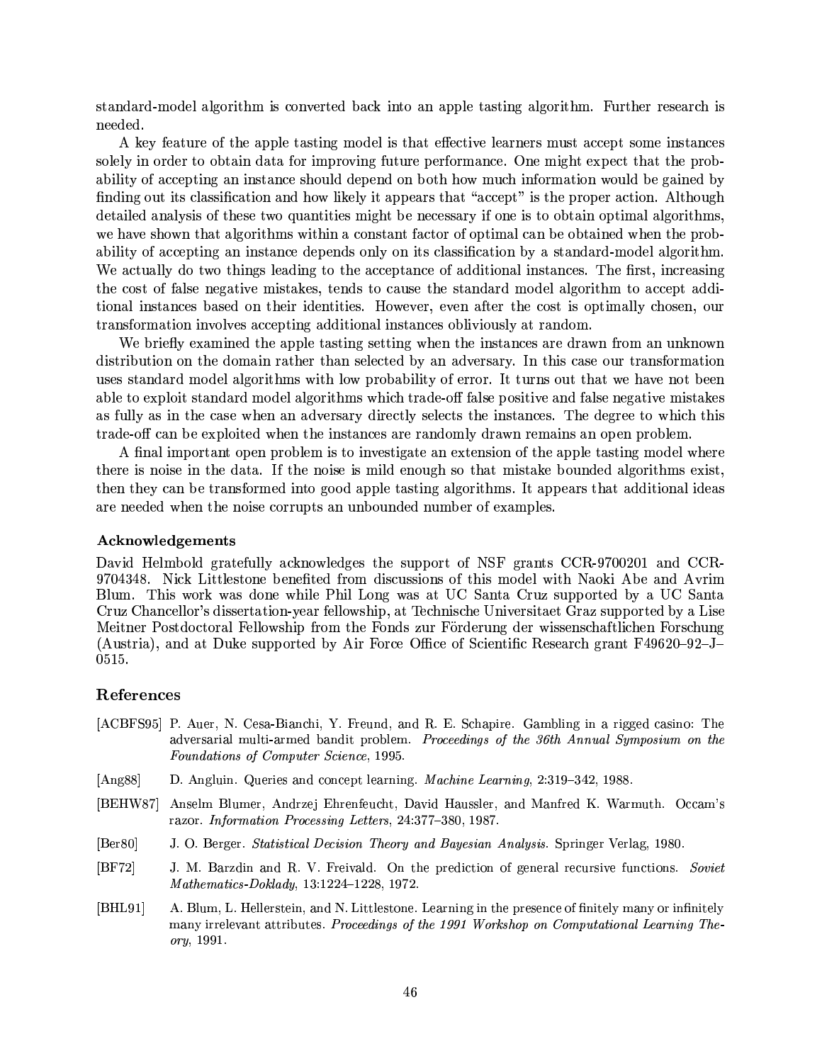standard-model algorithm is converted back into an apple tasting algorithm. Further research is needed.

A key feature of the apple tasting model is that effective learners must accept some instances solely in order to obtain data for improving future performance. One might expect that the probability of accepting an instance should depend on both how much information would be gained by finding out its classification and how likely it appears that "accept" is the proper action. Although detailed analysis of these two quantities might be necessary if one is to obtain optimal algorithms, we have shown that algorithms within a constant factor of optimal can be obtained when the probability of accepting an instance depends only on its classification by a standard-model algorithm. We actually do two things leading to the acceptance of additional instances. The first, increasing the cost of false negative mistakes, tends to cause the standard model algorithm to accept additional instances based on their identities. However, even after the cost is optimally chosen, our transformation involves accepting additional instances obliviously at random.

We briefly examined the apple tasting setting when the instances are drawn from an unknown distribution on the domain rather than selected by an adversary. In this case our transformation uses standard model algorithms with low probability of error. It turns out that we have not been able to exploit standard model algorithms which trade-off false positive and false negative mistakes as fully as in the case when an adversary directly selects the instances. The degree to which this trade-off can be exploited when the instances are randomly drawn remains an open problem.

A final important open problem is to investigate an extension of the apple tasting model where there is noise in the data. If the noise is mild enough so that mistake bounded algorithms exist, then they can be transformed into good apple tasting algorithms. It appears that additional ideas are needed when the noise corrupts an unbounded number of examples.

### Acknowledgements

David Helmbold gratefully acknowledges the support of NSF grants CCR-9700201 and CCR-9704348. Nick Littlestone benefited from discussions of this model with Naoki Abe and Avrim Blum. This work was done while Phil Long was at UC Santa Cruz supported by a UC Santa Cruz Chancellor's dissertation-year fellowship, at Technische Universitaet Graz supported by a Lise Meitner Postdoctoral Fellowship from the Fonds zur Förderung der wissenschaftlichen Forschung (Austria), and at Duke supported by Air Force Office of Scientific Research grant F49620–92–J–0515.

## References

[ACBFS95] P. Auer, N. Cesa-Bianchi, Y. Freund, and R. E. Schapire. Gambling in a rigged casino: The adversarial multi-armed bandit problem. *Proceedings of the 36th Annual Symposium on the Foundations of Computer Science*, 1995.

[Ang88] D. Angluin. Queries and concept learning. *Machine Learning*, 2:319–342, 1988.

[BEHW87] Anselm Blumer, Andrzej Ehrenfeucht, David Haussler, and Manfred K. Warmuth. Occam's razor. *Information Processing Letters*, 24:377–380, 1987.

[Ber80] J. O. Berger. *Statistical Decision Theory and Bayesian Analysis*. Springer Verlag, 1980.

[BF72] J. M. Barzdin and R. V. Freivald. On the prediction of general recursive functions. *Soviet Mathematics-Doklady*, 13:1224–1228, 1972.

[BHL91] A. Blum, L. Hellerstein, and N. Littlestone. Learning in the presence of finitely many or infinitely many irrelevant attributes. *Proceedings of the 1991 Workshop on Computational Learning Theory*, 1991.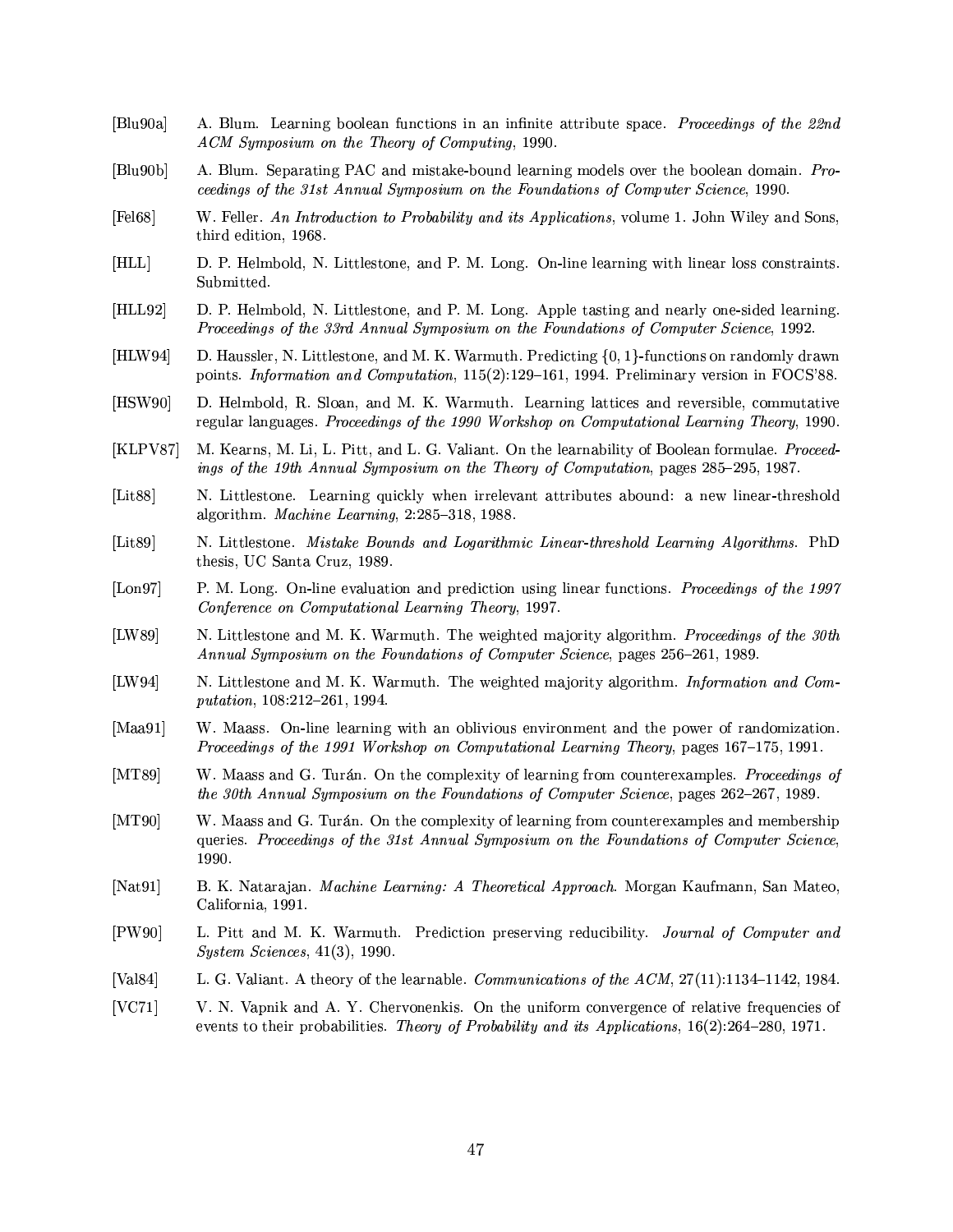[Blu90a] A. Blum. Learning boolean functions in an infinite attribute space. *Proceedings of the 22nd ACM Symposium on the Theory of Computing*, 1990.

[Blu90b] A. Blum. Separating PAC and mistake-bound learning models over the boolean domain. *Proceedings of the 31st Annual Symposium on the Foundations of Computer Science*, 1990.

[Fel68] W. Feller. *An Introduction to Probability and its Applications*, volume 1. John Wiley and Sons, third edition, 1968.

[HLL] D. P. Helmbold, N. Littlestone, and P. M. Long. On-line learning with linear loss constraints. Submitted.

[HLL92] D. P. Helmbold, N. Littlestone, and P. M. Long. Apple tasting and nearly one-sided learning. *Proceedings of the 33rd Annual Symposium on the Foundations of Computer Science*, 1992.

[HLW94] D. Haussler, N. Littlestone, and M. K. Warmuth. Predicting $\{0,1\}$-functions on randomly drawn points. *Information and Computation*, 115(2):129–161, 1994. Preliminary version in FOCS'88.

[HSW90] D. Helmbold, R. Sloan, and M. K. Warmuth. Learning lattices and reversible, commutative regular languages. *Proceedings of the 1990 Workshop on Computational Learning Theory*, 1990.

[KLPV87] M. Kearns, M. Li, L. Pitt, and L. G. Valiant. On the learnability of Boolean formulae. *Proceedings of the 19th Annual Symposium on the Theory of Computation*, pages 285–295, 1987.

[Lit88] N. Littlestone. Learning quickly when irrelevant attributes abound: a new linear-threshold algorithm. *Machine Learning*, 2:285–318, 1988.

[Lit89] N. Littlestone. *Mistake Bounds and Logarithmic Linear-threshold Learning Algorithms*. PhD thesis, UC Santa Cruz, 1989.

[Lon97] P. M. Long. On-line evaluation and prediction using linear functions. *Proceedings of the 1997 Conference on Computational Learning Theory*, 1997.

[LW89] N. Littlestone and M. K. Warmuth. The weighted majority algorithm. *Proceedings of the 30th Annual Symposium on the Foundations of Computer Science*, pages 256–261, 1989.

[LW94] N. Littlestone and M. K. Warmuth. The weighted majority algorithm. *Information and Computation*, 108:212–261, 1994.

[Maa91] W. Maass. On-line learning with an oblivious environment and the power of randomization. *Proceedings of the 1991 Workshop on Computational Learning Theory*, pages 167–175, 1991.

[MT89] W. Maass and G. Turán. On the complexity of learning from counterexamples. *Proceedings of the 30th Annual Symposium on the Foundations of Computer Science*, pages 262–267, 1989.

[MT90] W. Maass and G. Turán. On the complexity of learning from counterexamples and membership queries. *Proceedings of the 31st Annual Symposium on the Foundations of Computer Science*, 1990.

[Nat91] B. K. Natarajan. *Machine Learning: A Theoretical Approach*. Morgan Kaufmann, San Mateo, California, 1991.

[PW90] L. Pitt and M. K. Warmuth. Prediction preserving reducibility. *Journal of Computer and System Sciences*, 41(3), 1990.

[Val84] L. G. Valiant. A theory of the learnable. *Communications of the ACM*, 27(11):1134–1142, 1984.

[VC71] V. N. Vapnik and A. Y. Chervonenkis. On the uniform convergence of relative frequencies of events to their probabilities. *Theory of Probability and its Applications*, 16(2):264–280, 1971.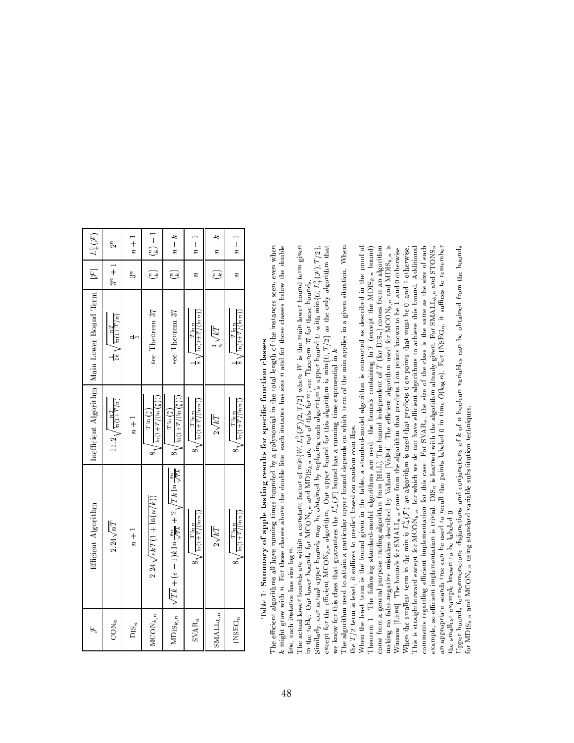| $\mathcal{F}$ | Efficient Algorithm | Inefficient Algorithm | Main Lower Bound Term | $\lvert\mathcal{F}\rvert$ | $L^0_+(\mathcal{F})$ |
|---|---|---|---|---|---|
| $\mathrm{CON}_n$ | $2.24\sqrt{nT}$ | $11.2\sqrt{\frac{nT}{\ln(1+T/n)}}$ | $\frac{1}{16}\sqrt{\frac{nT}{\ln(1+T/n)}}$ | $3^n+1$ | $2^n$ |
| $\mathrm{DIS}_n$ | $n+1$ | $n+1$ | $\frac{n}{2}$ | $3^n$ | $n+1$ |
| $\mathrm{MCON}_{k,n}$ | $2.24\sqrt{ekT(1+\ln(n/k))}$ | $8\sqrt{\frac{T\ln\binom{n}{k}}{\ln(1+T/(\ln\binom{n}{k}))}}$ | see Theorem 37 | $\binom{n}{k}$ | $\binom{n}{k}-1$ |
| $\mathrm{MDIS}_{k,n}$ | $\sqrt{Tk}+(e-1)k\ln\frac{en}{\sqrt{Tk}}+2\sqrt{Tk\ln\frac{en}{\sqrt{Tk}}}$ | $8\sqrt{\frac{T\ln\binom{n}{k}}{\ln(1+T/(\ln\binom{n}{k}))}}$ | see Theorem 37 | $\binom{n}{k}$ | $n-k$ |
| $\mathrm{SVAR}_n$ | $8\sqrt{\frac{T\ln n}{\ln(1+T/(\ln n))}}$ | $8\sqrt{\frac{T\ln n}{\ln(1+T/(\ln n))}}$ | $\frac{1}{8}\sqrt{\frac{T\ln n}{\ln(1+T/(\ln n))}}$ | $n$ | $n-1$ |
| $\mathrm{SMALL}_{k,n}$ | $2\sqrt{kT}$ | $2\sqrt{kT}$ | $\frac{1}{4}\sqrt{kT}$ | $\binom{n}{k}$ | $n-k$ |
| $\mathrm{INSEG}_n$ | $8\sqrt{\frac{T\ln n}{\ln(1+T/(\ln n))}}$ | $8\sqrt{\frac{T\ln n}{\ln(1+T/(\ln n))}}$ | $\frac{1}{8}\sqrt{\frac{T\ln n}{\ln(1+T/(\ln n))}}$ | $n$ | $n-1$ |

Table 1: **Summary of apple tasting results for specific function classes**

The efficient algorithms all have running times bounded by a polynomial in the total length of the instances seen, even when $k$ might grow with $n$. For those classes above the double line, each instance has size $n$ and for those classes below the double line, each instance has size $\log n$.

The actual lower bounds are within a constant factor of $\min\{W, L^0_+(\mathcal{F})/2, T/2\}$ where $W$ is the main lower bound term given in the table. Our lower bounds for $\mathrm{MCON}_{k,n}$ and $\mathrm{MDIS}_{k,n}$ are not of this form; see Theorem 37 for these bounds.

Similarly, our actual upper bounds may be obtained by replacing each algorithm's upper bound $U$ with $\min\{U, L^0_+(\mathcal{F}), T/2\}$, except for the efficient $\mathrm{MCON}_{k,n}$ algorithm. Our upper bound for this algorithm is $\min\{U, T/2\}$ as the only algorithm that we know for this class that guarantees the $L^0_+(\mathcal{F})$ bound has a running time exponential in $k$.

The algorithm used to attain a particular upper bound depends on which term of the min applies in a given situation. When the $T/2$ term is least, it suffices to predict based on random coin flips.

When the least term is the bound given in the table, a standard-model algorithm is converted as described in the proof of Theorem 1. The following standard-model algorithms are used: the bounds containing $\ln T$ (except the $\mathrm{MDIS}_{k,n}$ bound) come from a general purpose trading algorithm from [HLL]. The bound independent of $T$ (for $\mathrm{DIS}_n$) comes from an algorithm making no false-negative mistakes described by Valiant [Val84]. The efficient algorithm used for $\mathrm{MCON}_{k,n}$ and $\mathrm{MDIS}_{k,n}$ is Winnow [Lit88]. The bounds for $\mathrm{SMALL}_{k,n}$ come from the algorithm that predicts 1 on points known to be 1, and 0 otherwise.

When the smallest term in the min is $L^0_+(\mathcal{F})$, an algorithm is used that predicts 0 on points that must be 0, and 1 otherwise. This is straightforward except for $\mathrm{MCON}_{k,n}$, for which we do not have efficient algorithms to achieve this bound. Additional comments regarding efficient implementation for this case: For $\mathrm{SVAR}_n$, the size of the class is the same as the size of each example, so efficient implementation is trivial. $\mathrm{DIS}_n$ is learned with the algorithm already given. For $\mathrm{SMALL}_{k,n}$ and $\mathrm{STONS}_n$ an appropriate search tree can be used to recall the points labeled 0 in time $O(\log n)$. For $\mathrm{INSEG}_n$, it suffices to remember the smallest example known to be labeled 0.

Upper bounds for nonmonotone disjunctions and conjunctions of $k$ of $n$ boolean variables can be obtained from the bounds for $\mathrm{MDIS}_{k,n}$ and $\mathrm{MCON}_{k,n}$ using standard variable substitution techniques.